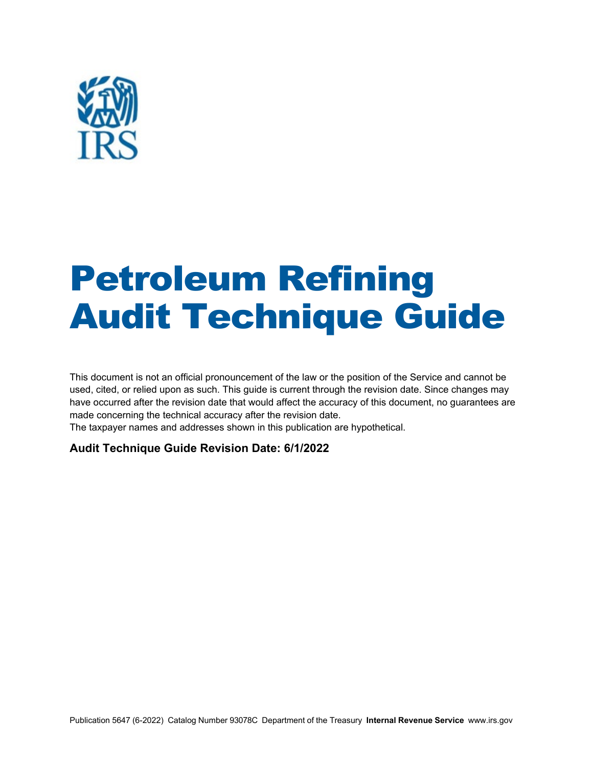# Petroleum Refining Audit Technique Guide

This document is not an official pronouncement of the law or the position of the Service and cannot be used, cited, or relied upon as such. This guide is current through the revision date. Since changes may have occurred after the revision date that would affect the accuracy of this document, no guarantees are made concerning the technical accuracy after the revision date.
The taxpayer names and addresses shown in this publication are hypothetical.

**Audit Technique Guide Revision Date: 6/1/2022**

Publication 5647 (6-2022) Catalog Number 93078C Department of the Treasury **Internal Revenue Service** www.irs.gov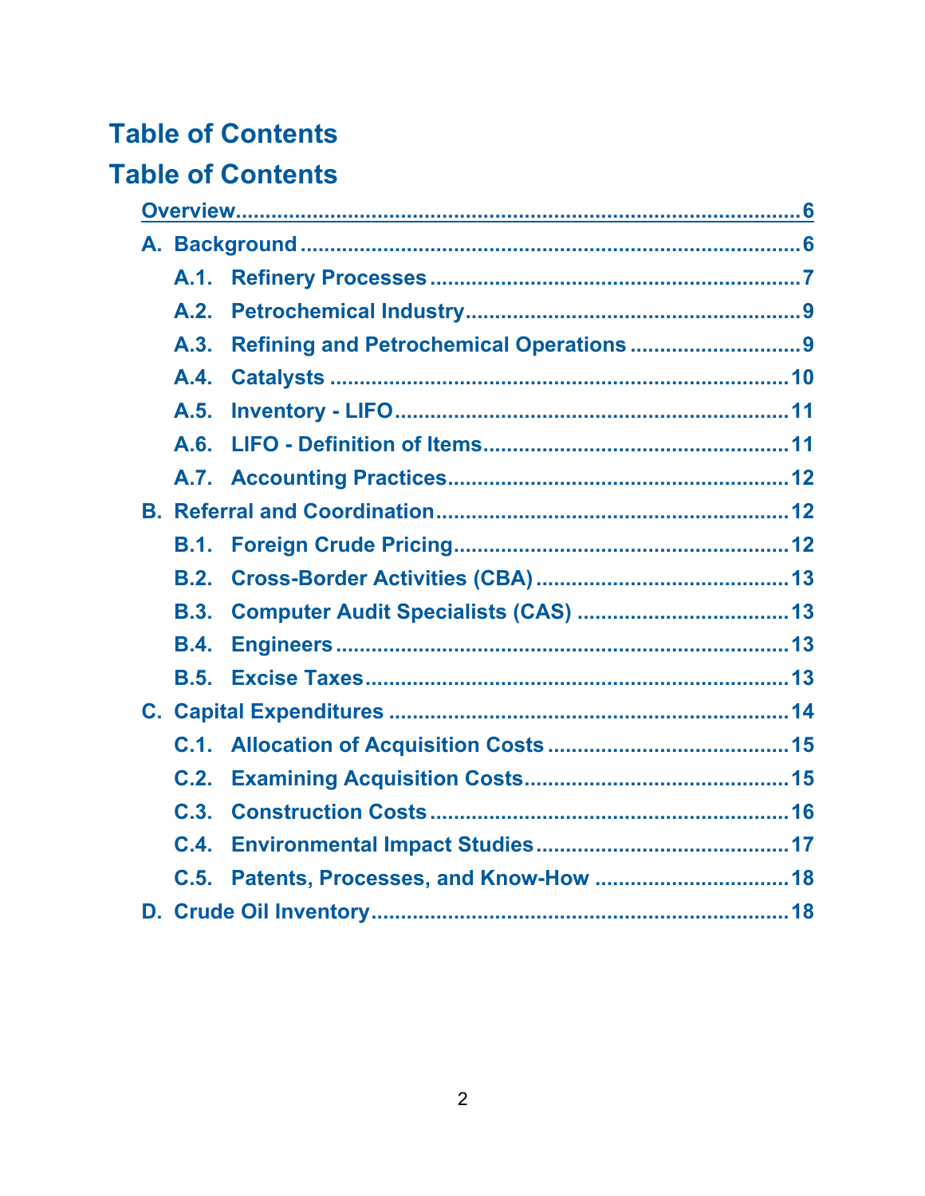# Table of Contents

# Table of Contents

- Overview ........................................................................................ 6
- A. Background .................................................................................. 6
  - A.1. Refinery Processes ..................................................................... 7
  - A.2. Petrochemical Industry ................................................................ 9
  - A.3. Refining and Petrochemical Operations ............................................ 9
  - A.4. Catalysts ................................................................................. 10
  - A.5. Inventory - LIFO ........................................................................ 11
  - A.6. LIFO - Definition of Items ............................................................ 11
  - A.7. Accounting Practices .................................................................. 12
- B. Referral and Coordination ................................................................. 12
  - B.1. Foreign Crude Pricing .................................................................. 12
  - B.2. Cross-Border Activities (CBA) ....................................................... 13
  - B.3. Computer Audit Specialists (CAS) .................................................. 13
  - B.4. Engineers ................................................................................. 13
  - B.5. Excise Taxes ............................................................................. 13
- C. Capital Expenditures ...................................................................... 14
  - C.1. Allocation of Acquisition Costs ...................................................... 15
  - C.2. Examining Acquisition Costs ......................................................... 15
  - C.3. Construction Costs ..................................................................... 16
  - C.4. Environmental Impact Studies ....................................................... 17
  - C.5. Patents, Processes, and Know-How ................................................ 18
- D. Crude Oil Inventory ....................................................................... 18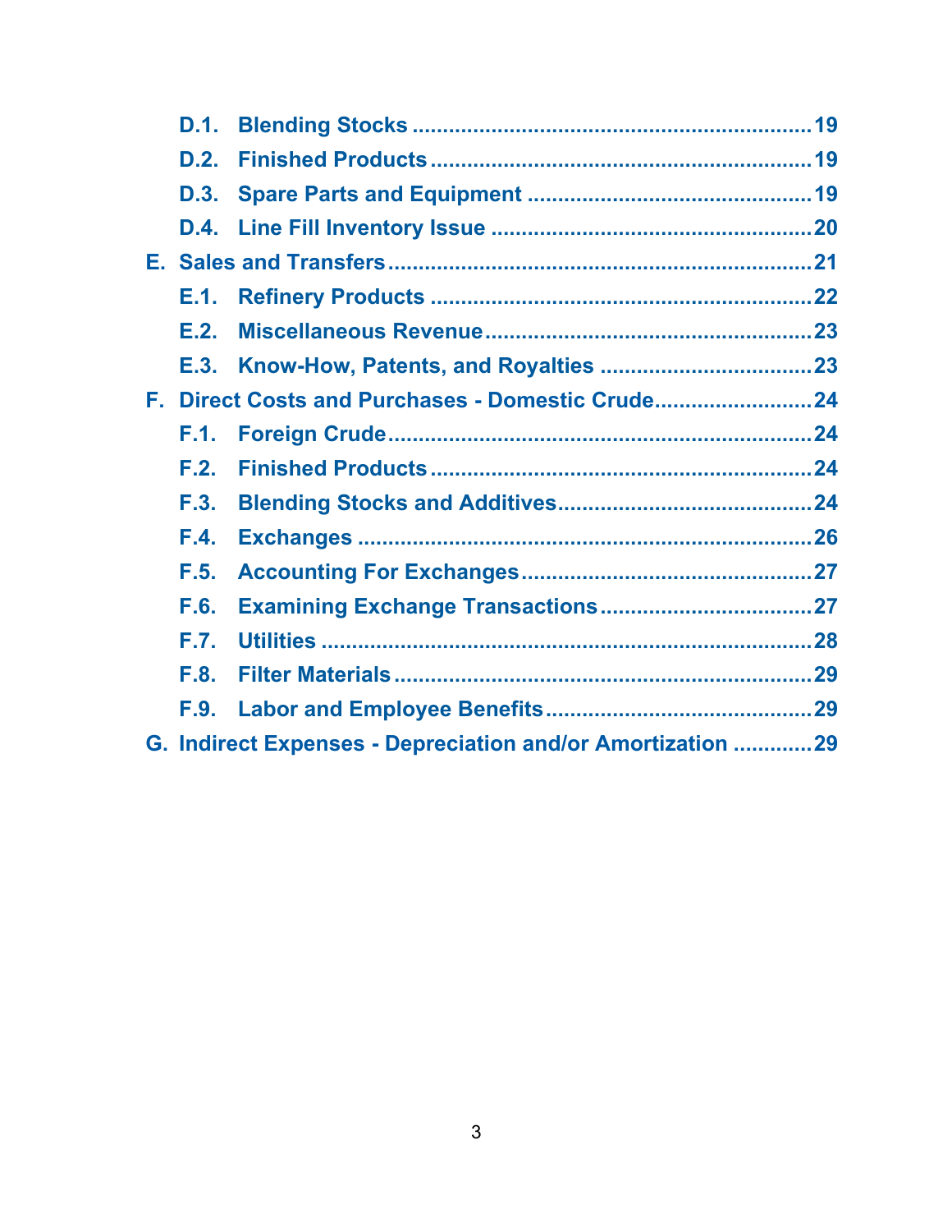- D.1. Blending Stocks ........................................................ 19
- D.2. Finished Products ........................................................ 19
- D.3. Spare Parts and Equipment ........................................................ 19
- D.4. Line Fill Inventory Issue ........................................................ 20

E. Sales and Transfers ........................................................ 21

- E.1. Refinery Products ........................................................ 22
- E.2. Miscellaneous Revenue ........................................................ 23
- E.3. Know-How, Patents, and Royalties ........................................................ 23

F. Direct Costs and Purchases - Domestic Crude ........................................................ 24

- F.1. Foreign Crude ........................................................ 24
- F.2. Finished Products ........................................................ 24
- F.3. Blending Stocks and Additives ........................................................ 24
- F.4. Exchanges ........................................................ 26
- F.5. Accounting For Exchanges ........................................................ 27
- F.6. Examining Exchange Transactions ........................................................ 27
- F.7. Utilities ........................................................ 28
- F.8. Filter Materials ........................................................ 29
- F.9. Labor and Employee Benefits ........................................................ 29

G. Indirect Expenses - Depreciation and/or Amortization ........................................................ 29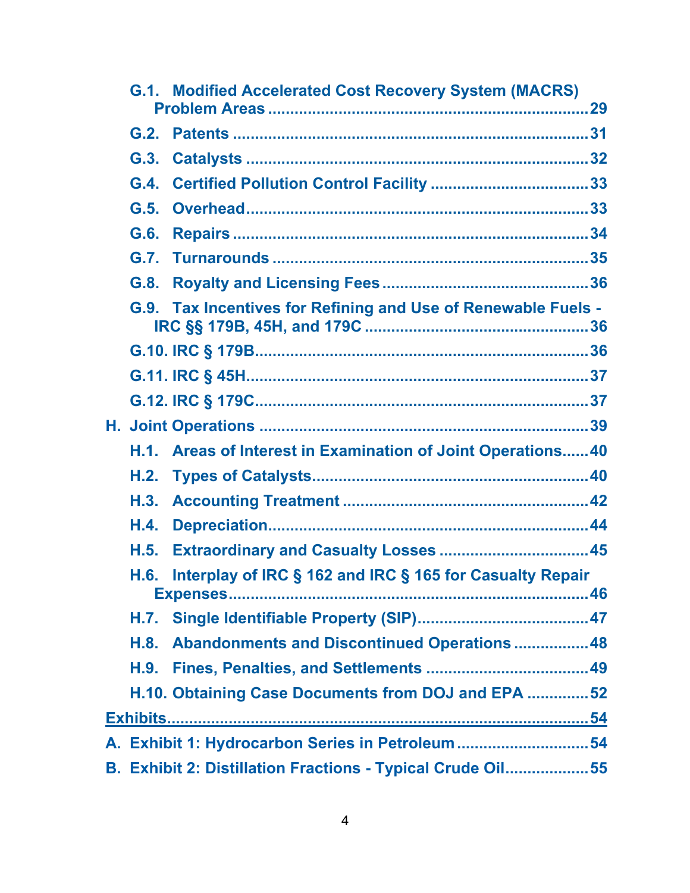G.1. Modified Accelerated Cost Recovery System (MACRS) Problem Areas ........................................................................ 29

G.2. Patents ................................................................................ 31

G.3. Catalysts ............................................................................ 32

G.4. Certified Pollution Control Facility .................................... 33

G.5. Overhead............................................................................ 33

G.6. Repairs ............................................................................... 34

G.7. Turnarounds ...................................................................... 35

G.8. Royalty and Licensing Fees .............................................. 36

G.9. Tax Incentives for Refining and Use of Renewable Fuels - IRC §§ 179B, 45H, and 179C .................................................. 36

G.10. IRC § 179B.......................................................................... 36

G.11. IRC § 45H............................................................................ 37

G.12. IRC § 179C.......................................................................... 37

H. Joint Operations ......................................................................... 39

H.1. Areas of Interest in Examination of Joint Operations...... 40

H.2. Types of Catalysts.............................................................. 40

H.3. Accounting Treatment ....................................................... 42

H.4. Depreciation........................................................................ 44

H.5. Extraordinary and Casualty Losses .................................. 45

H.6. Interplay of IRC § 162 and IRC § 165 for Casualty Repair Expenses.................................................................................. 46

H.7. Single Identifiable Property (SIP)...................................... 47

H.8. Abandonments and Discontinued Operations ................. 48

H.9. Fines, Penalties, and Settlements ..................................... 49

H.10. Obtaining Case Documents from DOJ and EPA .............. 52

Exhibits.............................................................................................. 54

A. Exhibit 1: Hydrocarbon Series in Petroleum ............................. 54

B. Exhibit 2: Distillation Fractions - Typical Crude Oil.................. 55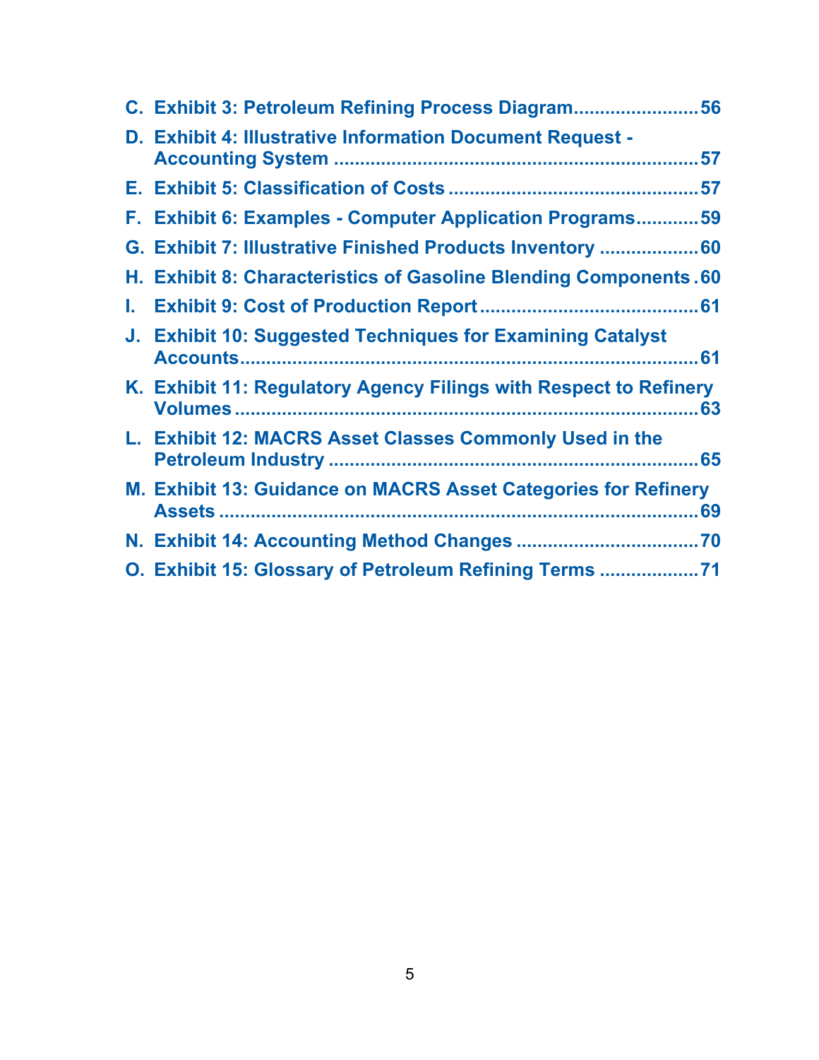C. **Exhibit 3: Petroleum Refining Process Diagram....................... 56**

D. **Exhibit 4: Illustrative Information Document Request - Accounting System ..................................................................... 57**

E. **Exhibit 5: Classification of Costs ................................................ 57**

F. **Exhibit 6: Examples - Computer Application Programs............ 59**

G. **Exhibit 7: Illustrative Finished Products Inventory ................... 60**

H. **Exhibit 8: Characteristics of Gasoline Blending Components . 60**

I. **Exhibit 9: Cost of Production Report ......................................... 61**

J. **Exhibit 10: Suggested Techniques for Examining Catalyst Accounts........................................................................................ 61**

K. **Exhibit 11: Regulatory Agency Filings with Respect to Refinery Volumes ......................................................................................... 63**

L. **Exhibit 12: MACRS Asset Classes Commonly Used in the Petroleum Industry ....................................................................... 65**

M. **Exhibit 13: Guidance on MACRS Asset Categories for Refinery Assets ............................................................................................ 69**

N. **Exhibit 14: Accounting Method Changes ................................... 70**

O. **Exhibit 15: Glossary of Petroleum Refining Terms ................... 71**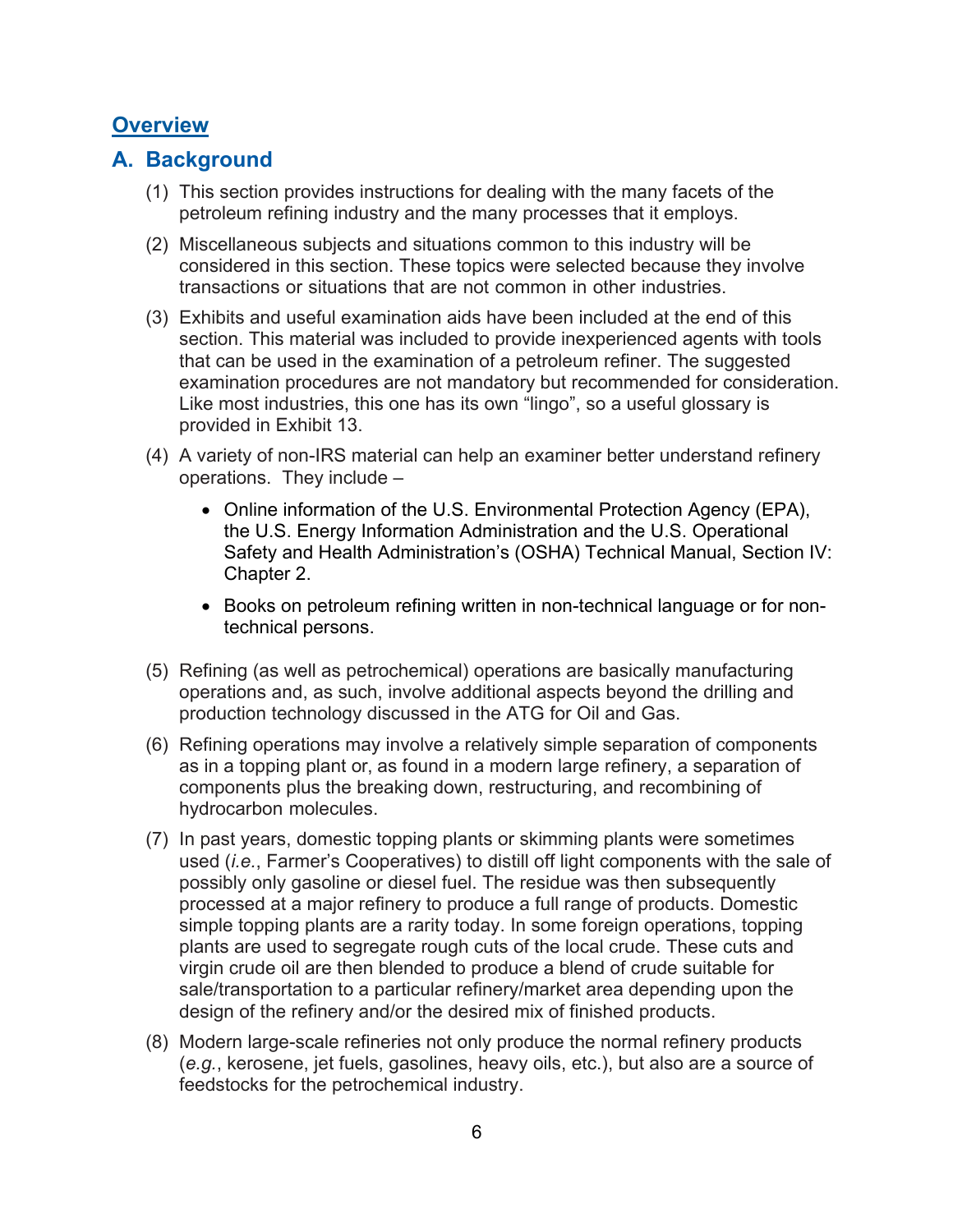## Overview

### A. Background

(1) This section provides instructions for dealing with the many facets of the petroleum refining industry and the many processes that it employs.

(2) Miscellaneous subjects and situations common to this industry will be considered in this section. These topics were selected because they involve transactions or situations that are not common in other industries.

(3) Exhibits and useful examination aids have been included at the end of this section. This material was included to provide inexperienced agents with tools that can be used in the examination of a petroleum refiner. The suggested examination procedures are not mandatory but recommended for consideration. Like most industries, this one has its own “lingo”, so a useful glossary is provided in Exhibit 13.

(4) A variety of non-IRS material can help an examiner better understand refinery operations. They include –

- Online information of the U.S. Environmental Protection Agency (EPA), the U.S. Energy Information Administration and the U.S. Operational Safety and Health Administration’s (OSHA) Technical Manual, Section IV: Chapter 2.
- Books on petroleum refining written in non-technical language or for non-technical persons.

(5) Refining (as well as petrochemical) operations are basically manufacturing operations and, as such, involve additional aspects beyond the drilling and production technology discussed in the ATG for Oil and Gas.

(6) Refining operations may involve a relatively simple separation of components as in a topping plant or, as found in a modern large refinery, a separation of components plus the breaking down, restructuring, and recombining of hydrocarbon molecules.

(7) In past years, domestic topping plants or skimming plants were sometimes used (*i.e.*, Farmer’s Cooperatives) to distill off light components with the sale of possibly only gasoline or diesel fuel. The residue was then subsequently processed at a major refinery to produce a full range of products. Domestic simple topping plants are a rarity today. In some foreign operations, topping plants are used to segregate rough cuts of the local crude. These cuts and virgin crude oil are then blended to produce a blend of crude suitable for sale/transportation to a particular refinery/market area depending upon the design of the refinery and/or the desired mix of finished products.

(8) Modern large-scale refineries not only produce the normal refinery products (*e.g.*, kerosene, jet fuels, gasolines, heavy oils, etc.), but also are a source of feedstocks for the petrochemical industry.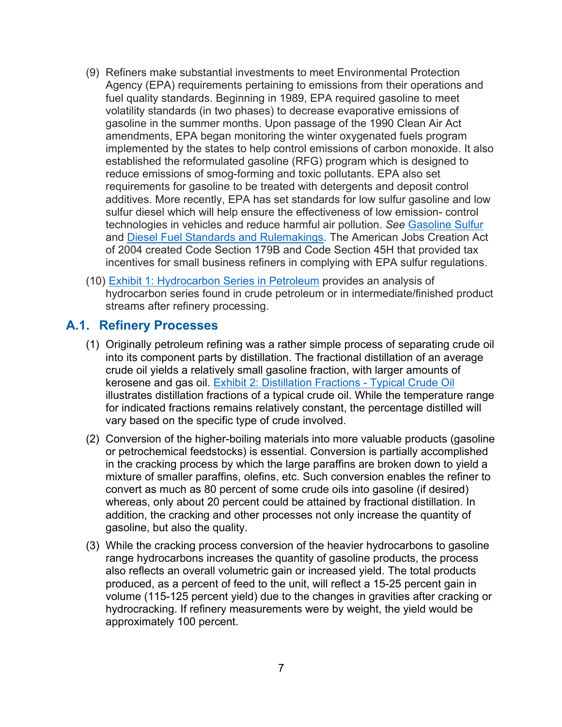(9) Refiners make substantial investments to meet Environmental Protection Agency (EPA) requirements pertaining to emissions from their operations and fuel quality standards. Beginning in 1989, EPA required gasoline to meet volatility standards (in two phases) to decrease evaporative emissions of gasoline in the summer months. Upon passage of the 1990 Clean Air Act amendments, EPA began monitoring the winter oxygenated fuels program implemented by the states to help control emissions of carbon monoxide. It also established the reformulated gasoline (RFG) program which is designed to reduce emissions of smog-forming and toxic pollutants. EPA also set requirements for gasoline to be treated with detergents and deposit control additives. More recently, EPA has set standards for low sulfur gasoline and low sulfur diesel which will help ensure the effectiveness of low emission- control technologies in vehicles and reduce harmful air pollution. *See* Gasoline Sulfur and Diesel Fuel Standards and Rulemakings. The American Jobs Creation Act of 2004 created Code Section 179B and Code Section 45H that provided tax incentives for small business refiners in complying with EPA sulfur regulations.

(10) Exhibit 1: Hydrocarbon Series in Petroleum provides an analysis of hydrocarbon series found in crude petroleum or in intermediate/finished product streams after refinery processing.

## A.1. Refinery Processes

(1) Originally petroleum refining was a rather simple process of separating crude oil into its component parts by distillation. The fractional distillation of an average crude oil yields a relatively small gasoline fraction, with larger amounts of kerosene and gas oil. Exhibit 2: Distillation Fractions - Typical Crude Oil illustrates distillation fractions of a typical crude oil. While the temperature range for indicated fractions remains relatively constant, the percentage distilled will vary based on the specific type of crude involved.

(2) Conversion of the higher-boiling materials into more valuable products (gasoline or petrochemical feedstocks) is essential. Conversion is partially accomplished in the cracking process by which the large paraffins are broken down to yield a mixture of smaller paraffins, olefins, etc. Such conversion enables the refiner to convert as much as 80 percent of some crude oils into gasoline (if desired) whereas, only about 20 percent could be attained by fractional distillation. In addition, the cracking and other processes not only increase the quantity of gasoline, but also the quality.

(3) While the cracking process conversion of the heavier hydrocarbons to gasoline range hydrocarbons increases the quantity of gasoline products, the process also reflects an overall volumetric gain or increased yield. The total products produced, as a percent of feed to the unit, will reflect a 15-25 percent gain in volume (115-125 percent yield) due to the changes in gravities after cracking or hydrocracking. If refinery measurements were by weight, the yield would be approximately 100 percent.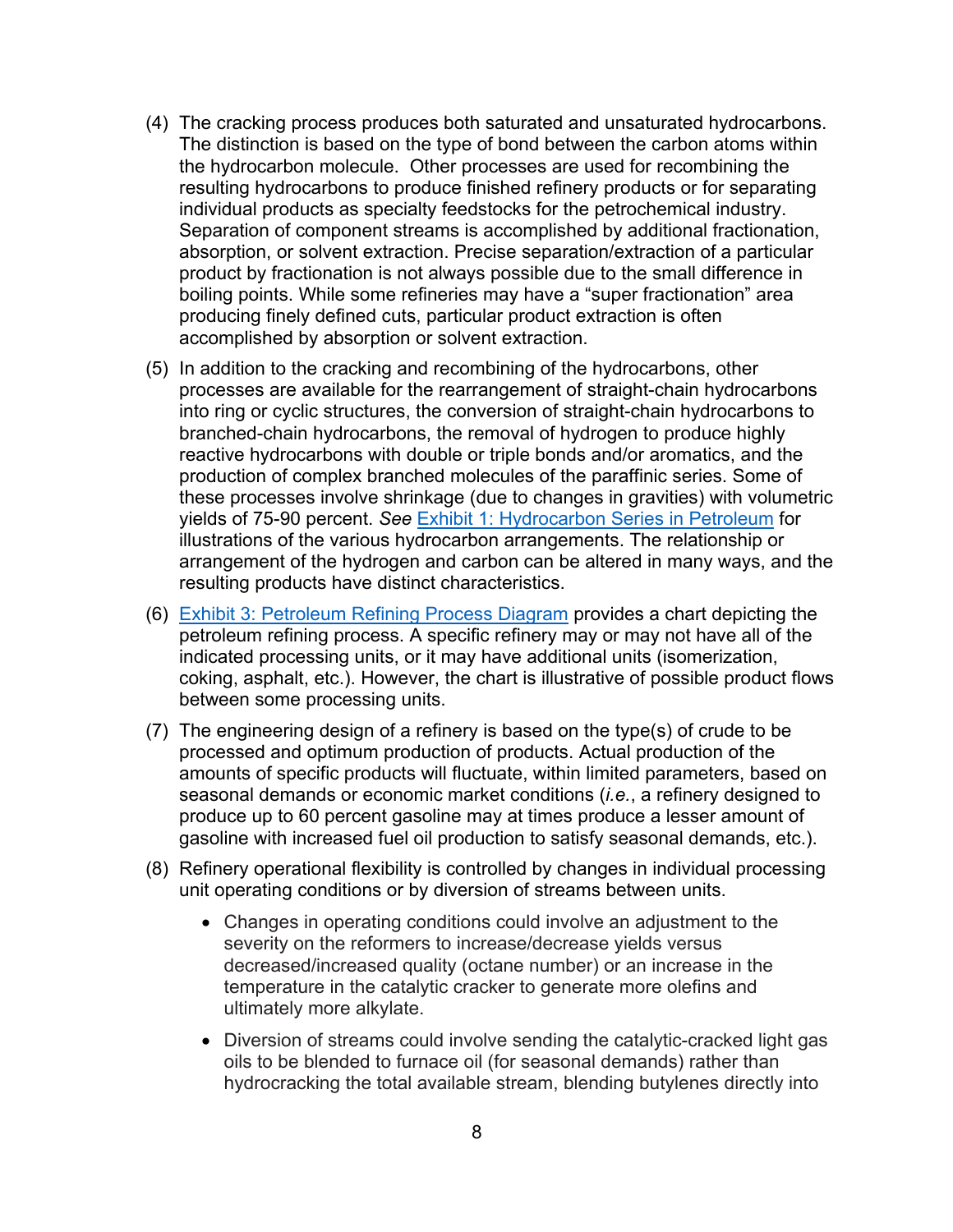(4) The cracking process produces both saturated and unsaturated hydrocarbons. The distinction is based on the type of bond between the carbon atoms within the hydrocarbon molecule. Other processes are used for recombining the resulting hydrocarbons to produce finished refinery products or for separating individual products as specialty feedstocks for the petrochemical industry. Separation of component streams is accomplished by additional fractionation, absorption, or solvent extraction. Precise separation/extraction of a particular product by fractionation is not always possible due to the small difference in boiling points. While some refineries may have a "super fractionation" area producing finely defined cuts, particular product extraction is often accomplished by absorption or solvent extraction.

(5) In addition to the cracking and recombining of the hydrocarbons, other processes are available for the rearrangement of straight-chain hydrocarbons into ring or cyclic structures, the conversion of straight-chain hydrocarbons to branched-chain hydrocarbons, the removal of hydrogen to produce highly reactive hydrocarbons with double or triple bonds and/or aromatics, and the production of complex branched molecules of the paraffinic series. Some of these processes involve shrinkage (due to changes in gravities) with volumetric yields of 75-90 percent. *See* Exhibit 1: Hydrocarbon Series in Petroleum for illustrations of the various hydrocarbon arrangements. The relationship or arrangement of the hydrogen and carbon can be altered in many ways, and the resulting products have distinct characteristics.

(6) Exhibit 3: Petroleum Refining Process Diagram provides a chart depicting the petroleum refining process. A specific refinery may or may not have all of the indicated processing units, or it may have additional units (isomerization, coking, asphalt, etc.). However, the chart is illustrative of possible product flows between some processing units.

(7) The engineering design of a refinery is based on the type(s) of crude to be processed and optimum production of products. Actual production of the amounts of specific products will fluctuate, within limited parameters, based on seasonal demands or economic market conditions (*i.e.*, a refinery designed to produce up to 60 percent gasoline may at times produce a lesser amount of gasoline with increased fuel oil production to satisfy seasonal demands, etc.).

(8) Refinery operational flexibility is controlled by changes in individual processing unit operating conditions or by diversion of streams between units.

- Changes in operating conditions could involve an adjustment to the severity on the reformers to increase/decrease yields versus decreased/increased quality (octane number) or an increase in the temperature in the catalytic cracker to generate more olefins and ultimately more alkylate.

- Diversion of streams could involve sending the catalytic-cracked light gas oils to be blended to furnace oil (for seasonal demands) rather than hydrocracking the total available stream, blending butylenes directly into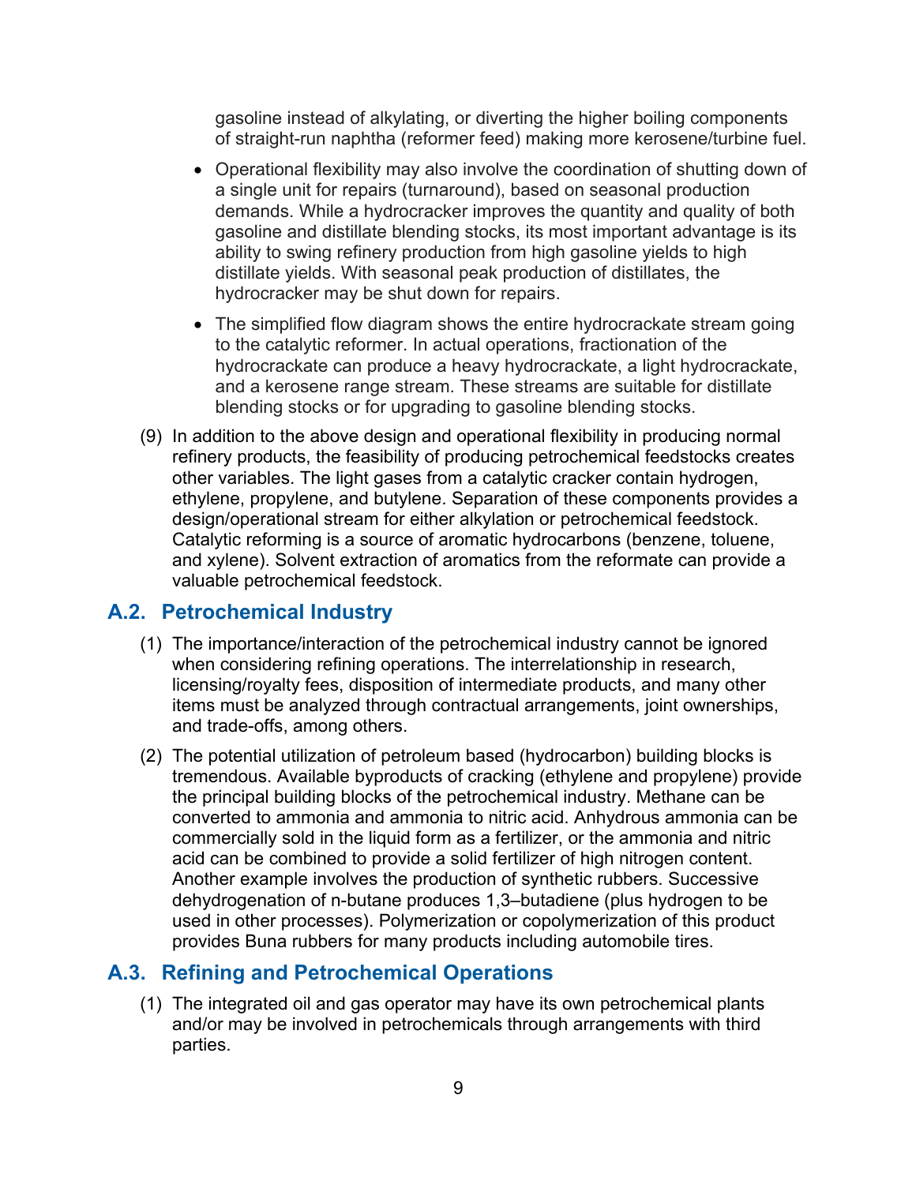gasoline instead of alkylating, or diverting the higher boiling components of straight-run naphtha (reformer feed) making more kerosene/turbine fuel.

- Operational flexibility may also involve the coordination of shutting down of a single unit for repairs (turnaround), based on seasonal production demands. While a hydrocracker improves the quantity and quality of both gasoline and distillate blending stocks, its most important advantage is its ability to swing refinery production from high gasoline yields to high distillate yields. With seasonal peak production of distillates, the hydrocracker may be shut down for repairs.
- The simplified flow diagram shows the entire hydrocrackate stream going to the catalytic reformer. In actual operations, fractionation of the hydrocrackate can produce a heavy hydrocrackate, a light hydrocrackate, and a kerosene range stream. These streams are suitable for distillate blending stocks or for upgrading to gasoline blending stocks.

(9) In addition to the above design and operational flexibility in producing normal refinery products, the feasibility of producing petrochemical feedstocks creates other variables. The light gases from a catalytic cracker contain hydrogen, ethylene, propylene, and butylene. Separation of these components provides a design/operational stream for either alkylation or petrochemical feedstock. Catalytic reforming is a source of aromatic hydrocarbons (benzene, toluene, and xylene). Solvent extraction of aromatics from the reformate can provide a valuable petrochemical feedstock.

## A.2. Petrochemical Industry

(1) The importance/interaction of the petrochemical industry cannot be ignored when considering refining operations. The interrelationship in research, licensing/royalty fees, disposition of intermediate products, and many other items must be analyzed through contractual arrangements, joint ownerships, and trade-offs, among others.

(2) The potential utilization of petroleum based (hydrocarbon) building blocks is tremendous. Available byproducts of cracking (ethylene and propylene) provide the principal building blocks of the petrochemical industry. Methane can be converted to ammonia and ammonia to nitric acid. Anhydrous ammonia can be commercially sold in the liquid form as a fertilizer, or the ammonia and nitric acid can be combined to provide a solid fertilizer of high nitrogen content. Another example involves the production of synthetic rubbers. Successive dehydrogenation of n-butane produces 1,3–butadiene (plus hydrogen to be used in other processes). Polymerization or copolymerization of this product provides Buna rubbers for many products including automobile tires.

## A.3. Refining and Petrochemical Operations

(1) The integrated oil and gas operator may have its own petrochemical plants and/or may be involved in petrochemicals through arrangements with third parties.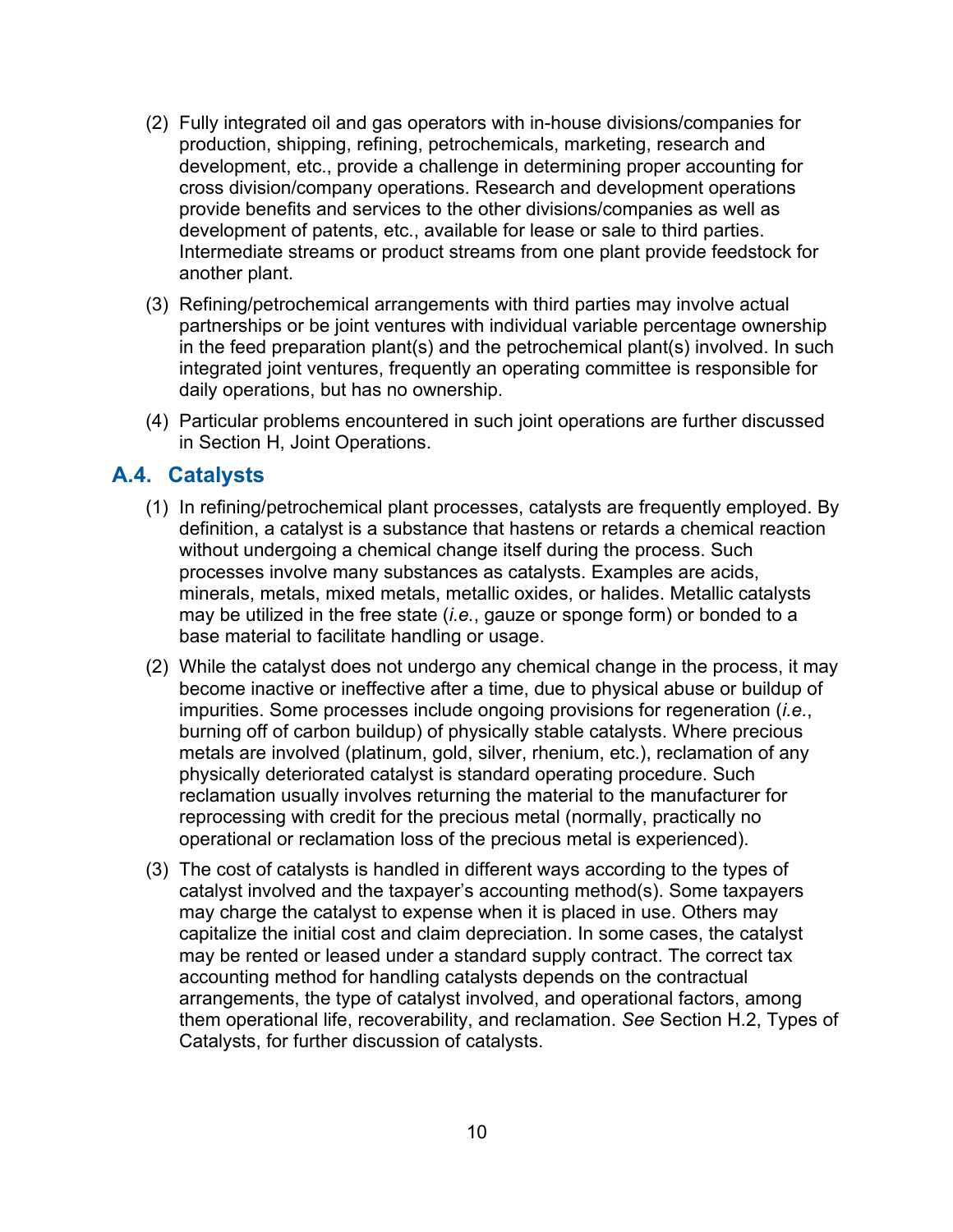(2) Fully integrated oil and gas operators with in-house divisions/companies for production, shipping, refining, petrochemicals, marketing, research and development, etc., provide a challenge in determining proper accounting for cross division/company operations. Research and development operations provide benefits and services to the other divisions/companies as well as development of patents, etc., available for lease or sale to third parties. Intermediate streams or product streams from one plant provide feedstock for another plant.

(3) Refining/petrochemical arrangements with third parties may involve actual partnerships or be joint ventures with individual variable percentage ownership in the feed preparation plant(s) and the petrochemical plant(s) involved. In such integrated joint ventures, frequently an operating committee is responsible for daily operations, but has no ownership.

(4) Particular problems encountered in such joint operations are further discussed in Section H, Joint Operations.

## A.4. Catalysts

(1) In refining/petrochemical plant processes, catalysts are frequently employed. By definition, a catalyst is a substance that hastens or retards a chemical reaction without undergoing a chemical change itself during the process. Such processes involve many substances as catalysts. Examples are acids, minerals, metals, mixed metals, metallic oxides, or halides. Metallic catalysts may be utilized in the free state (*i.e.*, gauze or sponge form) or bonded to a base material to facilitate handling or usage.

(2) While the catalyst does not undergo any chemical change in the process, it may become inactive or ineffective after a time, due to physical abuse or buildup of impurities. Some processes include ongoing provisions for regeneration (*i.e.*, burning off of carbon buildup) of physically stable catalysts. Where precious metals are involved (platinum, gold, silver, rhenium, etc.), reclamation of any physically deteriorated catalyst is standard operating procedure. Such reclamation usually involves returning the material to the manufacturer for reprocessing with credit for the precious metal (normally, practically no operational or reclamation loss of the precious metal is experienced).

(3) The cost of catalysts is handled in different ways according to the types of catalyst involved and the taxpayer's accounting method(s). Some taxpayers may charge the catalyst to expense when it is placed in use. Others may capitalize the initial cost and claim depreciation. In some cases, the catalyst may be rented or leased under a standard supply contract. The correct tax accounting method for handling catalysts depends on the contractual arrangements, the type of catalyst involved, and operational factors, among them operational life, recoverability, and reclamation. *See* Section H.2, Types of Catalysts, for further discussion of catalysts.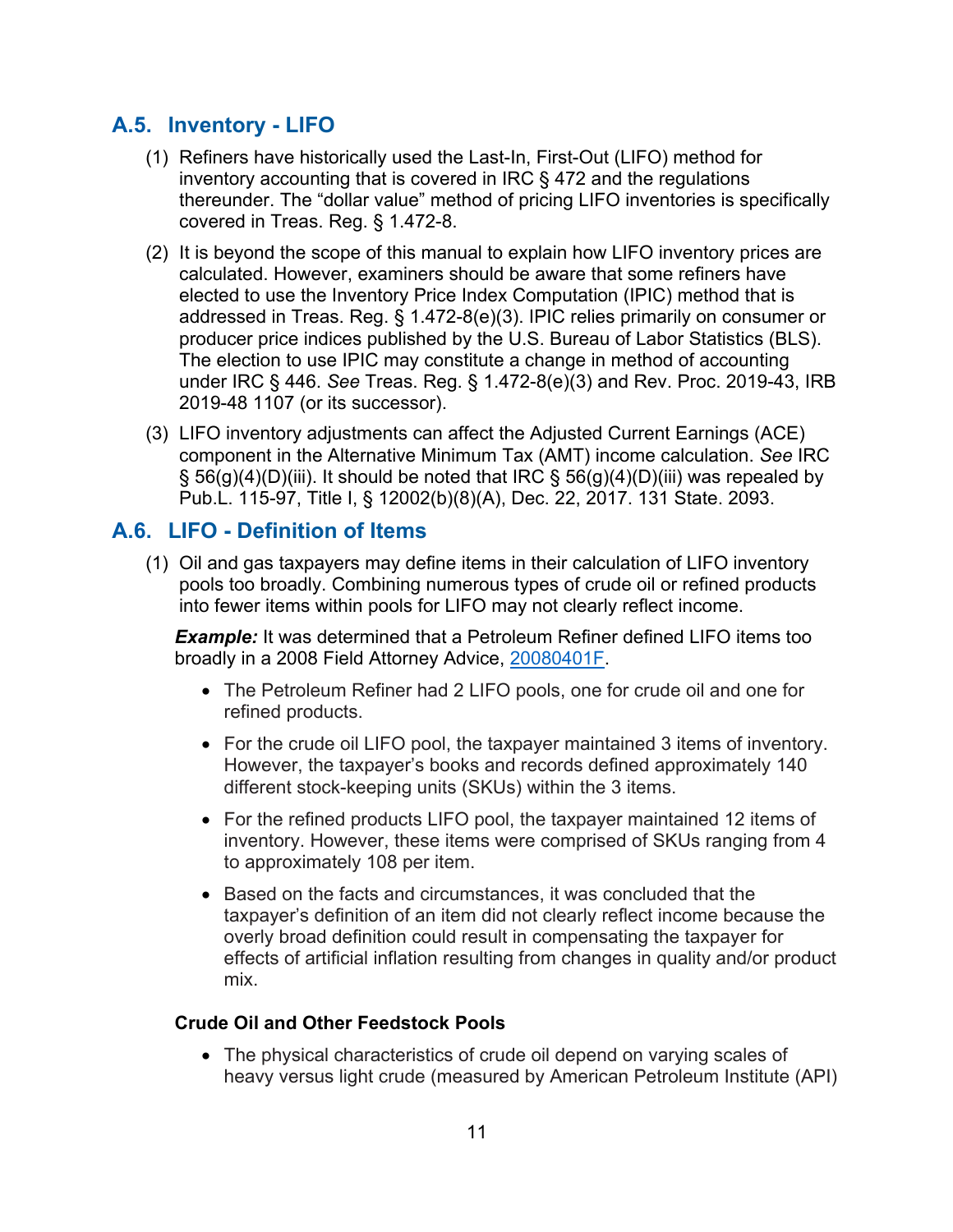## A.5. Inventory - LIFO

(1) Refiners have historically used the Last-In, First-Out (LIFO) method for inventory accounting that is covered in IRC § 472 and the regulations thereunder. The "dollar value" method of pricing LIFO inventories is specifically covered in Treas. Reg. § 1.472-8.

(2) It is beyond the scope of this manual to explain how LIFO inventory prices are calculated. However, examiners should be aware that some refiners have elected to use the Inventory Price Index Computation (IPIC) method that is addressed in Treas. Reg. § 1.472-8(e)(3). IPIC relies primarily on consumer or producer price indices published by the U.S. Bureau of Labor Statistics (BLS). The election to use IPIC may constitute a change in method of accounting under IRC § 446. *See* Treas. Reg. § 1.472-8(e)(3) and Rev. Proc. 2019-43, IRB 2019-48 1107 (or its successor).

(3) LIFO inventory adjustments can affect the Adjusted Current Earnings (ACE) component in the Alternative Minimum Tax (AMT) income calculation. *See* IRC § 56(g)(4)(D)(iii). It should be noted that IRC § 56(g)(4)(D)(iii) was repealed by Pub.L. 115-97, Title I, § 12002(b)(8)(A), Dec. 22, 2017. 131 State. 2093.

## A.6. LIFO - Definition of Items

(1) Oil and gas taxpayers may define items in their calculation of LIFO inventory pools too broadly. Combining numerous types of crude oil or refined products into fewer items within pools for LIFO may not clearly reflect income.

***Example:*** It was determined that a Petroleum Refiner defined LIFO items too broadly in a 2008 Field Attorney Advice, 20080401F.

- The Petroleum Refiner had 2 LIFO pools, one for crude oil and one for refined products.
- For the crude oil LIFO pool, the taxpayer maintained 3 items of inventory. However, the taxpayer's books and records defined approximately 140 different stock-keeping units (SKUs) within the 3 items.
- For the refined products LIFO pool, the taxpayer maintained 12 items of inventory. However, these items were comprised of SKUs ranging from 4 to approximately 108 per item.
- Based on the facts and circumstances, it was concluded that the taxpayer's definition of an item did not clearly reflect income because the overly broad definition could result in compensating the taxpayer for effects of artificial inflation resulting from changes in quality and/or product mix.

**Crude Oil and Other Feedstock Pools**

- The physical characteristics of crude oil depend on varying scales of heavy versus light crude (measured by American Petroleum Institute (API)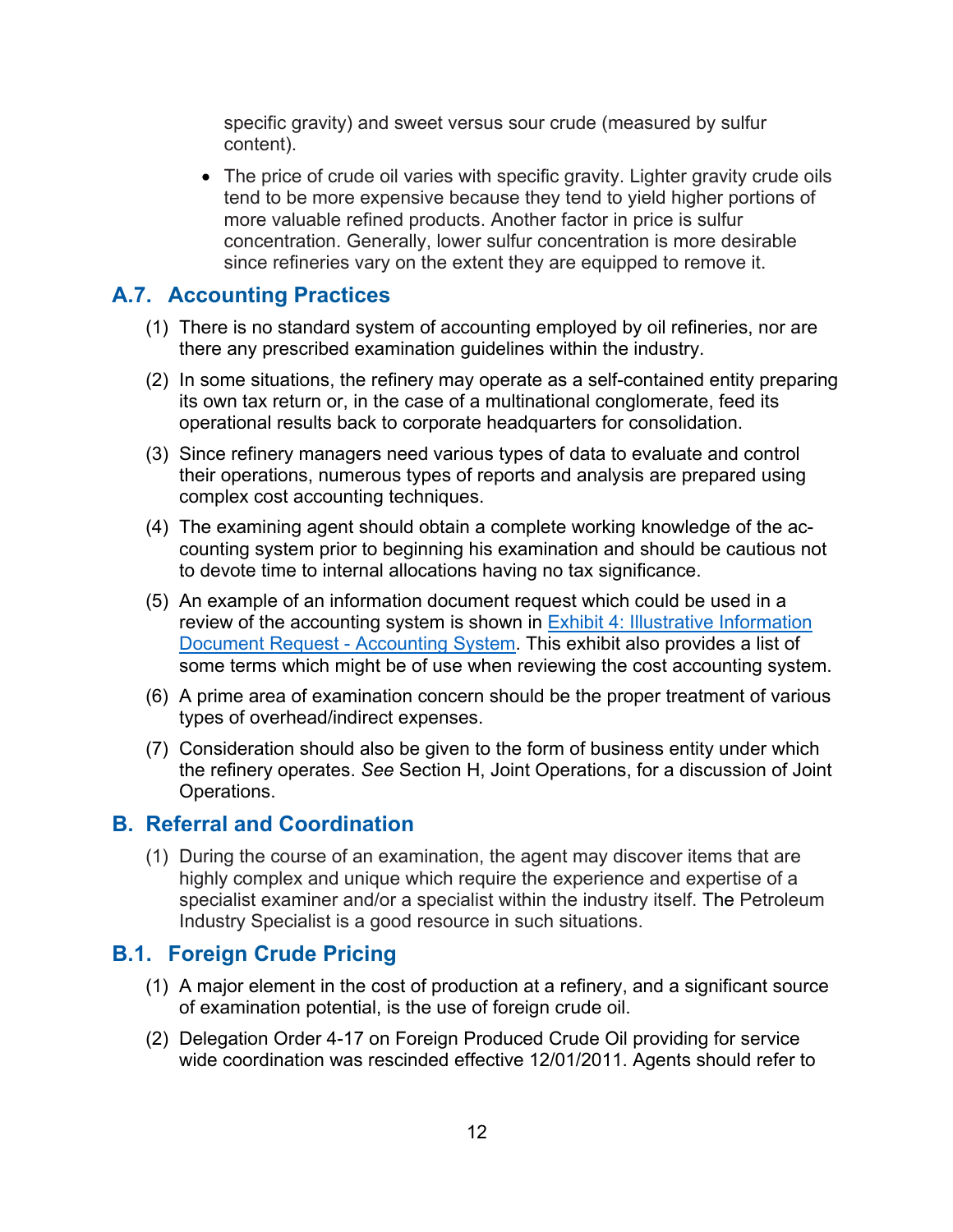specific gravity) and sweet versus sour crude (measured by sulfur content).

- The price of crude oil varies with specific gravity. Lighter gravity crude oils tend to be more expensive because they tend to yield higher portions of more valuable refined products. Another factor in price is sulfur concentration. Generally, lower sulfur concentration is more desirable since refineries vary on the extent they are equipped to remove it.

## A.7. Accounting Practices

(1) There is no standard system of accounting employed by oil refineries, nor are there any prescribed examination guidelines within the industry.

(2) In some situations, the refinery may operate as a self-contained entity preparing its own tax return or, in the case of a multinational conglomerate, feed its operational results back to corporate headquarters for consolidation.

(3) Since refinery managers need various types of data to evaluate and control their operations, numerous types of reports and analysis are prepared using complex cost accounting techniques.

(4) The examining agent should obtain a complete working knowledge of the accounting system prior to beginning his examination and should be cautious not to devote time to internal allocations having no tax significance.

(5) An example of an information document request which could be used in a review of the accounting system is shown in Exhibit 4: Illustrative Information Document Request - Accounting System. This exhibit also provides a list of some terms which might be of use when reviewing the cost accounting system.

(6) A prime area of examination concern should be the proper treatment of various types of overhead/indirect expenses.

(7) Consideration should also be given to the form of business entity under which the refinery operates. *See* Section H, Joint Operations, for a discussion of Joint Operations.

# B. Referral and Coordination

(1) During the course of an examination, the agent may discover items that are highly complex and unique which require the experience and expertise of a specialist examiner and/or a specialist within the industry itself. The Petroleum Industry Specialist is a good resource in such situations.

## B.1. Foreign Crude Pricing

(1) A major element in the cost of production at a refinery, and a significant source of examination potential, is the use of foreign crude oil.

(2) Delegation Order 4-17 on Foreign Produced Crude Oil providing for service wide coordination was rescinded effective 12/01/2011. Agents should refer to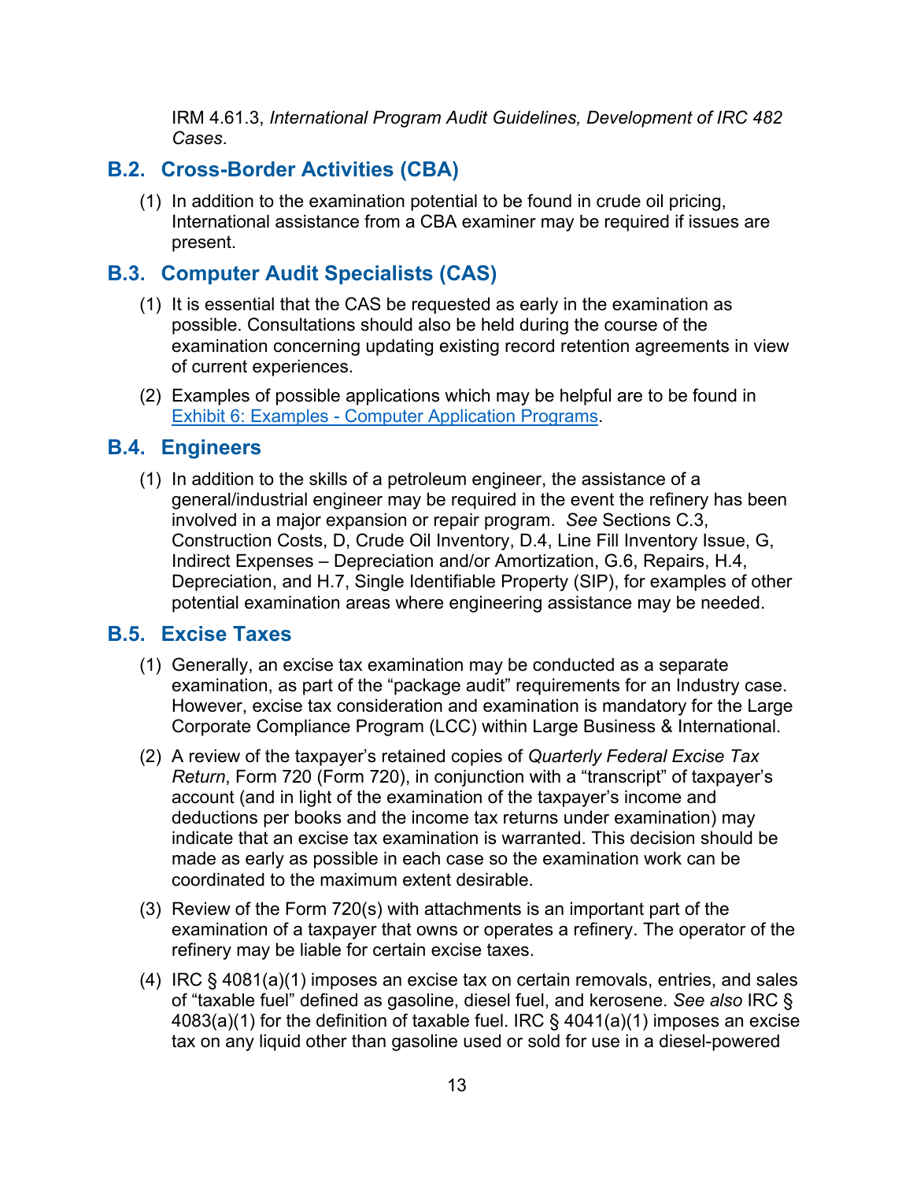IRM 4.61.3, *International Program Audit Guidelines, Development of IRC 482 Cases*.

## B.2. Cross-Border Activities (CBA)

(1) In addition to the examination potential to be found in crude oil pricing, International assistance from a CBA examiner may be required if issues are present.

## B.3. Computer Audit Specialists (CAS)

(1) It is essential that the CAS be requested as early in the examination as possible. Consultations should also be held during the course of the examination concerning updating existing record retention agreements in view of current experiences.

(2) Examples of possible applications which may be helpful are to be found in [Exhibit 6: Examples - Computer Application Programs](#).

## B.4. Engineers

(1) In addition to the skills of a petroleum engineer, the assistance of a general/industrial engineer may be required in the event the refinery has been involved in a major expansion or repair program. *See* Sections C.3, Construction Costs, D, Crude Oil Inventory, D.4, Line Fill Inventory Issue, G, Indirect Expenses – Depreciation and/or Amortization, G.6, Repairs, H.4, Depreciation, and H.7, Single Identifiable Property (SIP), for examples of other potential examination areas where engineering assistance may be needed.

## B.5. Excise Taxes

(1) Generally, an excise tax examination may be conducted as a separate examination, as part of the "package audit" requirements for an Industry case. However, excise tax consideration and examination is mandatory for the Large Corporate Compliance Program (LCC) within Large Business & International.

(2) A review of the taxpayer's retained copies of *Quarterly Federal Excise Tax Return*, Form 720 (Form 720), in conjunction with a "transcript" of taxpayer's account (and in light of the examination of the taxpayer's income and deductions per books and the income tax returns under examination) may indicate that an excise tax examination is warranted. This decision should be made as early as possible in each case so the examination work can be coordinated to the maximum extent desirable.

(3) Review of the Form 720(s) with attachments is an important part of the examination of a taxpayer that owns or operates a refinery. The operator of the refinery may be liable for certain excise taxes.

(4) IRC § 4081(a)(1) imposes an excise tax on certain removals, entries, and sales of "taxable fuel" defined as gasoline, diesel fuel, and kerosene. *See also* IRC § 4083(a)(1) for the definition of taxable fuel. IRC § 4041(a)(1) imposes an excise tax on any liquid other than gasoline used or sold for use in a diesel-powered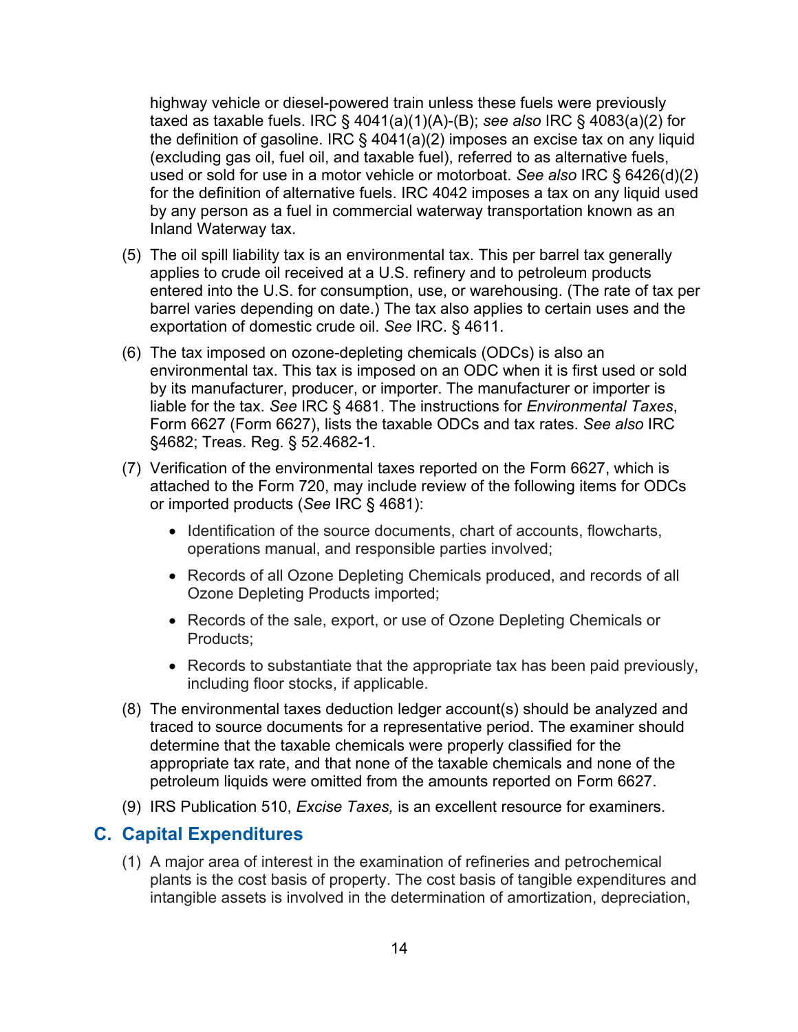highway vehicle or diesel-powered train unless these fuels were previously taxed as taxable fuels. IRC § 4041(a)(1)(A)-(B); *see also* IRC § 4083(a)(2) for the definition of gasoline. IRC § 4041(a)(2) imposes an excise tax on any liquid (excluding gas oil, fuel oil, and taxable fuel), referred to as alternative fuels, used or sold for use in a motor vehicle or motorboat. *See also* IRC § 6426(d)(2) for the definition of alternative fuels. IRC 4042 imposes a tax on any liquid used by any person as a fuel in commercial waterway transportation known as an Inland Waterway tax.

(5) The oil spill liability tax is an environmental tax. This per barrel tax generally applies to crude oil received at a U.S. refinery and to petroleum products entered into the U.S. for consumption, use, or warehousing. (The rate of tax per barrel varies depending on date.) The tax also applies to certain uses and the exportation of domestic crude oil. *See* IRC. § 4611.

(6) The tax imposed on ozone-depleting chemicals (ODCs) is also an environmental tax. This tax is imposed on an ODC when it is first used or sold by its manufacturer, producer, or importer. The manufacturer or importer is liable for the tax. *See* IRC § 4681. The instructions for *Environmental Taxes*, Form 6627 (Form 6627), lists the taxable ODCs and tax rates. *See also* IRC §4682; Treas. Reg. § 52.4682-1.

(7) Verification of the environmental taxes reported on the Form 6627, which is attached to the Form 720, may include review of the following items for ODCs or imported products (*See* IRC § 4681):

   - Identification of the source documents, chart of accounts, flowcharts, operations manual, and responsible parties involved;
   - Records of all Ozone Depleting Chemicals produced, and records of all Ozone Depleting Products imported;
   - Records of the sale, export, or use of Ozone Depleting Chemicals or Products;
   - Records to substantiate that the appropriate tax has been paid previously, including floor stocks, if applicable.

(8) The environmental taxes deduction ledger account(s) should be analyzed and traced to source documents for a representative period. The examiner should determine that the taxable chemicals were properly classified for the appropriate tax rate, and that none of the taxable chemicals and none of the petroleum liquids were omitted from the amounts reported on Form 6627.

(9) IRS Publication 510, *Excise Taxes,* is an excellent resource for examiners.

## C. Capital Expenditures

(1) A major area of interest in the examination of refineries and petrochemical plants is the cost basis of property. The cost basis of tangible expenditures and intangible assets is involved in the determination of amortization, depreciation,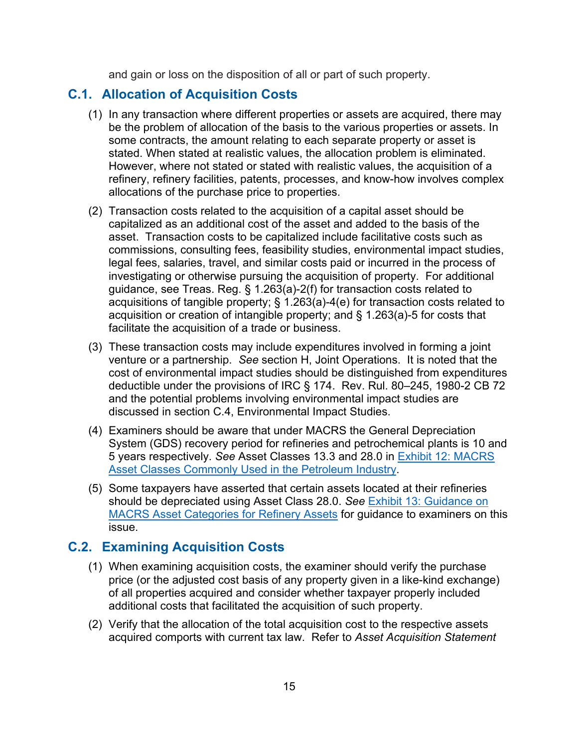and gain or loss on the disposition of all or part of such property.

## C.1. Allocation of Acquisition Costs

(1) In any transaction where different properties or assets are acquired, there may be the problem of allocation of the basis to the various properties or assets. In some contracts, the amount relating to each separate property or asset is stated. When stated at realistic values, the allocation problem is eliminated. However, where not stated or stated with realistic values, the acquisition of a refinery, refinery facilities, patents, processes, and know-how involves complex allocations of the purchase price to properties.

(2) Transaction costs related to the acquisition of a capital asset should be capitalized as an additional cost of the asset and added to the basis of the asset. Transaction costs to be capitalized include facilitative costs such as commissions, consulting fees, feasibility studies, environmental impact studies, legal fees, salaries, travel, and similar costs paid or incurred in the process of investigating or otherwise pursuing the acquisition of property. For additional guidance, see Treas. Reg. § 1.263(a)-2(f) for transaction costs related to acquisitions of tangible property; § 1.263(a)-4(e) for transaction costs related to acquisition or creation of intangible property; and § 1.263(a)-5 for costs that facilitate the acquisition of a trade or business.

(3) These transaction costs may include expenditures involved in forming a joint venture or a partnership. *See* section H, Joint Operations. It is noted that the cost of environmental impact studies should be distinguished from expenditures deductible under the provisions of IRC § 174. Rev. Rul. 80–245, 1980-2 CB 72 and the potential problems involving environmental impact studies are discussed in section C.4, Environmental Impact Studies.

(4) Examiners should be aware that under MACRS the General Depreciation System (GDS) recovery period for refineries and petrochemical plants is 10 and 5 years respectively. *See* Asset Classes 13.3 and 28.0 in [Exhibit 12: MACRS Asset Classes Commonly Used in the Petroleum Industry](#).

(5) Some taxpayers have asserted that certain assets located at their refineries should be depreciated using Asset Class 28.0. *See* [Exhibit 13: Guidance on MACRS Asset Categories for Refinery Assets](#) for guidance to examiners on this issue.

## C.2. Examining Acquisition Costs

(1) When examining acquisition costs, the examiner should verify the purchase price (or the adjusted cost basis of any property given in a like-kind exchange) of all properties acquired and consider whether taxpayer properly included additional costs that facilitated the acquisition of such property.

(2) Verify that the allocation of the total acquisition cost to the respective assets acquired comports with current tax law. Refer to *Asset Acquisition Statement*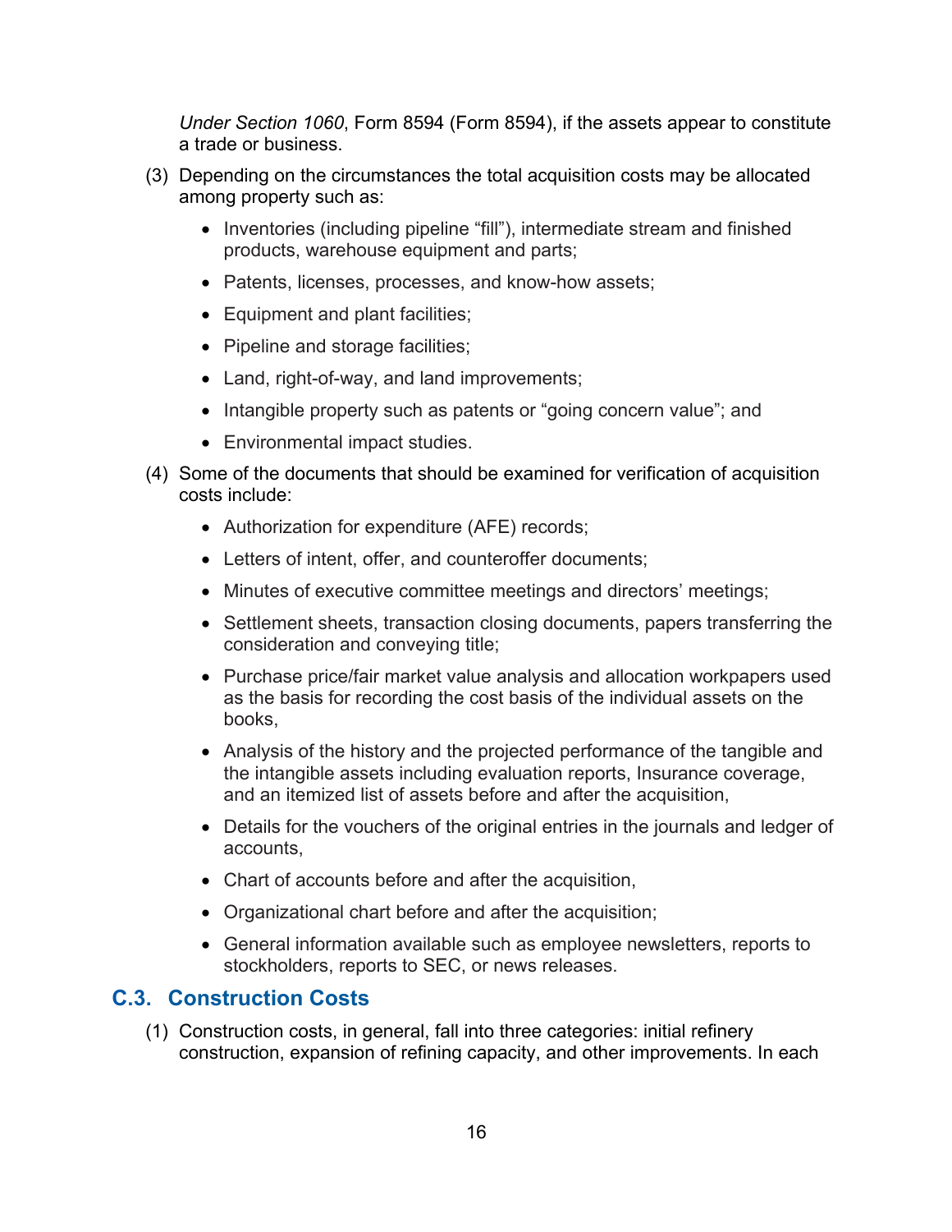*Under Section 1060*, Form 8594 (Form 8594), if the assets appear to constitute a trade or business.

(3) Depending on the circumstances the total acquisition costs may be allocated among property such as:

- Inventories (including pipeline "fill"), intermediate stream and finished products, warehouse equipment and parts;
- Patents, licenses, processes, and know-how assets;
- Equipment and plant facilities;
- Pipeline and storage facilities;
- Land, right-of-way, and land improvements;
- Intangible property such as patents or "going concern value"; and
- Environmental impact studies.

(4) Some of the documents that should be examined for verification of acquisition costs include:

- Authorization for expenditure (AFE) records;
- Letters of intent, offer, and counteroffer documents;
- Minutes of executive committee meetings and directors' meetings;
- Settlement sheets, transaction closing documents, papers transferring the consideration and conveying title;
- Purchase price/fair market value analysis and allocation workpapers used as the basis for recording the cost basis of the individual assets on the books,
- Analysis of the history and the projected performance of the tangible and the intangible assets including evaluation reports, Insurance coverage, and an itemized list of assets before and after the acquisition,
- Details for the vouchers of the original entries in the journals and ledger of accounts,
- Chart of accounts before and after the acquisition,
- Organizational chart before and after the acquisition;
- General information available such as employee newsletters, reports to stockholders, reports to SEC, or news releases.

## C.3. Construction Costs

(1) Construction costs, in general, fall into three categories: initial refinery construction, expansion of refining capacity, and other improvements. In each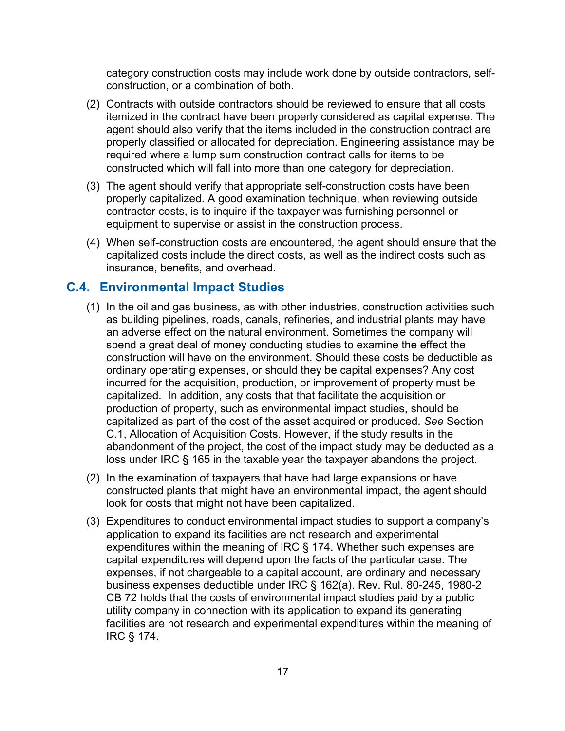category construction costs may include work done by outside contractors, self-construction, or a combination of both.

(2) Contracts with outside contractors should be reviewed to ensure that all costs itemized in the contract have been properly considered as capital expense. The agent should also verify that the items included in the construction contract are properly classified or allocated for depreciation. Engineering assistance may be required where a lump sum construction contract calls for items to be constructed which will fall into more than one category for depreciation.

(3) The agent should verify that appropriate self-construction costs have been properly capitalized. A good examination technique, when reviewing outside contractor costs, is to inquire if the taxpayer was furnishing personnel or equipment to supervise or assist in the construction process.

(4) When self-construction costs are encountered, the agent should ensure that the capitalized costs include the direct costs, as well as the indirect costs such as insurance, benefits, and overhead.

## C.4. Environmental Impact Studies

(1) In the oil and gas business, as with other industries, construction activities such as building pipelines, roads, canals, refineries, and industrial plants may have an adverse effect on the natural environment. Sometimes the company will spend a great deal of money conducting studies to examine the effect the construction will have on the environment. Should these costs be deductible as ordinary operating expenses, or should they be capital expenses? Any cost incurred for the acquisition, production, or improvement of property must be capitalized. In addition, any costs that that facilitate the acquisition or production of property, such as environmental impact studies, should be capitalized as part of the cost of the asset acquired or produced. *See* Section C.1, Allocation of Acquisition Costs. However, if the study results in the abandonment of the project, the cost of the impact study may be deducted as a loss under IRC § 165 in the taxable year the taxpayer abandons the project.

(2) In the examination of taxpayers that have had large expansions or have constructed plants that might have an environmental impact, the agent should look for costs that might not have been capitalized.

(3) Expenditures to conduct environmental impact studies to support a company's application to expand its facilities are not research and experimental expenditures within the meaning of IRC § 174. Whether such expenses are capital expenditures will depend upon the facts of the particular case. The expenses, if not chargeable to a capital account, are ordinary and necessary business expenses deductible under IRC § 162(a). Rev. Rul. 80-245, 1980-2 CB 72 holds that the costs of environmental impact studies paid by a public utility company in connection with its application to expand its generating facilities are not research and experimental expenditures within the meaning of IRC § 174.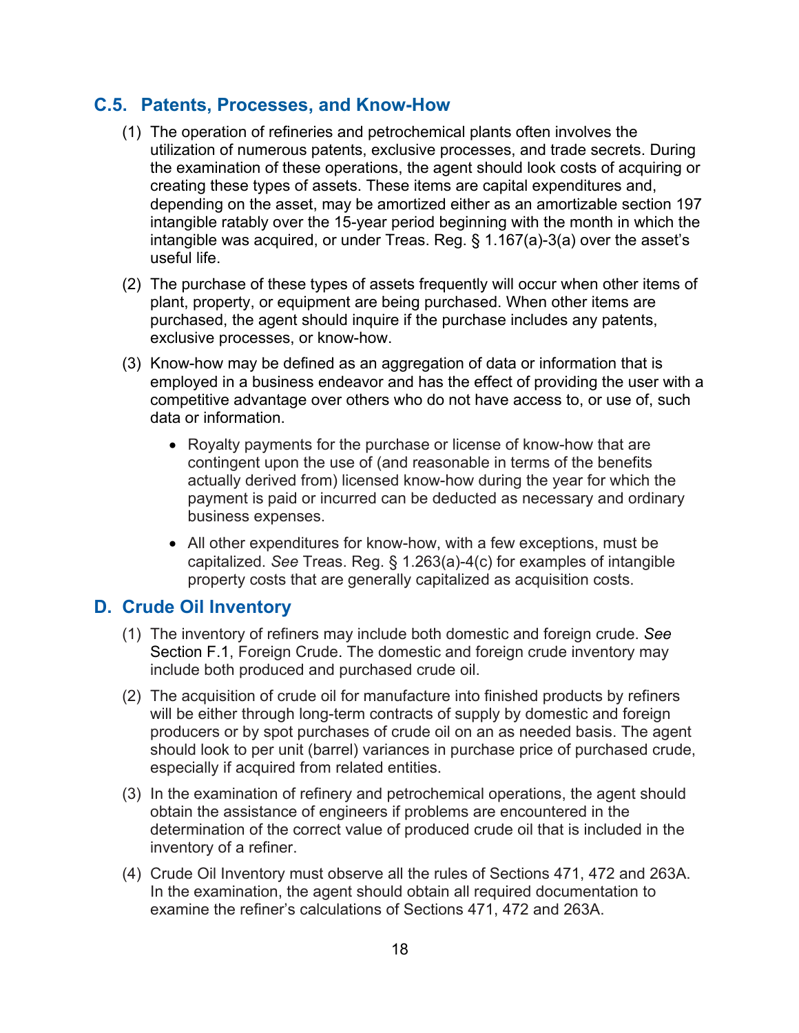## C.5. Patents, Processes, and Know-How

(1) The operation of refineries and petrochemical plants often involves the utilization of numerous patents, exclusive processes, and trade secrets. During the examination of these operations, the agent should look costs of acquiring or creating these types of assets. These items are capital expenditures and, depending on the asset, may be amortized either as an amortizable section 197 intangible ratably over the 15-year period beginning with the month in which the intangible was acquired, or under Treas. Reg. § 1.167(a)-3(a) over the asset's useful life.

(2) The purchase of these types of assets frequently will occur when other items of plant, property, or equipment are being purchased. When other items are purchased, the agent should inquire if the purchase includes any patents, exclusive processes, or know-how.

(3) Know-how may be defined as an aggregation of data or information that is employed in a business endeavor and has the effect of providing the user with a competitive advantage over others who do not have access to, or use of, such data or information.

- Royalty payments for the purchase or license of know-how that are contingent upon the use of (and reasonable in terms of the benefits actually derived from) licensed know-how during the year for which the payment is paid or incurred can be deducted as necessary and ordinary business expenses.
- All other expenditures for know-how, with a few exceptions, must be capitalized. *See* Treas. Reg. § 1.263(a)-4(c) for examples of intangible property costs that are generally capitalized as acquisition costs.

## D. Crude Oil Inventory

(1) The inventory of refiners may include both domestic and foreign crude. *See* Section F.1, Foreign Crude. The domestic and foreign crude inventory may include both produced and purchased crude oil.

(2) The acquisition of crude oil for manufacture into finished products by refiners will be either through long-term contracts of supply by domestic and foreign producers or by spot purchases of crude oil on an as needed basis. The agent should look to per unit (barrel) variances in purchase price of purchased crude, especially if acquired from related entities.

(3) In the examination of refinery and petrochemical operations, the agent should obtain the assistance of engineers if problems are encountered in the determination of the correct value of produced crude oil that is included in the inventory of a refiner.

(4) Crude Oil Inventory must observe all the rules of Sections 471, 472 and 263A. In the examination, the agent should obtain all required documentation to examine the refiner's calculations of Sections 471, 472 and 263A.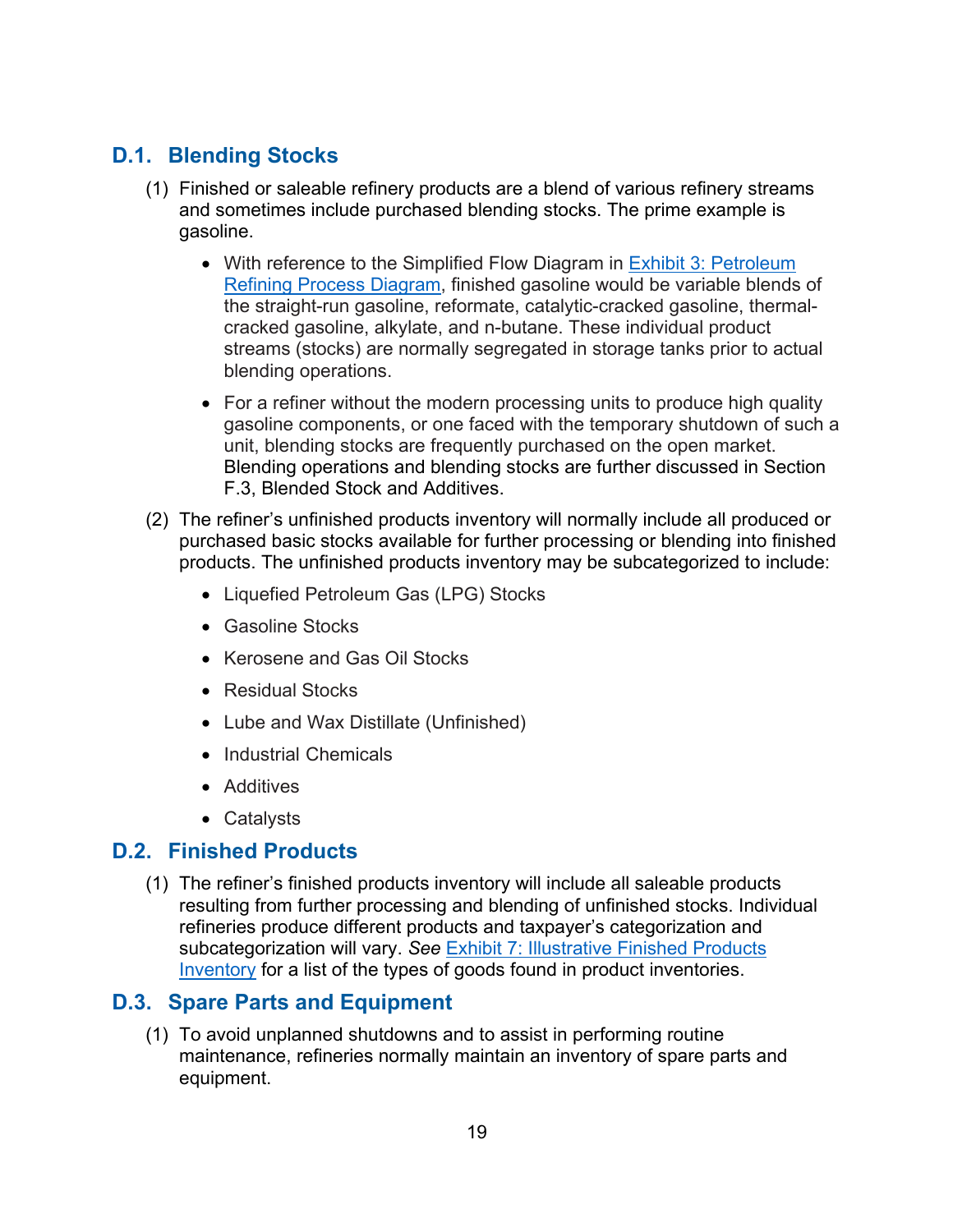## D.1. Blending Stocks

(1) Finished or saleable refinery products are a blend of various refinery streams and sometimes include purchased blending stocks. The prime example is gasoline.

- With reference to the Simplified Flow Diagram in Exhibit 3: Petroleum Refining Process Diagram, finished gasoline would be variable blends of the straight-run gasoline, reformate, catalytic-cracked gasoline, thermal-cracked gasoline, alkylate, and n-butane. These individual product streams (stocks) are normally segregated in storage tanks prior to actual blending operations.
- For a refiner without the modern processing units to produce high quality gasoline components, or one faced with the temporary shutdown of such a unit, blending stocks are frequently purchased on the open market. Blending operations and blending stocks are further discussed in Section F.3, Blended Stock and Additives.

(2) The refiner's unfinished products inventory will normally include all produced or purchased basic stocks available for further processing or blending into finished products. The unfinished products inventory may be subcategorized to include:

- Liquefied Petroleum Gas (LPG) Stocks
- Gasoline Stocks
- Kerosene and Gas Oil Stocks
- Residual Stocks
- Lube and Wax Distillate (Unfinished)
- Industrial Chemicals
- Additives
- Catalysts

## D.2. Finished Products

(1) The refiner's finished products inventory will include all saleable products resulting from further processing and blending of unfinished stocks. Individual refineries produce different products and taxpayer's categorization and subcategorization will vary. *See* Exhibit 7: Illustrative Finished Products Inventory for a list of the types of goods found in product inventories.

## D.3. Spare Parts and Equipment

(1) To avoid unplanned shutdowns and to assist in performing routine maintenance, refineries normally maintain an inventory of spare parts and equipment.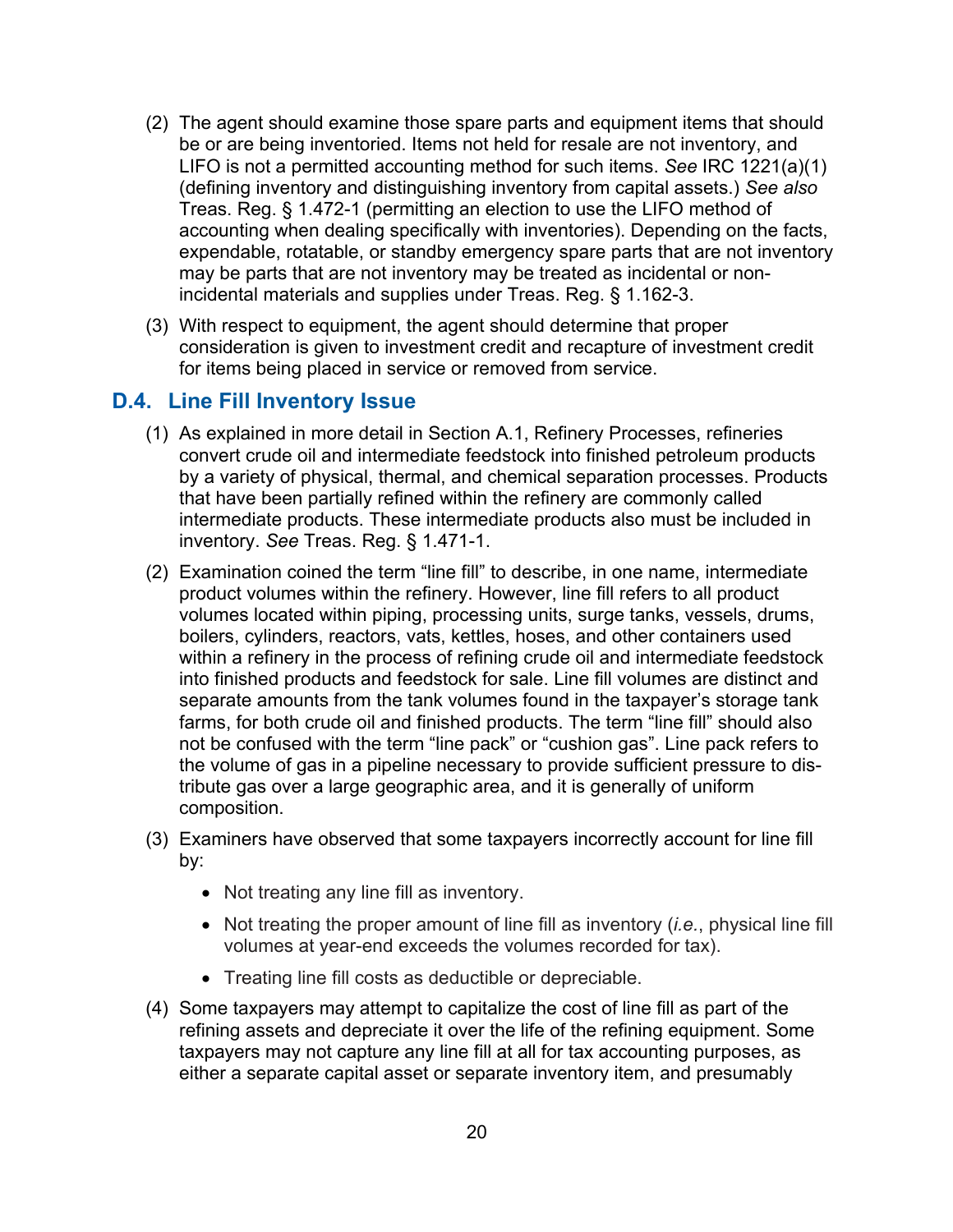(2) The agent should examine those spare parts and equipment items that should be or are being inventoried. Items not held for resale are not inventory, and LIFO is not a permitted accounting method for such items. *See* IRC 1221(a)(1) (defining inventory and distinguishing inventory from capital assets.) *See also* Treas. Reg. § 1.472-1 (permitting an election to use the LIFO method of accounting when dealing specifically with inventories). Depending on the facts, expendable, rotatable, or standby emergency spare parts that are not inventory may be parts that are not inventory may be treated as incidental or non-incidental materials and supplies under Treas. Reg. § 1.162-3.

(3) With respect to equipment, the agent should determine that proper consideration is given to investment credit and recapture of investment credit for items being placed in service or removed from service.

## D.4. Line Fill Inventory Issue

(1) As explained in more detail in Section A.1, Refinery Processes, refineries convert crude oil and intermediate feedstock into finished petroleum products by a variety of physical, thermal, and chemical separation processes. Products that have been partially refined within the refinery are commonly called intermediate products. These intermediate products also must be included in inventory. *See* Treas. Reg. § 1.471-1.

(2) Examination coined the term “line fill” to describe, in one name, intermediate product volumes within the refinery. However, line fill refers to all product volumes located within piping, processing units, surge tanks, vessels, drums, boilers, cylinders, reactors, vats, kettles, hoses, and other containers used within a refinery in the process of refining crude oil and intermediate feedstock into finished products and feedstock for sale. Line fill volumes are distinct and separate amounts from the tank volumes found in the taxpayer’s storage tank farms, for both crude oil and finished products. The term “line fill” should also not be confused with the term “line pack” or “cushion gas”. Line pack refers to the volume of gas in a pipeline necessary to provide sufficient pressure to distribute gas over a large geographic area, and it is generally of uniform composition.

(3) Examiners have observed that some taxpayers incorrectly account for line fill by:

- Not treating any line fill as inventory.
- Not treating the proper amount of line fill as inventory (*i.e.*, physical line fill volumes at year-end exceeds the volumes recorded for tax).
- Treating line fill costs as deductible or depreciable.

(4) Some taxpayers may attempt to capitalize the cost of line fill as part of the refining assets and depreciate it over the life of the refining equipment. Some taxpayers may not capture any line fill at all for tax accounting purposes, as either a separate capital asset or separate inventory item, and presumably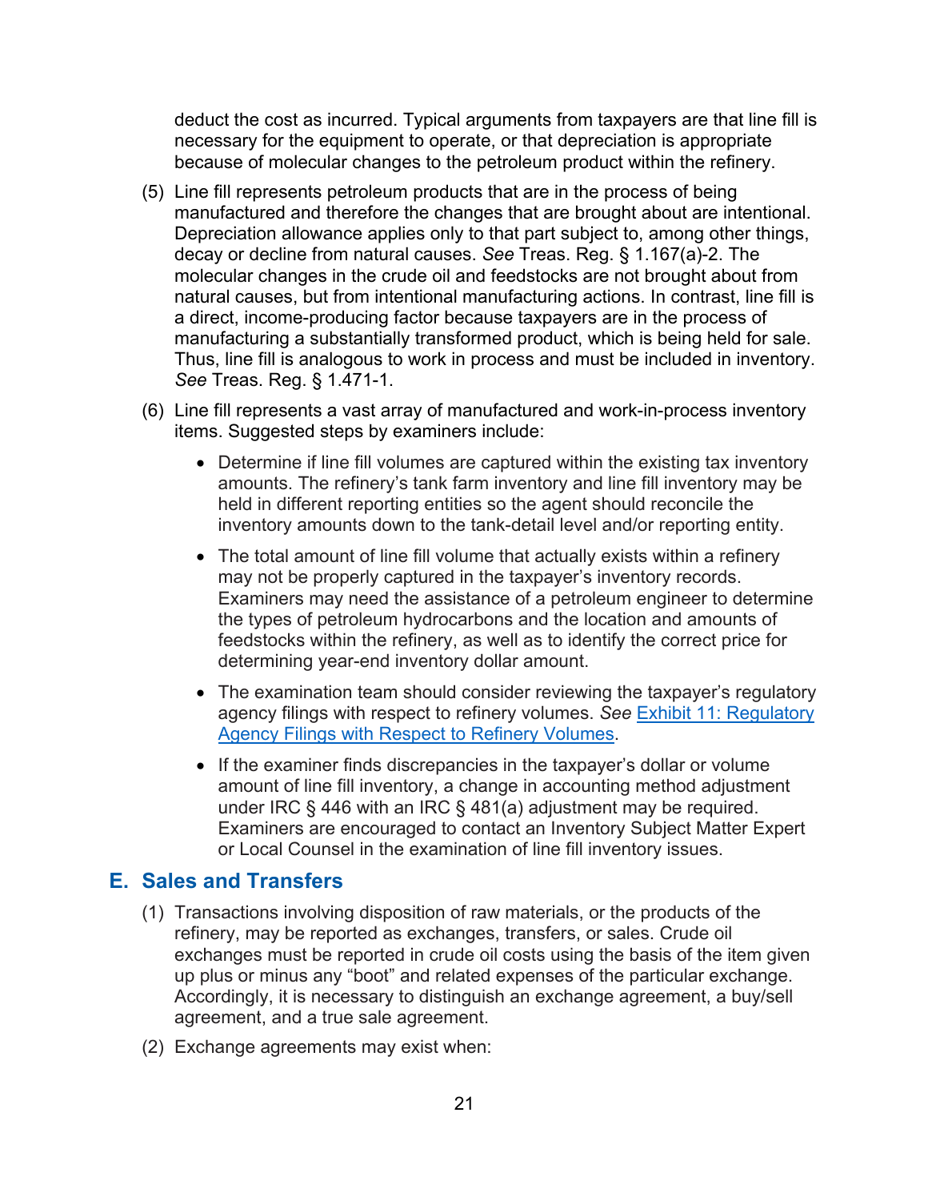deduct the cost as incurred. Typical arguments from taxpayers are that line fill is necessary for the equipment to operate, or that depreciation is appropriate because of molecular changes to the petroleum product within the refinery.

(5) Line fill represents petroleum products that are in the process of being manufactured and therefore the changes that are brought about are intentional. Depreciation allowance applies only to that part subject to, among other things, decay or decline from natural causes. *See* Treas. Reg. § 1.167(a)-2. The molecular changes in the crude oil and feedstocks are not brought about from natural causes, but from intentional manufacturing actions. In contrast, line fill is a direct, income-producing factor because taxpayers are in the process of manufacturing a substantially transformed product, which is being held for sale. Thus, line fill is analogous to work in process and must be included in inventory. *See* Treas. Reg. § 1.471-1.

(6) Line fill represents a vast array of manufactured and work-in-process inventory items. Suggested steps by examiners include:

- Determine if line fill volumes are captured within the existing tax inventory amounts. The refinery's tank farm inventory and line fill inventory may be held in different reporting entities so the agent should reconcile the inventory amounts down to the tank-detail level and/or reporting entity.
- The total amount of line fill volume that actually exists within a refinery may not be properly captured in the taxpayer's inventory records. Examiners may need the assistance of a petroleum engineer to determine the types of petroleum hydrocarbons and the location and amounts of feedstocks within the refinery, as well as to identify the correct price for determining year-end inventory dollar amount.
- The examination team should consider reviewing the taxpayer's regulatory agency filings with respect to refinery volumes. *See* Exhibit 11: Regulatory Agency Filings with Respect to Refinery Volumes.
- If the examiner finds discrepancies in the taxpayer's dollar or volume amount of line fill inventory, a change in accounting method adjustment under IRC § 446 with an IRC § 481(a) adjustment may be required. Examiners are encouraged to contact an Inventory Subject Matter Expert or Local Counsel in the examination of line fill inventory issues.

## E. Sales and Transfers

(1) Transactions involving disposition of raw materials, or the products of the refinery, may be reported as exchanges, transfers, or sales. Crude oil exchanges must be reported in crude oil costs using the basis of the item given up plus or minus any "boot" and related expenses of the particular exchange. Accordingly, it is necessary to distinguish an exchange agreement, a buy/sell agreement, and a true sale agreement.

(2) Exchange agreements may exist when: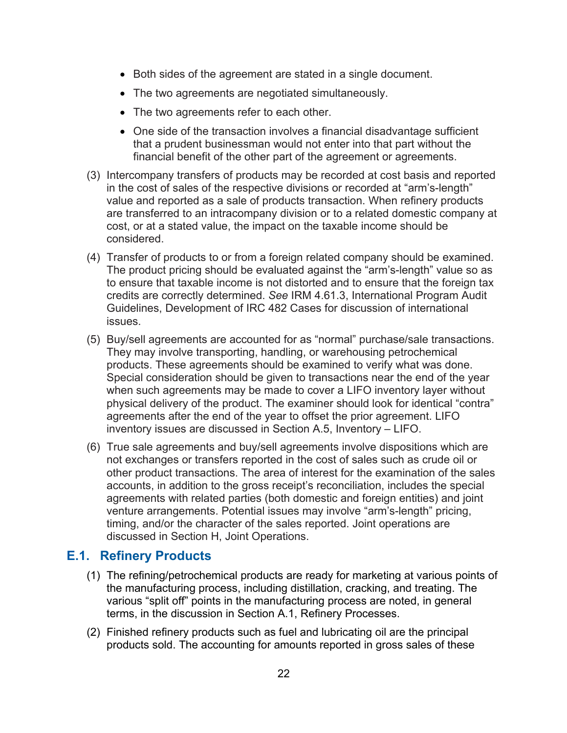- Both sides of the agreement are stated in a single document.
- The two agreements are negotiated simultaneously.
- The two agreements refer to each other.
- One side of the transaction involves a financial disadvantage sufficient that a prudent businessman would not enter into that part without the financial benefit of the other part of the agreement or agreements.

(3) Intercompany transfers of products may be recorded at cost basis and reported in the cost of sales of the respective divisions or recorded at "arm's-length" value and reported as a sale of products transaction. When refinery products are transferred to an intracompany division or to a related domestic company at cost, or at a stated value, the impact on the taxable income should be considered.

(4) Transfer of products to or from a foreign related company should be examined. The product pricing should be evaluated against the "arm's-length" value so as to ensure that taxable income is not distorted and to ensure that the foreign tax credits are correctly determined. *See* IRM 4.61.3, International Program Audit Guidelines, Development of IRC 482 Cases for discussion of international issues.

(5) Buy/sell agreements are accounted for as "normal" purchase/sale transactions. They may involve transporting, handling, or warehousing petrochemical products. These agreements should be examined to verify what was done. Special consideration should be given to transactions near the end of the year when such agreements may be made to cover a LIFO inventory layer without physical delivery of the product. The examiner should look for identical "contra" agreements after the end of the year to offset the prior agreement. LIFO inventory issues are discussed in Section A.5, Inventory – LIFO.

(6) True sale agreements and buy/sell agreements involve dispositions which are not exchanges or transfers reported in the cost of sales such as crude oil or other product transactions. The area of interest for the examination of the sales accounts, in addition to the gross receipt's reconciliation, includes the special agreements with related parties (both domestic and foreign entities) and joint venture arrangements. Potential issues may involve "arm's-length" pricing, timing, and/or the character of the sales reported. Joint operations are discussed in Section H, Joint Operations.

## E.1. Refinery Products

(1) The refining/petrochemical products are ready for marketing at various points of the manufacturing process, including distillation, cracking, and treating. The various "split off" points in the manufacturing process are noted, in general terms, in the discussion in Section A.1, Refinery Processes.

(2) Finished refinery products such as fuel and lubricating oil are the principal products sold. The accounting for amounts reported in gross sales of these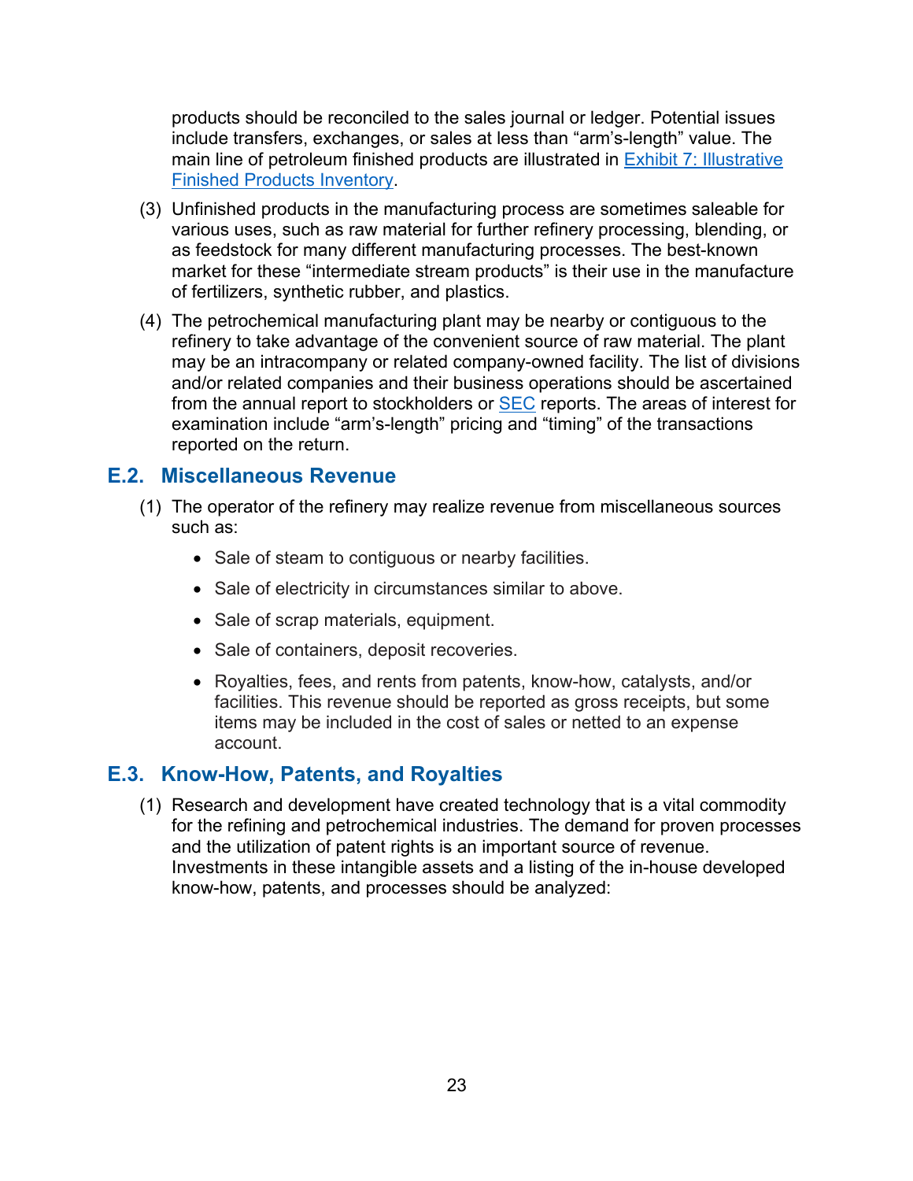products should be reconciled to the sales journal or ledger. Potential issues include transfers, exchanges, or sales at less than "arm's-length" value. The main line of petroleum finished products are illustrated in Exhibit 7: Illustrative Finished Products Inventory.

(3) Unfinished products in the manufacturing process are sometimes saleable for various uses, such as raw material for further refinery processing, blending, or as feedstock for many different manufacturing processes. The best-known market for these "intermediate stream products" is their use in the manufacture of fertilizers, synthetic rubber, and plastics.

(4) The petrochemical manufacturing plant may be nearby or contiguous to the refinery to take advantage of the convenient source of raw material. The plant may be an intracompany or related company-owned facility. The list of divisions and/or related companies and their business operations should be ascertained from the annual report to stockholders or SEC reports. The areas of interest for examination include "arm's-length" pricing and "timing" of the transactions reported on the return.

## E.2. Miscellaneous Revenue

(1) The operator of the refinery may realize revenue from miscellaneous sources such as:

- Sale of steam to contiguous or nearby facilities.
- Sale of electricity in circumstances similar to above.
- Sale of scrap materials, equipment.
- Sale of containers, deposit recoveries.
- Royalties, fees, and rents from patents, know-how, catalysts, and/or facilities. This revenue should be reported as gross receipts, but some items may be included in the cost of sales or netted to an expense account.

## E.3. Know-How, Patents, and Royalties

(1) Research and development have created technology that is a vital commodity for the refining and petrochemical industries. The demand for proven processes and the utilization of patent rights is an important source of revenue. Investments in these intangible assets and a listing of the in-house developed know-how, patents, and processes should be analyzed: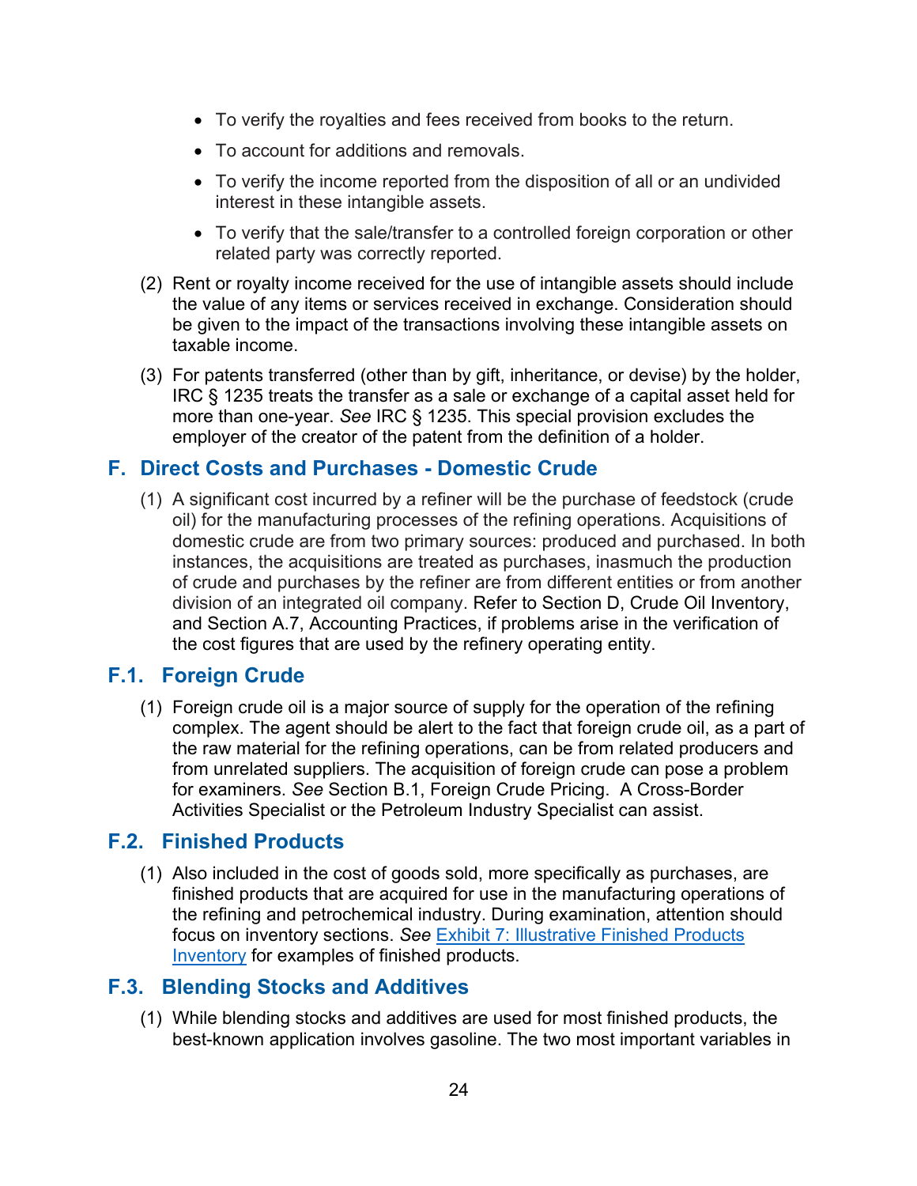- To verify the royalties and fees received from books to the return.
- To account for additions and removals.
- To verify the income reported from the disposition of all or an undivided interest in these intangible assets.
- To verify that the sale/transfer to a controlled foreign corporation or other related party was correctly reported.

(2) Rent or royalty income received for the use of intangible assets should include the value of any items or services received in exchange. Consideration should be given to the impact of the transactions involving these intangible assets on taxable income.

(3) For patents transferred (other than by gift, inheritance, or devise) by the holder, IRC § 1235 treats the transfer as a sale or exchange of a capital asset held for more than one-year. *See* IRC § 1235. This special provision excludes the employer of the creator of the patent from the definition of a holder.

## F. Direct Costs and Purchases - Domestic Crude

(1) A significant cost incurred by a refiner will be the purchase of feedstock (crude oil) for the manufacturing processes of the refining operations. Acquisitions of domestic crude are from two primary sources: produced and purchased. In both instances, the acquisitions are treated as purchases, inasmuch the production of crude and purchases by the refiner are from different entities or from another division of an integrated oil company. Refer to Section D, Crude Oil Inventory, and Section A.7, Accounting Practices, if problems arise in the verification of the cost figures that are used by the refinery operating entity.

## F.1. Foreign Crude

(1) Foreign crude oil is a major source of supply for the operation of the refining complex. The agent should be alert to the fact that foreign crude oil, as a part of the raw material for the refining operations, can be from related producers and from unrelated suppliers. The acquisition of foreign crude can pose a problem for examiners. *See* Section B.1, Foreign Crude Pricing. A Cross-Border Activities Specialist or the Petroleum Industry Specialist can assist.

## F.2. Finished Products

(1) Also included in the cost of goods sold, more specifically as purchases, are finished products that are acquired for use in the manufacturing operations of the refining and petrochemical industry. During examination, attention should focus on inventory sections. *See* Exhibit 7: Illustrative Finished Products Inventory for examples of finished products.

## F.3. Blending Stocks and Additives

(1) While blending stocks and additives are used for most finished products, the best-known application involves gasoline. The two most important variables in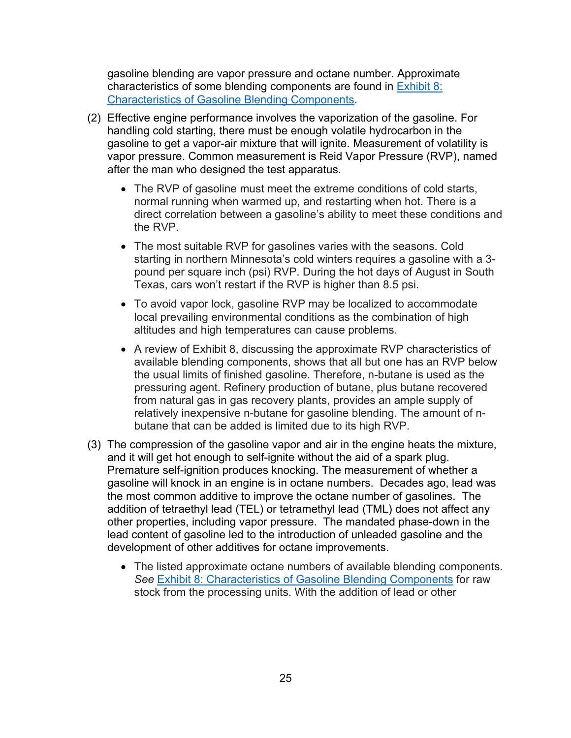gasoline blending are vapor pressure and octane number. Approximate characteristics of some blending components are found in Exhibit 8: Characteristics of Gasoline Blending Components.

(2) Effective engine performance involves the vaporization of the gasoline. For handling cold starting, there must be enough volatile hydrocarbon in the gasoline to get a vapor-air mixture that will ignite. Measurement of volatility is vapor pressure. Common measurement is Reid Vapor Pressure (RVP), named after the man who designed the test apparatus.

- The RVP of gasoline must meet the extreme conditions of cold starts, normal running when warmed up, and restarting when hot. There is a direct correlation between a gasoline's ability to meet these conditions and the RVP.
- The most suitable RVP for gasolines varies with the seasons. Cold starting in northern Minnesota's cold winters requires a gasoline with a 3-pound per square inch (psi) RVP. During the hot days of August in South Texas, cars won't restart if the RVP is higher than 8.5 psi.
- To avoid vapor lock, gasoline RVP may be localized to accommodate local prevailing environmental conditions as the combination of high altitudes and high temperatures can cause problems.
- A review of Exhibit 8, discussing the approximate RVP characteristics of available blending components, shows that all but one has an RVP below the usual limits of finished gasoline. Therefore, n-butane is used as the pressuring agent. Refinery production of butane, plus butane recovered from natural gas in gas recovery plants, provides an ample supply of relatively inexpensive n-butane for gasoline blending. The amount of n-butane that can be added is limited due to its high RVP.

(3) The compression of the gasoline vapor and air in the engine heats the mixture, and it will get hot enough to self-ignite without the aid of a spark plug. Premature self-ignition produces knocking. The measurement of whether a gasoline will knock in an engine is in octane numbers. Decades ago, lead was the most common additive to improve the octane number of gasolines. The addition of tetraethyl lead (TEL) or tetramethyl lead (TML) does not affect any other properties, including vapor pressure. The mandated phase-down in the lead content of gasoline led to the introduction of unleaded gasoline and the development of other additives for octane improvements.

- The listed approximate octane numbers of available blending components. *See* Exhibit 8: Characteristics of Gasoline Blending Components for raw stock from the processing units. With the addition of lead or other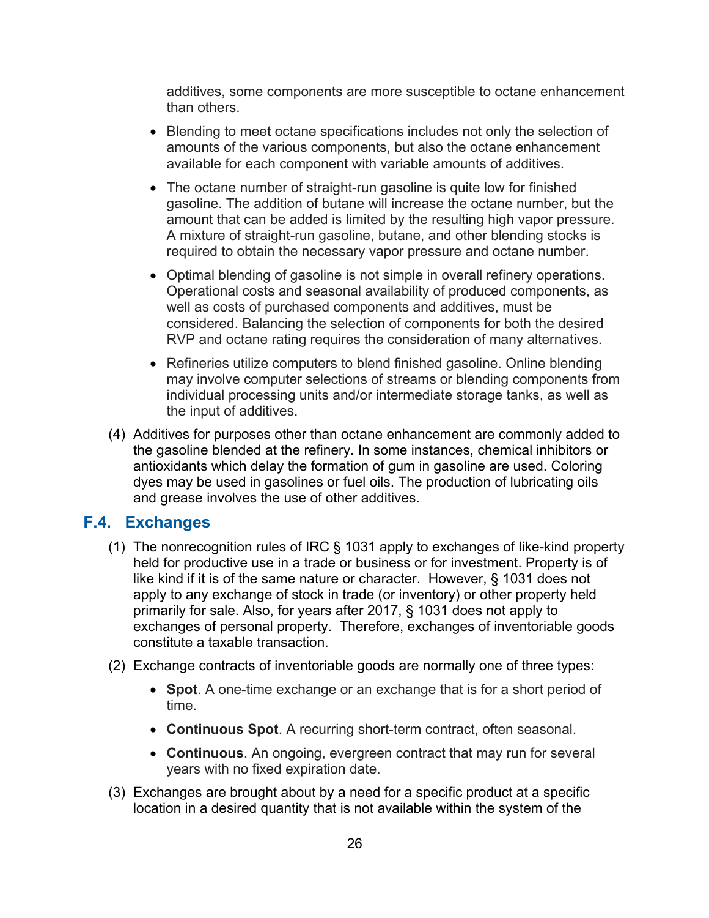additives, some components are more susceptible to octane enhancement than others.

- Blending to meet octane specifications includes not only the selection of amounts of the various components, but also the octane enhancement available for each component with variable amounts of additives.
- The octane number of straight-run gasoline is quite low for finished gasoline. The addition of butane will increase the octane number, but the amount that can be added is limited by the resulting high vapor pressure. A mixture of straight-run gasoline, butane, and other blending stocks is required to obtain the necessary vapor pressure and octane number.
- Optimal blending of gasoline is not simple in overall refinery operations. Operational costs and seasonal availability of produced components, as well as costs of purchased components and additives, must be considered. Balancing the selection of components for both the desired RVP and octane rating requires the consideration of many alternatives.
- Refineries utilize computers to blend finished gasoline. Online blending may involve computer selections of streams or blending components from individual processing units and/or intermediate storage tanks, as well as the input of additives.

(4) Additives for purposes other than octane enhancement are commonly added to the gasoline blended at the refinery. In some instances, chemical inhibitors or antioxidants which delay the formation of gum in gasoline are used. Coloring dyes may be used in gasolines or fuel oils. The production of lubricating oils and grease involves the use of other additives.

## F.4. Exchanges

(1) The nonrecognition rules of IRC § 1031 apply to exchanges of like-kind property held for productive use in a trade or business or for investment. Property is of like kind if it is of the same nature or character. However, § 1031 does not apply to any exchange of stock in trade (or inventory) or other property held primarily for sale. Also, for years after 2017, § 1031 does not apply to exchanges of personal property. Therefore, exchanges of inventoriable goods constitute a taxable transaction.

(2) Exchange contracts of inventoriable goods are normally one of three types:

- **Spot**. A one-time exchange or an exchange that is for a short period of time.
- **Continuous Spot**. A recurring short-term contract, often seasonal.
- **Continuous**. An ongoing, evergreen contract that may run for several years with no fixed expiration date.

(3) Exchanges are brought about by a need for a specific product at a specific location in a desired quantity that is not available within the system of the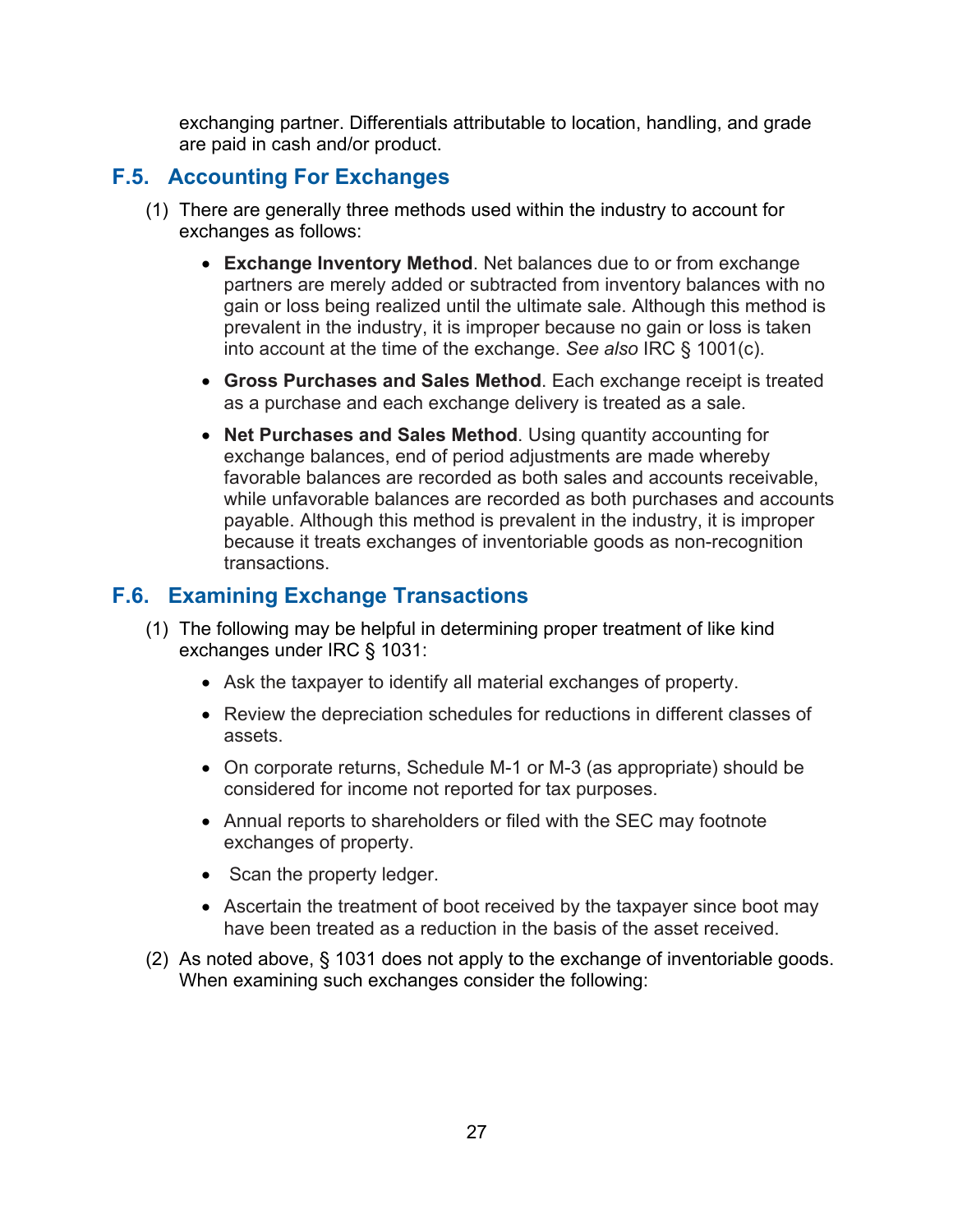exchanging partner. Differentials attributable to location, handling, and grade are paid in cash and/or product.

## F.5. Accounting For Exchanges

(1) There are generally three methods used within the industry to account for exchanges as follows:

- **Exchange Inventory Method**. Net balances due to or from exchange partners are merely added or subtracted from inventory balances with no gain or loss being realized until the ultimate sale. Although this method is prevalent in the industry, it is improper because no gain or loss is taken into account at the time of the exchange. *See also* IRC § 1001(c).
- **Gross Purchases and Sales Method**. Each exchange receipt is treated as a purchase and each exchange delivery is treated as a sale.
- **Net Purchases and Sales Method**. Using quantity accounting for exchange balances, end of period adjustments are made whereby favorable balances are recorded as both sales and accounts receivable, while unfavorable balances are recorded as both purchases and accounts payable. Although this method is prevalent in the industry, it is improper because it treats exchanges of inventoriable goods as non-recognition transactions.

## F.6. Examining Exchange Transactions

(1) The following may be helpful in determining proper treatment of like kind exchanges under IRC § 1031:

- Ask the taxpayer to identify all material exchanges of property.
- Review the depreciation schedules for reductions in different classes of assets.
- On corporate returns, Schedule M-1 or M-3 (as appropriate) should be considered for income not reported for tax purposes.
- Annual reports to shareholders or filed with the SEC may footnote exchanges of property.
- Scan the property ledger.
- Ascertain the treatment of boot received by the taxpayer since boot may have been treated as a reduction in the basis of the asset received.

(2) As noted above, § 1031 does not apply to the exchange of inventoriable goods. When examining such exchanges consider the following: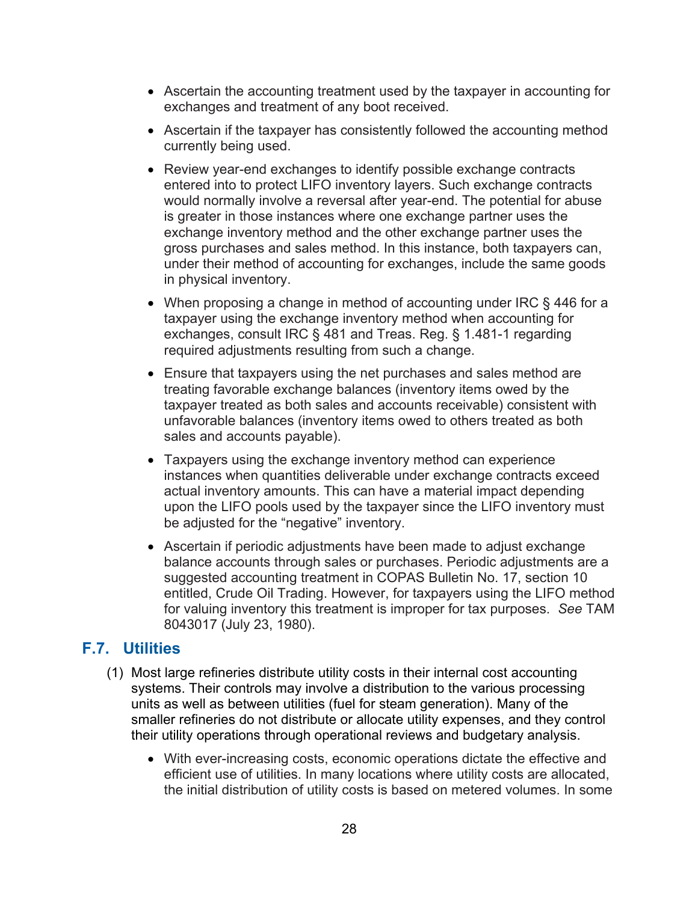- Ascertain the accounting treatment used by the taxpayer in accounting for exchanges and treatment of any boot received.
- Ascertain if the taxpayer has consistently followed the accounting method currently being used.
- Review year-end exchanges to identify possible exchange contracts entered into to protect LIFO inventory layers. Such exchange contracts would normally involve a reversal after year-end. The potential for abuse is greater in those instances where one exchange partner uses the exchange inventory method and the other exchange partner uses the gross purchases and sales method. In this instance, both taxpayers can, under their method of accounting for exchanges, include the same goods in physical inventory.
- When proposing a change in method of accounting under IRC § 446 for a taxpayer using the exchange inventory method when accounting for exchanges, consult IRC § 481 and Treas. Reg. § 1.481-1 regarding required adjustments resulting from such a change.
- Ensure that taxpayers using the net purchases and sales method are treating favorable exchange balances (inventory items owed by the taxpayer treated as both sales and accounts receivable) consistent with unfavorable balances (inventory items owed to others treated as both sales and accounts payable).
- Taxpayers using the exchange inventory method can experience instances when quantities deliverable under exchange contracts exceed actual inventory amounts. This can have a material impact depending upon the LIFO pools used by the taxpayer since the LIFO inventory must be adjusted for the "negative" inventory.
- Ascertain if periodic adjustments have been made to adjust exchange balance accounts through sales or purchases. Periodic adjustments are a suggested accounting treatment in COPAS Bulletin No. 17, section 10 entitled, Crude Oil Trading. However, for taxpayers using the LIFO method for valuing inventory this treatment is improper for tax purposes. *See* TAM 8043017 (July 23, 1980).

## F.7. Utilities

(1) Most large refineries distribute utility costs in their internal cost accounting systems. Their controls may involve a distribution to the various processing units as well as between utilities (fuel for steam generation). Many of the smaller refineries do not distribute or allocate utility expenses, and they control their utility operations through operational reviews and budgetary analysis.

- With ever-increasing costs, economic operations dictate the effective and efficient use of utilities. In many locations where utility costs are allocated, the initial distribution of utility costs is based on metered volumes. In some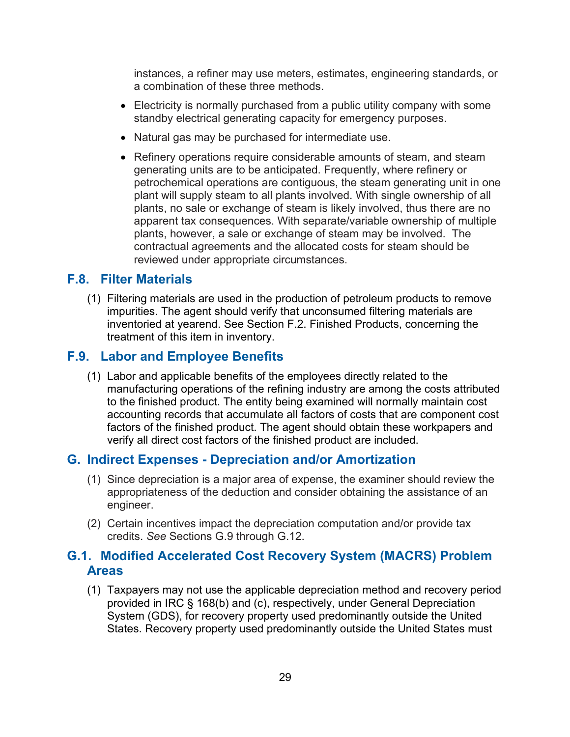instances, a refiner may use meters, estimates, engineering standards, or a combination of these three methods.

- Electricity is normally purchased from a public utility company with some standby electrical generating capacity for emergency purposes.
- Natural gas may be purchased for intermediate use.
- Refinery operations require considerable amounts of steam, and steam generating units are to be anticipated. Frequently, where refinery or petrochemical operations are contiguous, the steam generating unit in one plant will supply steam to all plants involved. With single ownership of all plants, no sale or exchange of steam is likely involved, thus there are no apparent tax consequences. With separate/variable ownership of multiple plants, however, a sale or exchange of steam may be involved. The contractual agreements and the allocated costs for steam should be reviewed under appropriate circumstances.

## F.8. Filter Materials

(1) Filtering materials are used in the production of petroleum products to remove impurities. The agent should verify that unconsumed filtering materials are inventoried at yearend. See Section F.2. Finished Products, concerning the treatment of this item in inventory.

## F.9. Labor and Employee Benefits

(1) Labor and applicable benefits of the employees directly related to the manufacturing operations of the refining industry are among the costs attributed to the finished product. The entity being examined will normally maintain cost accounting records that accumulate all factors of costs that are component cost factors of the finished product. The agent should obtain these workpapers and verify all direct cost factors of the finished product are included.

## G. Indirect Expenses - Depreciation and/or Amortization

(1) Since depreciation is a major area of expense, the examiner should review the appropriateness of the deduction and consider obtaining the assistance of an engineer.

(2) Certain incentives impact the depreciation computation and/or provide tax credits. *See* Sections G.9 through G.12.

## G.1. Modified Accelerated Cost Recovery System (MACRS) Problem Areas

(1) Taxpayers may not use the applicable depreciation method and recovery period provided in IRC § 168(b) and (c), respectively, under General Depreciation System (GDS), for recovery property used predominantly outside the United States. Recovery property used predominantly outside the United States must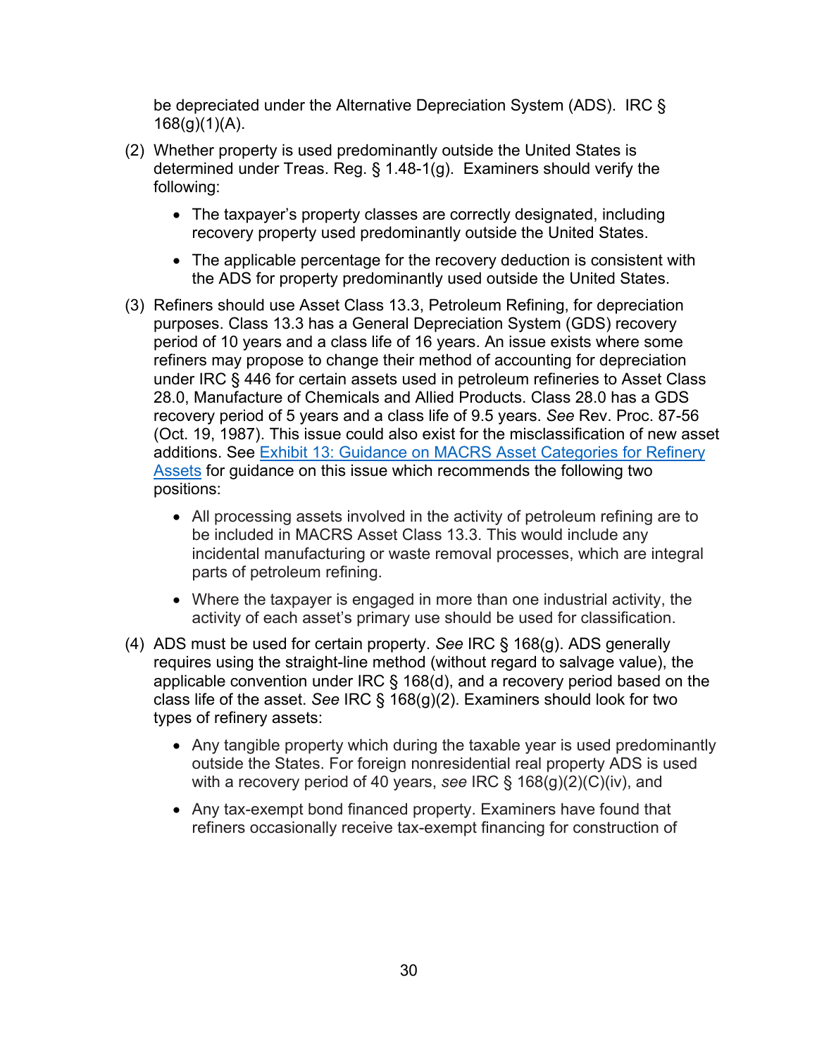be depreciated under the Alternative Depreciation System (ADS). IRC § 168(g)(1)(A).

(2) Whether property is used predominantly outside the United States is determined under Treas. Reg. § 1.48-1(g). Examiners should verify the following:

- The taxpayer's property classes are correctly designated, including recovery property used predominantly outside the United States.
- The applicable percentage for the recovery deduction is consistent with the ADS for property predominantly used outside the United States.

(3) Refiners should use Asset Class 13.3, Petroleum Refining, for depreciation purposes. Class 13.3 has a General Depreciation System (GDS) recovery period of 10 years and a class life of 16 years. An issue exists where some refiners may propose to change their method of accounting for depreciation under IRC § 446 for certain assets used in petroleum refineries to Asset Class 28.0, Manufacture of Chemicals and Allied Products. Class 28.0 has a GDS recovery period of 5 years and a class life of 9.5 years. *See* Rev. Proc. 87-56 (Oct. 19, 1987). This issue could also exist for the misclassification of new asset additions. See [Exhibit 13: Guidance on MACRS Asset Categories for Refinery Assets]() for guidance on this issue which recommends the following two positions:

- All processing assets involved in the activity of petroleum refining are to be included in MACRS Asset Class 13.3. This would include any incidental manufacturing or waste removal processes, which are integral parts of petroleum refining.
- Where the taxpayer is engaged in more than one industrial activity, the activity of each asset's primary use should be used for classification.

(4) ADS must be used for certain property. *See* IRC § 168(g). ADS generally requires using the straight-line method (without regard to salvage value), the applicable convention under IRC § 168(d), and a recovery period based on the class life of the asset. *See* IRC § 168(g)(2). Examiners should look for two types of refinery assets:

- Any tangible property which during the taxable year is used predominantly outside the States. For foreign nonresidential real property ADS is used with a recovery period of 40 years, *see* IRC § 168(g)(2)(C)(iv), and
- Any tax-exempt bond financed property. Examiners have found that refiners occasionally receive tax-exempt financing for construction of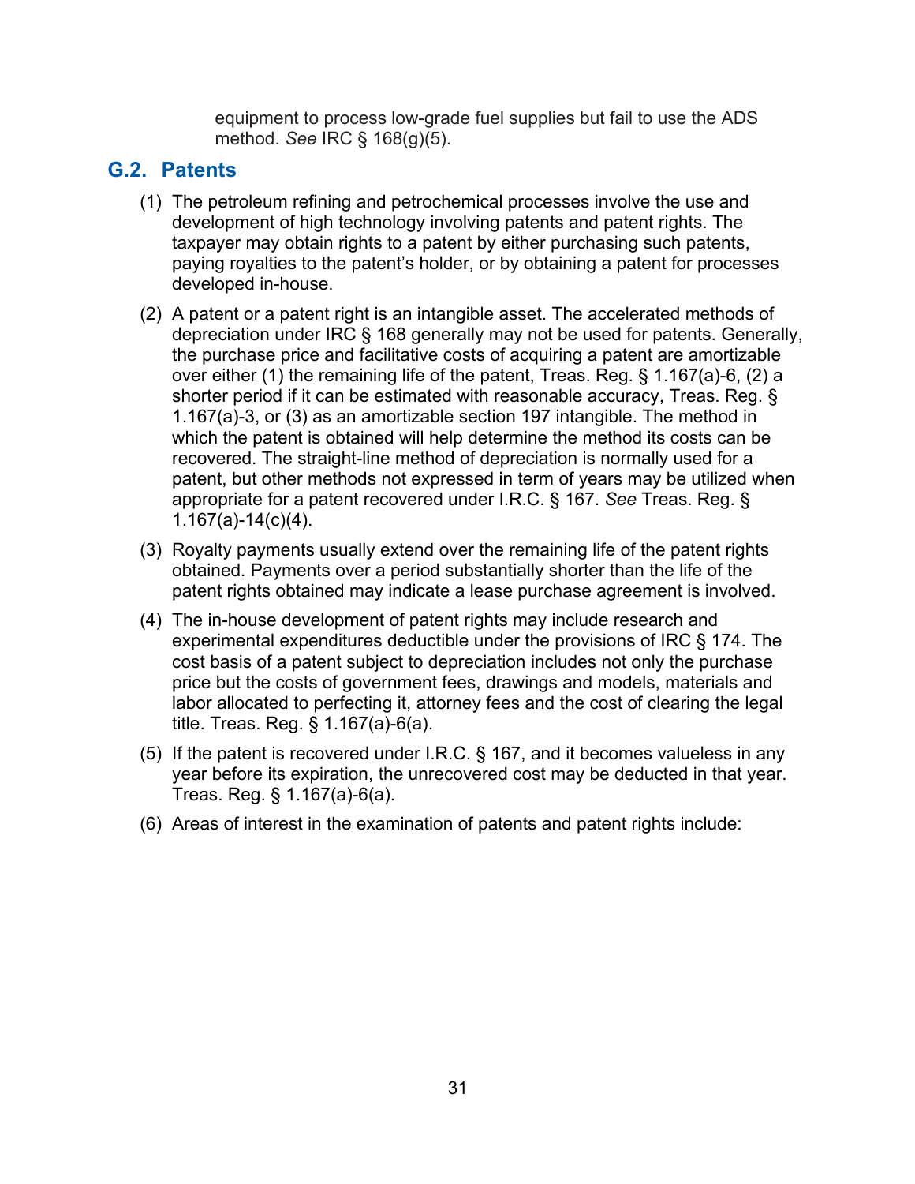equipment to process low-grade fuel supplies but fail to use the ADS method. *See* IRC § 168(g)(5).

## G.2. Patents

(1) The petroleum refining and petrochemical processes involve the use and development of high technology involving patents and patent rights. The taxpayer may obtain rights to a patent by either purchasing such patents, paying royalties to the patent's holder, or by obtaining a patent for processes developed in-house.

(2) A patent or a patent right is an intangible asset. The accelerated methods of depreciation under IRC § 168 generally may not be used for patents. Generally, the purchase price and facilitative costs of acquiring a patent are amortizable over either (1) the remaining life of the patent, Treas. Reg. § 1.167(a)-6, (2) a shorter period if it can be estimated with reasonable accuracy, Treas. Reg. § 1.167(a)-3, or (3) as an amortizable section 197 intangible. The method in which the patent is obtained will help determine the method its costs can be recovered. The straight-line method of depreciation is normally used for a patent, but other methods not expressed in term of years may be utilized when appropriate for a patent recovered under I.R.C. § 167. *See* Treas. Reg. § 1.167(a)-14(c)(4).

(3) Royalty payments usually extend over the remaining life of the patent rights obtained. Payments over a period substantially shorter than the life of the patent rights obtained may indicate a lease purchase agreement is involved.

(4) The in-house development of patent rights may include research and experimental expenditures deductible under the provisions of IRC § 174. The cost basis of a patent subject to depreciation includes not only the purchase price but the costs of government fees, drawings and models, materials and labor allocated to perfecting it, attorney fees and the cost of clearing the legal title. Treas. Reg. § 1.167(a)-6(a).

(5) If the patent is recovered under I.R.C. § 167, and it becomes valueless in any year before its expiration, the unrecovered cost may be deducted in that year. Treas. Reg. § 1.167(a)-6(a).

(6) Areas of interest in the examination of patents and patent rights include: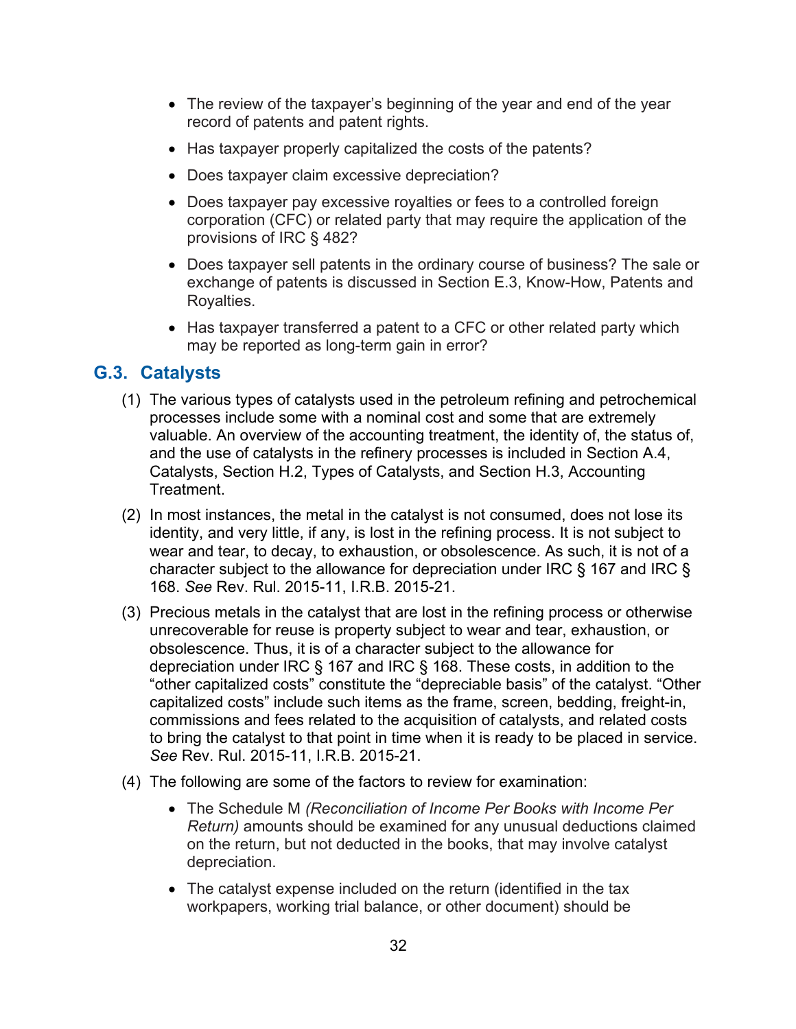- The review of the taxpayer's beginning of the year and end of the year record of patents and patent rights.
- Has taxpayer properly capitalized the costs of the patents?
- Does taxpayer claim excessive depreciation?
- Does taxpayer pay excessive royalties or fees to a controlled foreign corporation (CFC) or related party that may require the application of the provisions of IRC § 482?
- Does taxpayer sell patents in the ordinary course of business? The sale or exchange of patents is discussed in Section E.3, Know-How, Patents and Royalties.
- Has taxpayer transferred a patent to a CFC or other related party which may be reported as long-term gain in error?

## G.3. Catalysts

(1) The various types of catalysts used in the petroleum refining and petrochemical processes include some with a nominal cost and some that are extremely valuable. An overview of the accounting treatment, the identity of, the status of, and the use of catalysts in the refinery processes is included in Section A.4, Catalysts, Section H.2, Types of Catalysts, and Section H.3, Accounting Treatment.

(2) In most instances, the metal in the catalyst is not consumed, does not lose its identity, and very little, if any, is lost in the refining process. It is not subject to wear and tear, to decay, to exhaustion, or obsolescence. As such, it is not of a character subject to the allowance for depreciation under IRC § 167 and IRC § 168. *See* Rev. Rul. 2015-11, I.R.B. 2015-21.

(3) Precious metals in the catalyst that are lost in the refining process or otherwise unrecoverable for reuse is property subject to wear and tear, exhaustion, or obsolescence. Thus, it is of a character subject to the allowance for depreciation under IRC § 167 and IRC § 168. These costs, in addition to the "other capitalized costs" constitute the "depreciable basis" of the catalyst. "Other capitalized costs" include such items as the frame, screen, bedding, freight-in, commissions and fees related to the acquisition of catalysts, and related costs to bring the catalyst to that point in time when it is ready to be placed in service. *See* Rev. Rul. 2015-11, I.R.B. 2015-21.

(4) The following are some of the factors to review for examination:

- The Schedule M *(Reconciliation of Income Per Books with Income Per Return)* amounts should be examined for any unusual deductions claimed on the return, but not deducted in the books, that may involve catalyst depreciation.
- The catalyst expense included on the return (identified in the tax workpapers, working trial balance, or other document) should be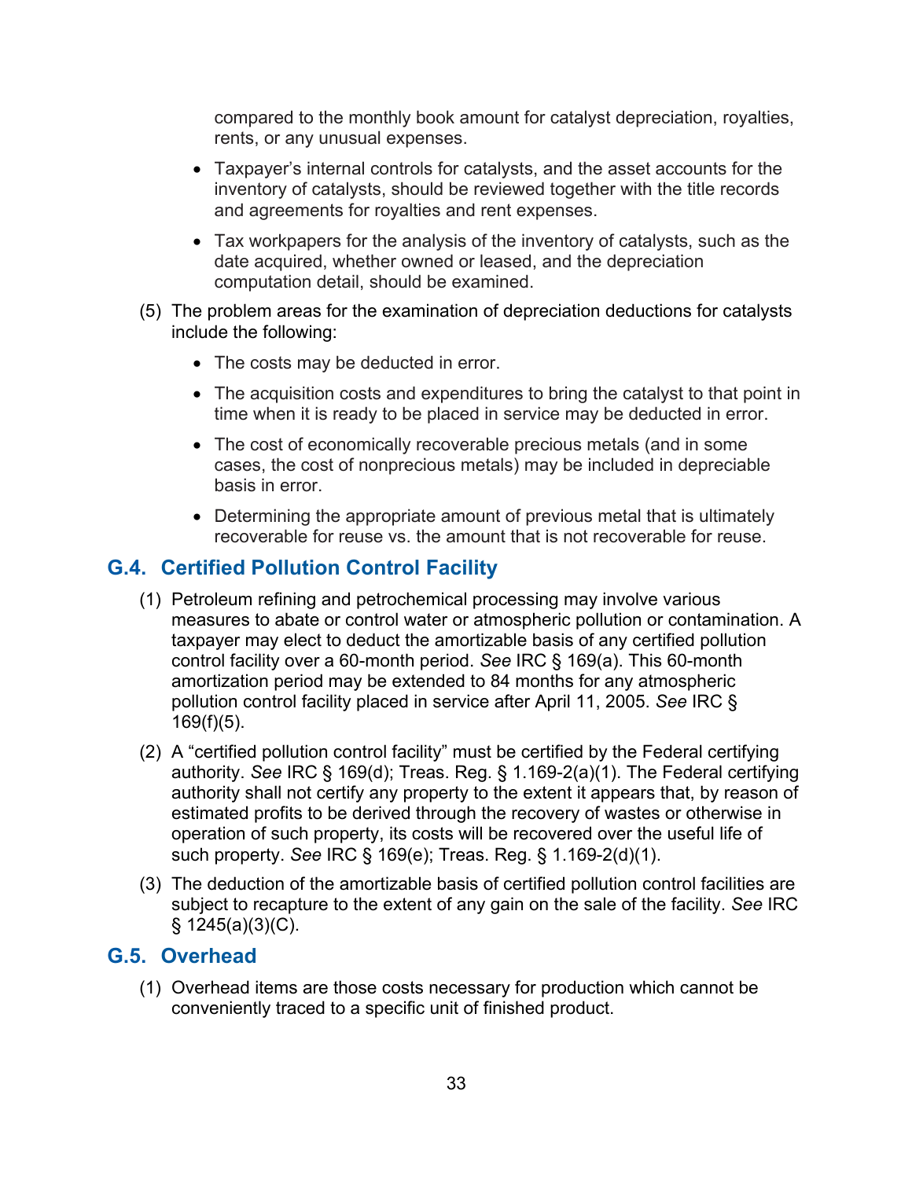compared to the monthly book amount for catalyst depreciation, royalties, rents, or any unusual expenses.

- Taxpayer's internal controls for catalysts, and the asset accounts for the inventory of catalysts, should be reviewed together with the title records and agreements for royalties and rent expenses.
- Tax workpapers for the analysis of the inventory of catalysts, such as the date acquired, whether owned or leased, and the depreciation computation detail, should be examined.

(5) The problem areas for the examination of depreciation deductions for catalysts include the following:

- The costs may be deducted in error.
- The acquisition costs and expenditures to bring the catalyst to that point in time when it is ready to be placed in service may be deducted in error.
- The cost of economically recoverable precious metals (and in some cases, the cost of nonprecious metals) may be included in depreciable basis in error.
- Determining the appropriate amount of previous metal that is ultimately recoverable for reuse vs. the amount that is not recoverable for reuse.

## G.4. Certified Pollution Control Facility

(1) Petroleum refining and petrochemical processing may involve various measures to abate or control water or atmospheric pollution or contamination. A taxpayer may elect to deduct the amortizable basis of any certified pollution control facility over a 60-month period. *See* IRC § 169(a). This 60-month amortization period may be extended to 84 months for any atmospheric pollution control facility placed in service after April 11, 2005. *See* IRC § 169(f)(5).

(2) A "certified pollution control facility" must be certified by the Federal certifying authority. *See* IRC § 169(d); Treas. Reg. § 1.169-2(a)(1). The Federal certifying authority shall not certify any property to the extent it appears that, by reason of estimated profits to be derived through the recovery of wastes or otherwise in operation of such property, its costs will be recovered over the useful life of such property. *See* IRC § 169(e); Treas. Reg. § 1.169-2(d)(1).

(3) The deduction of the amortizable basis of certified pollution control facilities are subject to recapture to the extent of any gain on the sale of the facility. *See* IRC § 1245(a)(3)(C).

## G.5. Overhead

(1) Overhead items are those costs necessary for production which cannot be conveniently traced to a specific unit of finished product.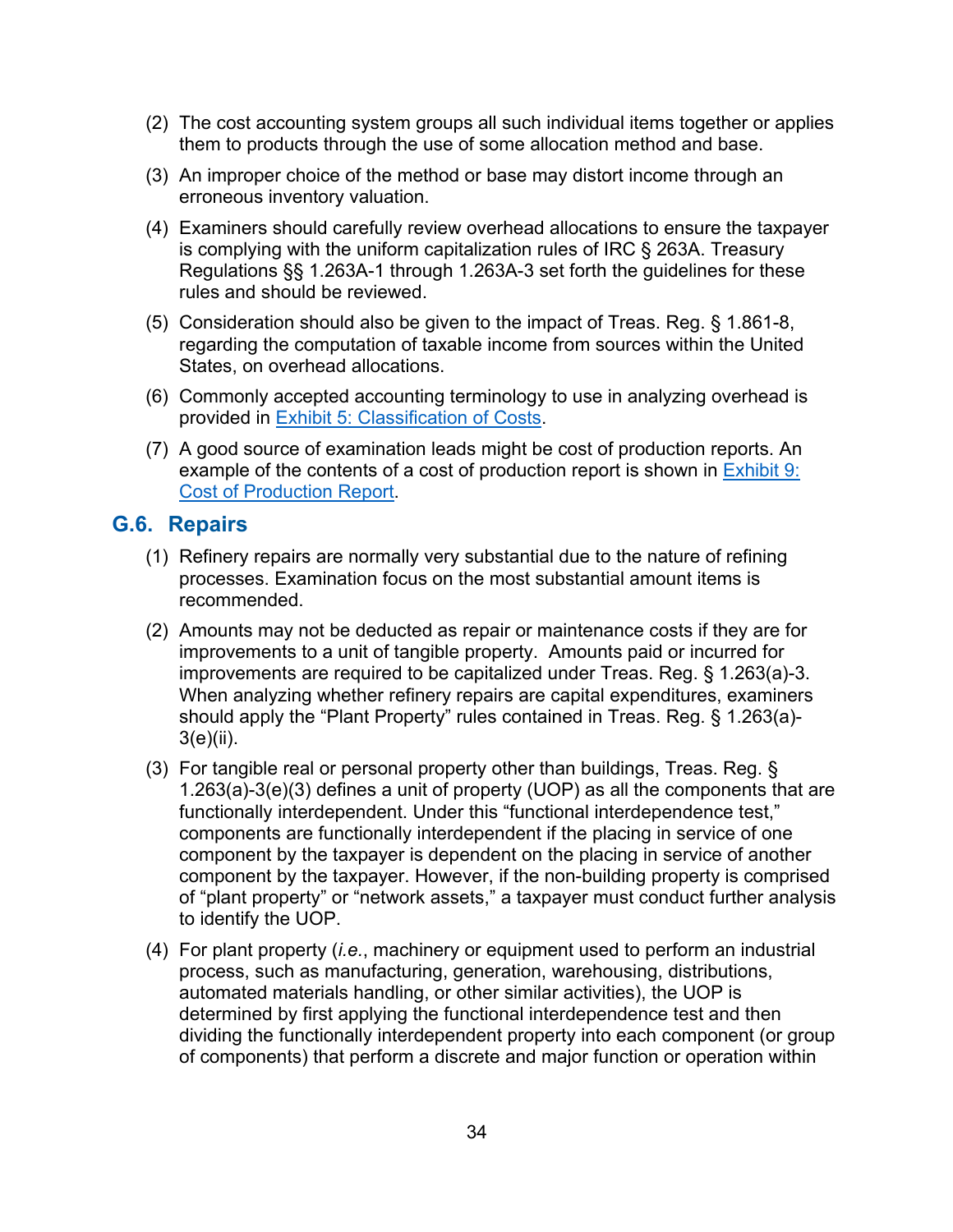(2) The cost accounting system groups all such individual items together or applies them to products through the use of some allocation method and base.

(3) An improper choice of the method or base may distort income through an erroneous inventory valuation.

(4) Examiners should carefully review overhead allocations to ensure the taxpayer is complying with the uniform capitalization rules of IRC § 263A. Treasury Regulations §§ 1.263A-1 through 1.263A-3 set forth the guidelines for these rules and should be reviewed.

(5) Consideration should also be given to the impact of Treas. Reg. § 1.861-8, regarding the computation of taxable income from sources within the United States, on overhead allocations.

(6) Commonly accepted accounting terminology to use in analyzing overhead is provided in [Exhibit 5: Classification of Costs](#).

(7) A good source of examination leads might be cost of production reports. An example of the contents of a cost of production report is shown in [Exhibit 9: Cost of Production Report](#).

## G.6. Repairs

(1) Refinery repairs are normally very substantial due to the nature of refining processes. Examination focus on the most substantial amount items is recommended.

(2) Amounts may not be deducted as repair or maintenance costs if they are for improvements to a unit of tangible property. Amounts paid or incurred for improvements are required to be capitalized under Treas. Reg. § 1.263(a)-3. When analyzing whether refinery repairs are capital expenditures, examiners should apply the "Plant Property" rules contained in Treas. Reg. § 1.263(a)-3(e)(ii).

(3) For tangible real or personal property other than buildings, Treas. Reg. § 1.263(a)-3(e)(3) defines a unit of property (UOP) as all the components that are functionally interdependent. Under this "functional interdependence test," components are functionally interdependent if the placing in service of one component by the taxpayer is dependent on the placing in service of another component by the taxpayer. However, if the non-building property is comprised of "plant property" or "network assets," a taxpayer must conduct further analysis to identify the UOP.

(4) For plant property (*i.e.*, machinery or equipment used to perform an industrial process, such as manufacturing, generation, warehousing, distributions, automated materials handling, or other similar activities), the UOP is determined by first applying the functional interdependence test and then dividing the functionally interdependent property into each component (or group of components) that perform a discrete and major function or operation within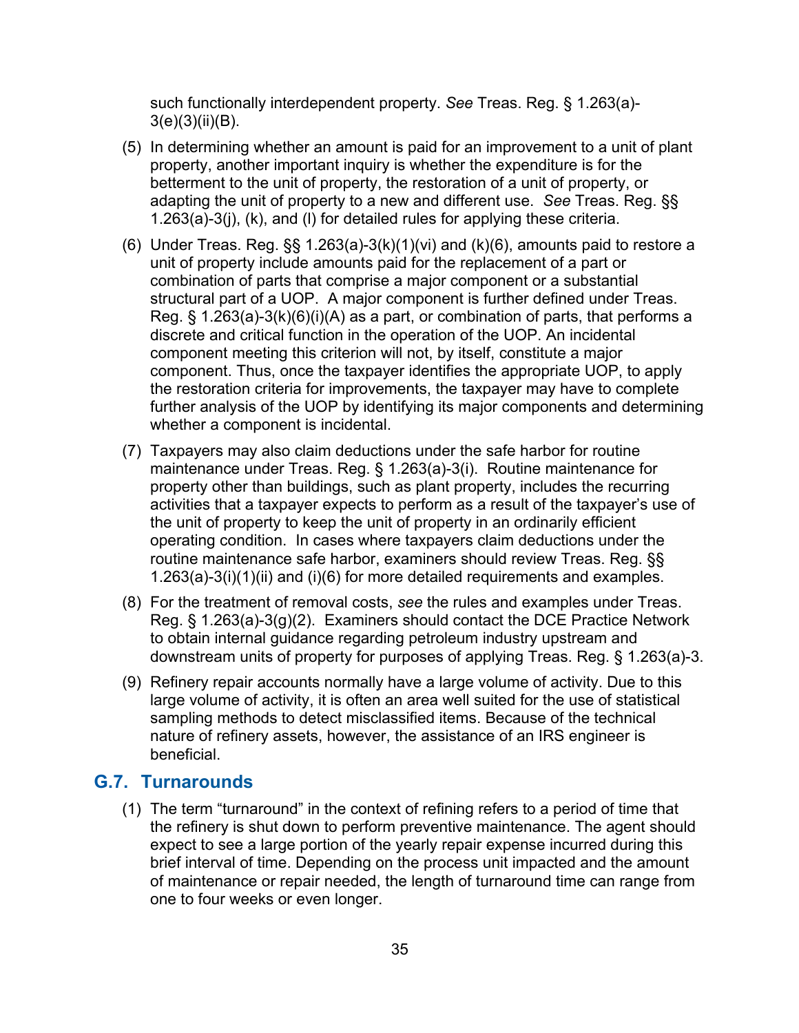such functionally interdependent property. *See* Treas. Reg. § 1.263(a)-3(e)(3)(ii)(B).

(5) In determining whether an amount is paid for an improvement to a unit of plant property, another important inquiry is whether the expenditure is for the betterment to the unit of property, the restoration of a unit of property, or adapting the unit of property to a new and different use. *See* Treas. Reg. §§ 1.263(a)-3(j), (k), and (l) for detailed rules for applying these criteria.

(6) Under Treas. Reg. §§ 1.263(a)-3(k)(1)(vi) and (k)(6), amounts paid to restore a unit of property include amounts paid for the replacement of a part or combination of parts that comprise a major component or a substantial structural part of a UOP. A major component is further defined under Treas. Reg. § 1.263(a)-3(k)(6)(i)(A) as a part, or combination of parts, that performs a discrete and critical function in the operation of the UOP. An incidental component meeting this criterion will not, by itself, constitute a major component. Thus, once the taxpayer identifies the appropriate UOP, to apply the restoration criteria for improvements, the taxpayer may have to complete further analysis of the UOP by identifying its major components and determining whether a component is incidental.

(7) Taxpayers may also claim deductions under the safe harbor for routine maintenance under Treas. Reg. § 1.263(a)-3(i). Routine maintenance for property other than buildings, such as plant property, includes the recurring activities that a taxpayer expects to perform as a result of the taxpayer's use of the unit of property to keep the unit of property in an ordinarily efficient operating condition. In cases where taxpayers claim deductions under the routine maintenance safe harbor, examiners should review Treas. Reg. §§ 1.263(a)-3(i)(1)(ii) and (i)(6) for more detailed requirements and examples.

(8) For the treatment of removal costs, *see* the rules and examples under Treas. Reg. § 1.263(a)-3(g)(2). Examiners should contact the DCE Practice Network to obtain internal guidance regarding petroleum industry upstream and downstream units of property for purposes of applying Treas. Reg. § 1.263(a)-3.

(9) Refinery repair accounts normally have a large volume of activity. Due to this large volume of activity, it is often an area well suited for the use of statistical sampling methods to detect misclassified items. Because of the technical nature of refinery assets, however, the assistance of an IRS engineer is beneficial.

## G.7. Turnarounds

(1) The term "turnaround" in the context of refining refers to a period of time that the refinery is shut down to perform preventive maintenance. The agent should expect to see a large portion of the yearly repair expense incurred during this brief interval of time. Depending on the process unit impacted and the amount of maintenance or repair needed, the length of turnaround time can range from one to four weeks or even longer.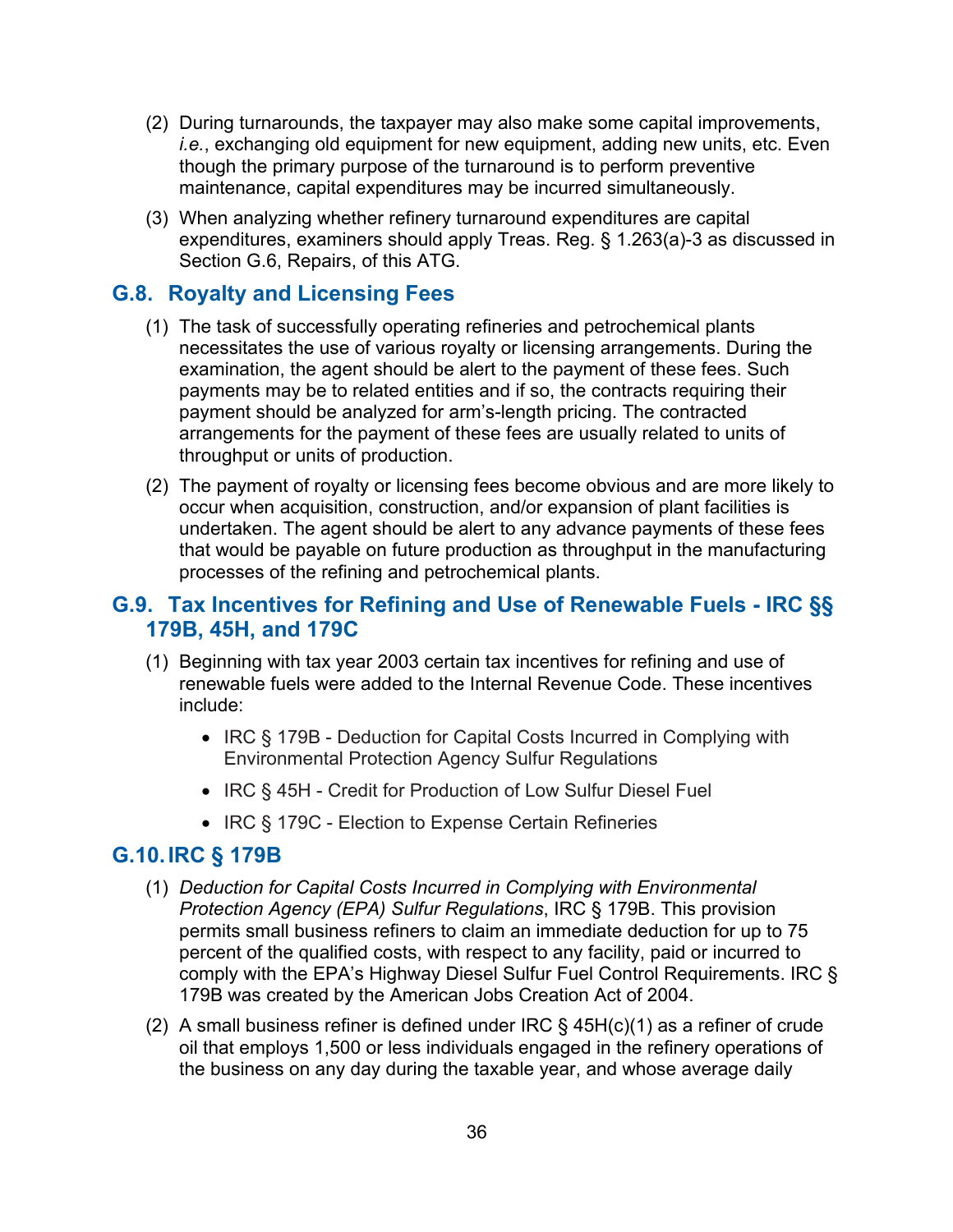(2) During turnarounds, the taxpayer may also make some capital improvements, *i.e.*, exchanging old equipment for new equipment, adding new units, etc. Even though the primary purpose of the turnaround is to perform preventive maintenance, capital expenditures may be incurred simultaneously.

(3) When analyzing whether refinery turnaround expenditures are capital expenditures, examiners should apply Treas. Reg. § 1.263(a)-3 as discussed in Section G.6, Repairs, of this ATG.

## G.8. Royalty and Licensing Fees

(1) The task of successfully operating refineries and petrochemical plants necessitates the use of various royalty or licensing arrangements. During the examination, the agent should be alert to the payment of these fees. Such payments may be to related entities and if so, the contracts requiring their payment should be analyzed for arm's-length pricing. The contracted arrangements for the payment of these fees are usually related to units of throughput or units of production.

(2) The payment of royalty or licensing fees become obvious and are more likely to occur when acquisition, construction, and/or expansion of plant facilities is undertaken. The agent should be alert to any advance payments of these fees that would be payable on future production as throughput in the manufacturing processes of the refining and petrochemical plants.

## G.9. Tax Incentives for Refining and Use of Renewable Fuels - IRC §§ 179B, 45H, and 179C

(1) Beginning with tax year 2003 certain tax incentives for refining and use of renewable fuels were added to the Internal Revenue Code. These incentives include:

- IRC § 179B - Deduction for Capital Costs Incurred in Complying with Environmental Protection Agency Sulfur Regulations
- IRC § 45H - Credit for Production of Low Sulfur Diesel Fuel
- IRC § 179C - Election to Expense Certain Refineries

## G.10. IRC § 179B

(1) *Deduction for Capital Costs Incurred in Complying with Environmental Protection Agency (EPA) Sulfur Regulations*, IRC § 179B. This provision permits small business refiners to claim an immediate deduction for up to 75 percent of the qualified costs, with respect to any facility, paid or incurred to comply with the EPA's Highway Diesel Sulfur Fuel Control Requirements. IRC § 179B was created by the American Jobs Creation Act of 2004.

(2) A small business refiner is defined under IRC § 45H(c)(1) as a refiner of crude oil that employs 1,500 or less individuals engaged in the refinery operations of the business on any day during the taxable year, and whose average daily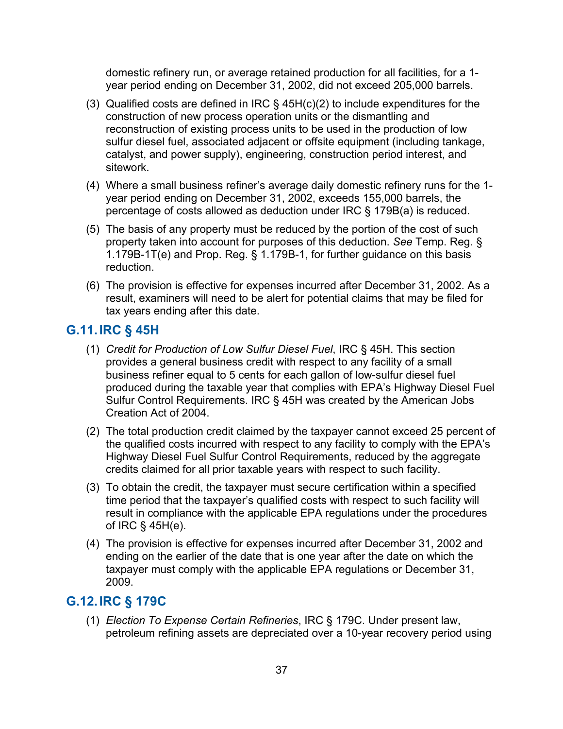domestic refinery run, or average retained production for all facilities, for a 1-year period ending on December 31, 2002, did not exceed 205,000 barrels.

(3) Qualified costs are defined in IRC § 45H(c)(2) to include expenditures for the construction of new process operation units or the dismantling and reconstruction of existing process units to be used in the production of low sulfur diesel fuel, associated adjacent or offsite equipment (including tankage, catalyst, and power supply), engineering, construction period interest, and sitework.

(4) Where a small business refiner's average daily domestic refinery runs for the 1-year period ending on December 31, 2002, exceeds 155,000 barrels, the percentage of costs allowed as deduction under IRC § 179B(a) is reduced.

(5) The basis of any property must be reduced by the portion of the cost of such property taken into account for purposes of this deduction. *See* Temp. Reg. § 1.179B-1T(e) and Prop. Reg. § 1.179B-1, for further guidance on this basis reduction.

(6) The provision is effective for expenses incurred after December 31, 2002. As a result, examiners will need to be alert for potential claims that may be filed for tax years ending after this date.

## G.11. IRC § 45H

(1) *Credit for Production of Low Sulfur Diesel Fuel*, IRC § 45H. This section provides a general business credit with respect to any facility of a small business refiner equal to 5 cents for each gallon of low-sulfur diesel fuel produced during the taxable year that complies with EPA's Highway Diesel Fuel Sulfur Control Requirements. IRC § 45H was created by the American Jobs Creation Act of 2004.

(2) The total production credit claimed by the taxpayer cannot exceed 25 percent of the qualified costs incurred with respect to any facility to comply with the EPA's Highway Diesel Fuel Sulfur Control Requirements, reduced by the aggregate credits claimed for all prior taxable years with respect to such facility.

(3) To obtain the credit, the taxpayer must secure certification within a specified time period that the taxpayer's qualified costs with respect to such facility will result in compliance with the applicable EPA regulations under the procedures of IRC § 45H(e).

(4) The provision is effective for expenses incurred after December 31, 2002 and ending on the earlier of the date that is one year after the date on which the taxpayer must comply with the applicable EPA regulations or December 31, 2009.

## G.12. IRC § 179C

(1) *Election To Expense Certain Refineries*, IRC § 179C. Under present law, petroleum refining assets are depreciated over a 10-year recovery period using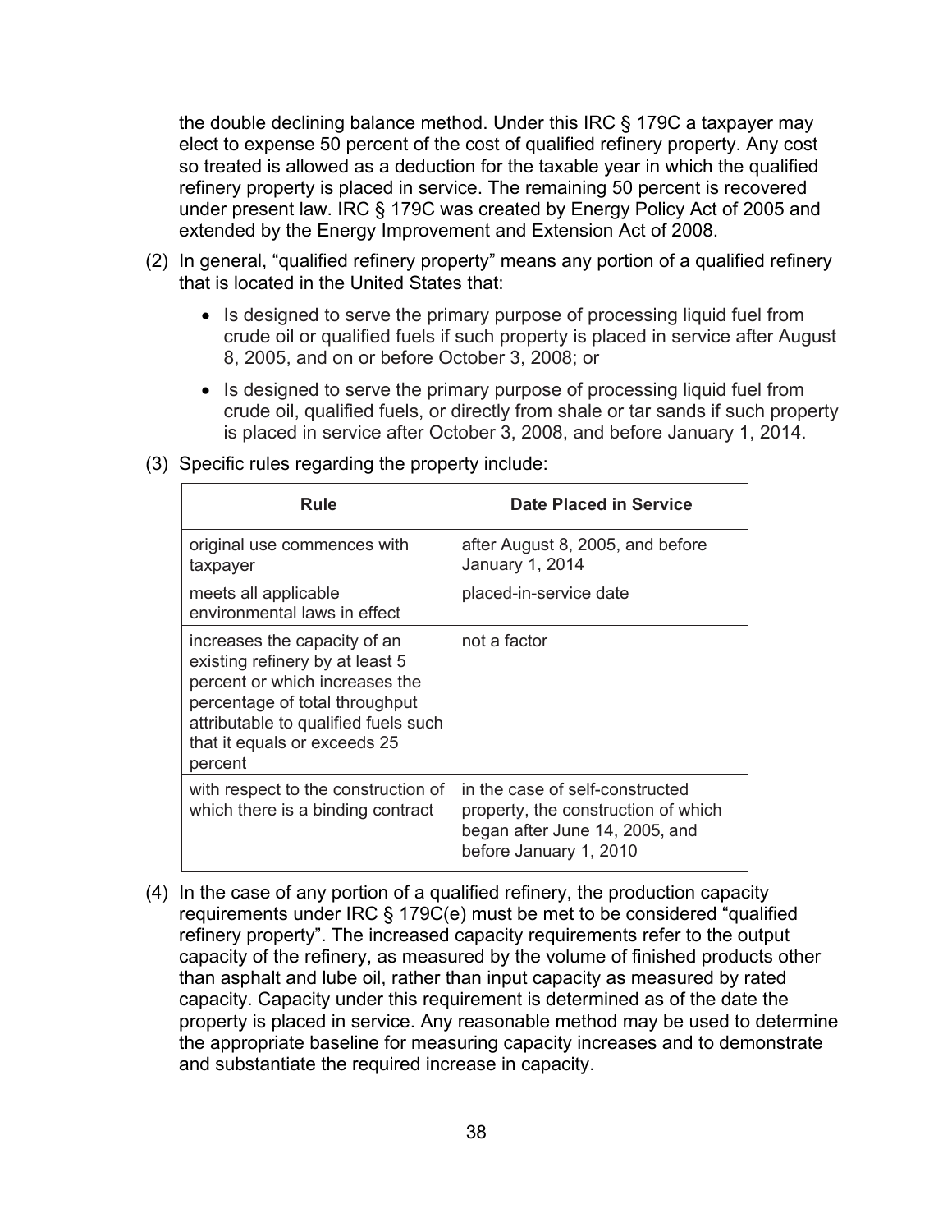the double declining balance method. Under this IRC § 179C a taxpayer may elect to expense 50 percent of the cost of qualified refinery property. Any cost so treated is allowed as a deduction for the taxable year in which the qualified refinery property is placed in service. The remaining 50 percent is recovered under present law. IRC § 179C was created by Energy Policy Act of 2005 and extended by the Energy Improvement and Extension Act of 2008.

(2) In general, "qualified refinery property" means any portion of a qualified refinery that is located in the United States that:

- Is designed to serve the primary purpose of processing liquid fuel from crude oil or qualified fuels if such property is placed in service after August 8, 2005, and on or before October 3, 2008; or
- Is designed to serve the primary purpose of processing liquid fuel from crude oil, qualified fuels, or directly from shale or tar sands if such property is placed in service after October 3, 2008, and before January 1, 2014.

(3) Specific rules regarding the property include:

| Rule | Date Placed in Service |
|---|---|
| original use commences with taxpayer | after August 8, 2005, and before January 1, 2014 |
| meets all applicable environmental laws in effect | placed-in-service date |
| increases the capacity of an existing refinery by at least 5 percent or which increases the percentage of total throughput attributable to qualified fuels such that it equals or exceeds 25 percent | not a factor |
| with respect to the construction of which there is a binding contract | in the case of self-constructed property, the construction of which began after June 14, 2005, and before January 1, 2010 |

(4) In the case of any portion of a qualified refinery, the production capacity requirements under IRC § 179C(e) must be met to be considered "qualified refinery property". The increased capacity requirements refer to the output capacity of the refinery, as measured by the volume of finished products other than asphalt and lube oil, rather than input capacity as measured by rated capacity. Capacity under this requirement is determined as of the date the property is placed in service. Any reasonable method may be used to determine the appropriate baseline for measuring capacity increases and to demonstrate and substantiate the required increase in capacity.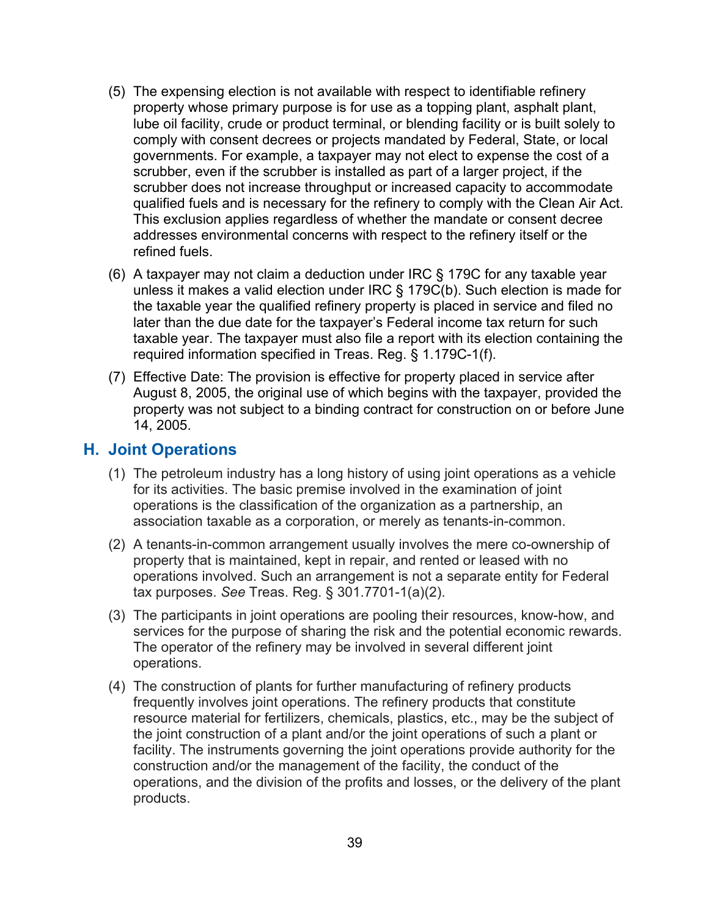(5) The expensing election is not available with respect to identifiable refinery property whose primary purpose is for use as a topping plant, asphalt plant, lube oil facility, crude or product terminal, or blending facility or is built solely to comply with consent decrees or projects mandated by Federal, State, or local governments. For example, a taxpayer may not elect to expense the cost of a scrubber, even if the scrubber is installed as part of a larger project, if the scrubber does not increase throughput or increased capacity to accommodate qualified fuels and is necessary for the refinery to comply with the Clean Air Act. This exclusion applies regardless of whether the mandate or consent decree addresses environmental concerns with respect to the refinery itself or the refined fuels.

(6) A taxpayer may not claim a deduction under IRC § 179C for any taxable year unless it makes a valid election under IRC § 179C(b). Such election is made for the taxable year the qualified refinery property is placed in service and filed no later than the due date for the taxpayer's Federal income tax return for such taxable year. The taxpayer must also file a report with its election containing the required information specified in Treas. Reg. § 1.179C-1(f).

(7) Effective Date: The provision is effective for property placed in service after August 8, 2005, the original use of which begins with the taxpayer, provided the property was not subject to a binding contract for construction on or before June 14, 2005.

## H. Joint Operations

(1) The petroleum industry has a long history of using joint operations as a vehicle for its activities. The basic premise involved in the examination of joint operations is the classification of the organization as a partnership, an association taxable as a corporation, or merely as tenants-in-common.

(2) A tenants-in-common arrangement usually involves the mere co-ownership of property that is maintained, kept in repair, and rented or leased with no operations involved. Such an arrangement is not a separate entity for Federal tax purposes. *See* Treas. Reg. § 301.7701-1(a)(2).

(3) The participants in joint operations are pooling their resources, know-how, and services for the purpose of sharing the risk and the potential economic rewards. The operator of the refinery may be involved in several different joint operations.

(4) The construction of plants for further manufacturing of refinery products frequently involves joint operations. The refinery products that constitute resource material for fertilizers, chemicals, plastics, etc., may be the subject of the joint construction of a plant and/or the joint operations of such a plant or facility. The instruments governing the joint operations provide authority for the construction and/or the management of the facility, the conduct of the operations, and the division of the profits and losses, or the delivery of the plant products.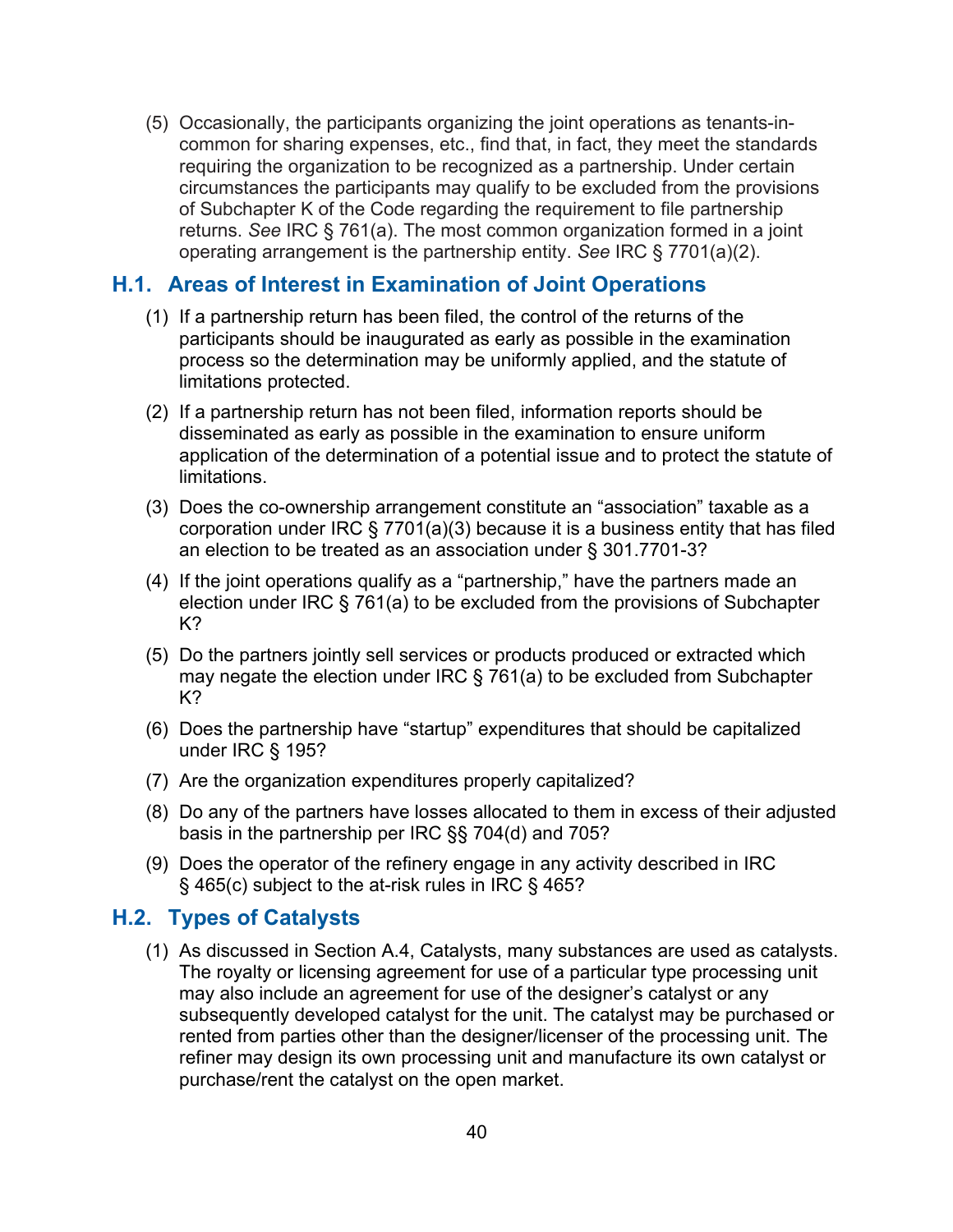(5) Occasionally, the participants organizing the joint operations as tenants-in-common for sharing expenses, etc., find that, in fact, they meet the standards requiring the organization to be recognized as a partnership. Under certain circumstances the participants may qualify to be excluded from the provisions of Subchapter K of the Code regarding the requirement to file partnership returns. *See* IRC § 761(a). The most common organization formed in a joint operating arrangement is the partnership entity. *See* IRC § 7701(a)(2).

## H.1. Areas of Interest in Examination of Joint Operations

(1) If a partnership return has been filed, the control of the returns of the participants should be inaugurated as early as possible in the examination process so the determination may be uniformly applied, and the statute of limitations protected.

(2) If a partnership return has not been filed, information reports should be disseminated as early as possible in the examination to ensure uniform application of the determination of a potential issue and to protect the statute of limitations.

(3) Does the co-ownership arrangement constitute an "association" taxable as a corporation under IRC § 7701(a)(3) because it is a business entity that has filed an election to be treated as an association under § 301.7701-3?

(4) If the joint operations qualify as a "partnership," have the partners made an election under IRC § 761(a) to be excluded from the provisions of Subchapter K?

(5) Do the partners jointly sell services or products produced or extracted which may negate the election under IRC § 761(a) to be excluded from Subchapter K?

(6) Does the partnership have "startup" expenditures that should be capitalized under IRC § 195?

(7) Are the organization expenditures properly capitalized?

(8) Do any of the partners have losses allocated to them in excess of their adjusted basis in the partnership per IRC §§ 704(d) and 705?

(9) Does the operator of the refinery engage in any activity described in IRC § 465(c) subject to the at-risk rules in IRC § 465?

## H.2. Types of Catalysts

(1) As discussed in Section A.4, Catalysts, many substances are used as catalysts. The royalty or licensing agreement for use of a particular type processing unit may also include an agreement for use of the designer's catalyst or any subsequently developed catalyst for the unit. The catalyst may be purchased or rented from parties other than the designer/licenser of the processing unit. The refiner may design its own processing unit and manufacture its own catalyst or purchase/rent the catalyst on the open market.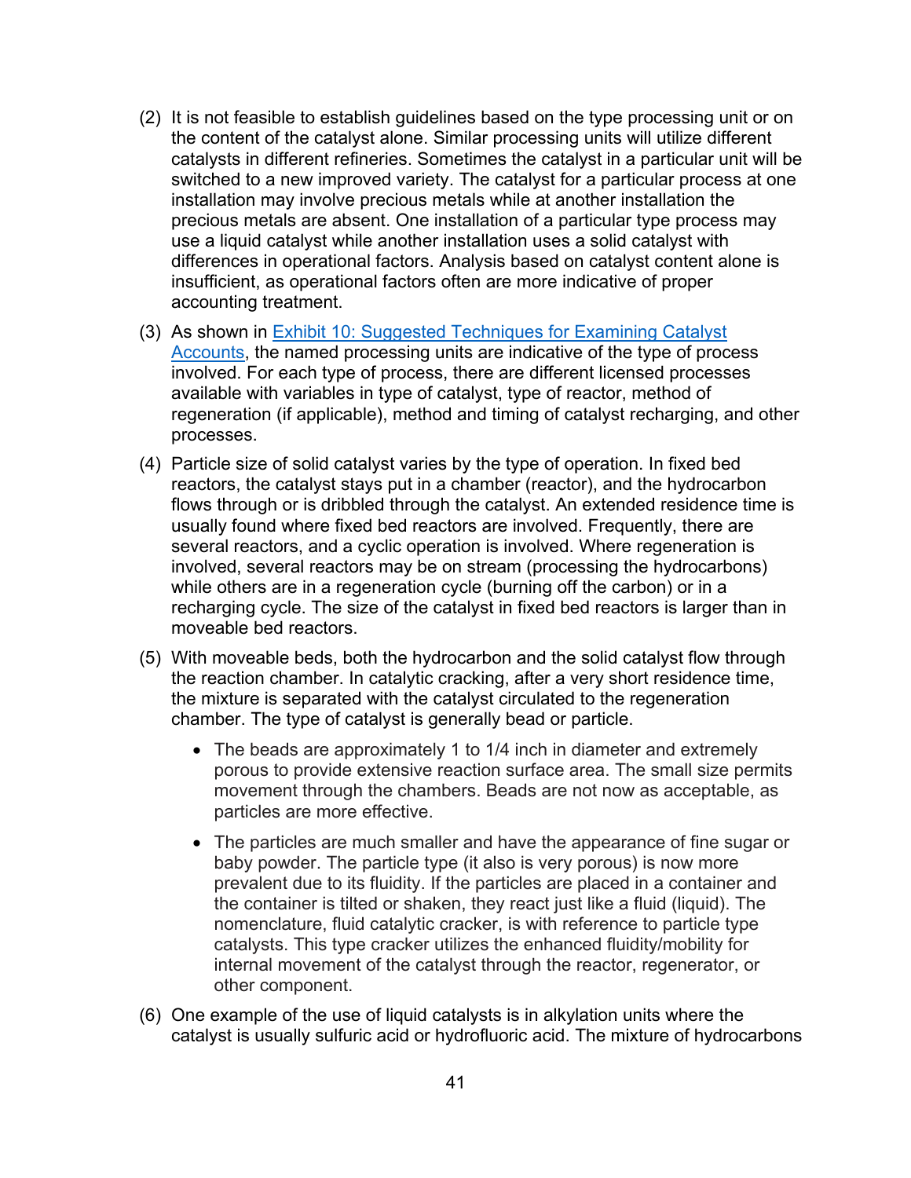(2) It is not feasible to establish guidelines based on the type processing unit or on the content of the catalyst alone. Similar processing units will utilize different catalysts in different refineries. Sometimes the catalyst in a particular unit will be switched to a new improved variety. The catalyst for a particular process at one installation may involve precious metals while at another installation the precious metals are absent. One installation of a particular type process may use a liquid catalyst while another installation uses a solid catalyst with differences in operational factors. Analysis based on catalyst content alone is insufficient, as operational factors often are more indicative of proper accounting treatment.

(3) As shown in [Exhibit 10: Suggested Techniques for Examining Catalyst Accounts](), the named processing units are indicative of the type of process involved. For each type of process, there are different licensed processes available with variables in type of catalyst, type of reactor, method of regeneration (if applicable), method and timing of catalyst recharging, and other processes.

(4) Particle size of solid catalyst varies by the type of operation. In fixed bed reactors, the catalyst stays put in a chamber (reactor), and the hydrocarbon flows through or is dribbled through the catalyst. An extended residence time is usually found where fixed bed reactors are involved. Frequently, there are several reactors, and a cyclic operation is involved. Where regeneration is involved, several reactors may be on stream (processing the hydrocarbons) while others are in a regeneration cycle (burning off the carbon) or in a recharging cycle. The size of the catalyst in fixed bed reactors is larger than in moveable bed reactors.

(5) With moveable beds, both the hydrocarbon and the solid catalyst flow through the reaction chamber. In catalytic cracking, after a very short residence time, the mixture is separated with the catalyst circulated to the regeneration chamber. The type of catalyst is generally bead or particle.

- The beads are approximately 1 to 1/4 inch in diameter and extremely porous to provide extensive reaction surface area. The small size permits movement through the chambers. Beads are not now as acceptable, as particles are more effective.
- The particles are much smaller and have the appearance of fine sugar or baby powder. The particle type (it also is very porous) is now more prevalent due to its fluidity. If the particles are placed in a container and the container is tilted or shaken, they react just like a fluid (liquid). The nomenclature, fluid catalytic cracker, is with reference to particle type catalysts. This type cracker utilizes the enhanced fluidity/mobility for internal movement of the catalyst through the reactor, regenerator, or other component.

(6) One example of the use of liquid catalysts is in alkylation units where the catalyst is usually sulfuric acid or hydrofluoric acid. The mixture of hydrocarbons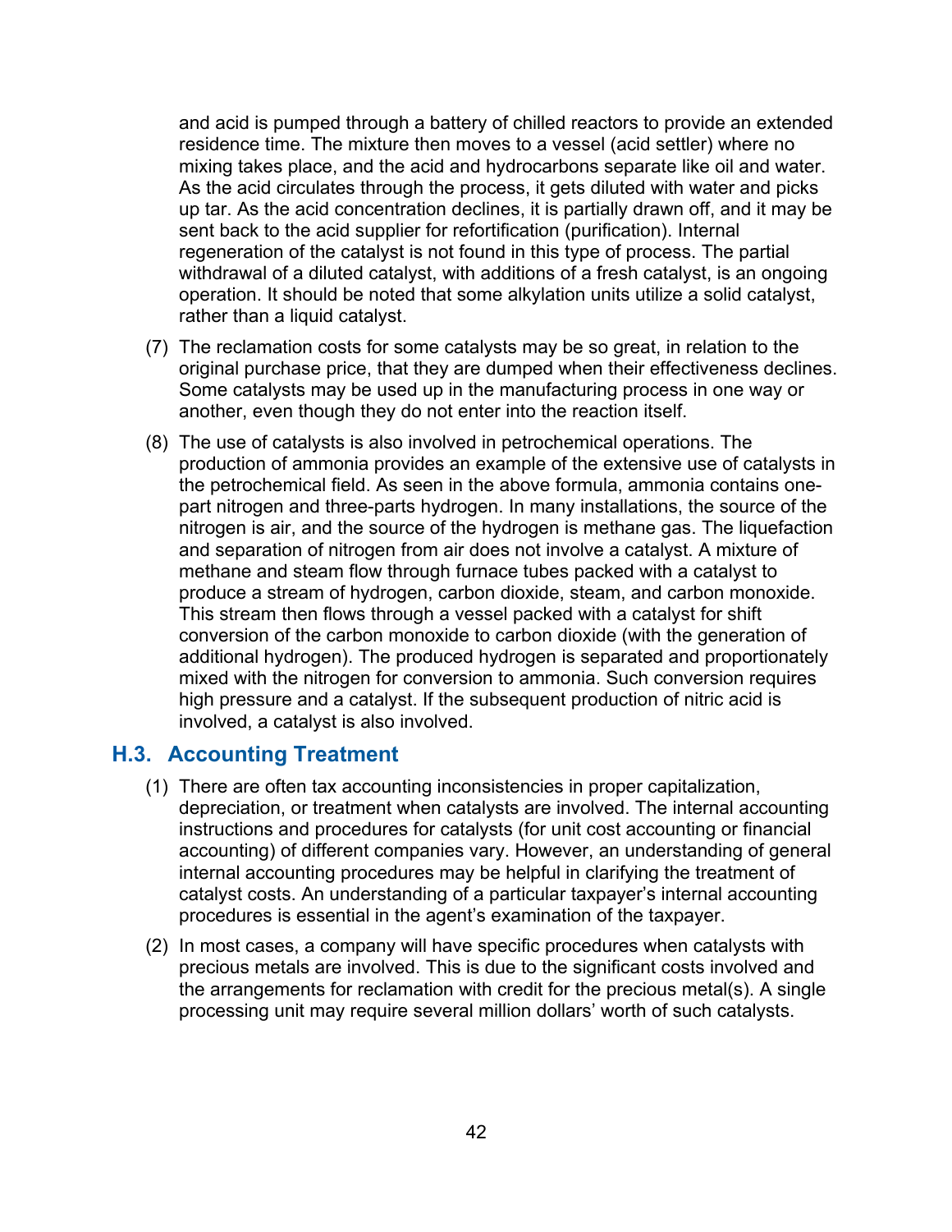and acid is pumped through a battery of chilled reactors to provide an extended residence time. The mixture then moves to a vessel (acid settler) where no mixing takes place, and the acid and hydrocarbons separate like oil and water. As the acid circulates through the process, it gets diluted with water and picks up tar. As the acid concentration declines, it is partially drawn off, and it may be sent back to the acid supplier for refortification (purification). Internal regeneration of the catalyst is not found in this type of process. The partial withdrawal of a diluted catalyst, with additions of a fresh catalyst, is an ongoing operation. It should be noted that some alkylation units utilize a solid catalyst, rather than a liquid catalyst.

(7) The reclamation costs for some catalysts may be so great, in relation to the original purchase price, that they are dumped when their effectiveness declines. Some catalysts may be used up in the manufacturing process in one way or another, even though they do not enter into the reaction itself.

(8) The use of catalysts is also involved in petrochemical operations. The production of ammonia provides an example of the extensive use of catalysts in the petrochemical field. As seen in the above formula, ammonia contains one-part nitrogen and three-parts hydrogen. In many installations, the source of the nitrogen is air, and the source of the hydrogen is methane gas. The liquefaction and separation of nitrogen from air does not involve a catalyst. A mixture of methane and steam flow through furnace tubes packed with a catalyst to produce a stream of hydrogen, carbon dioxide, steam, and carbon monoxide. This stream then flows through a vessel packed with a catalyst for shift conversion of the carbon monoxide to carbon dioxide (with the generation of additional hydrogen). The produced hydrogen is separated and proportionately mixed with the nitrogen for conversion to ammonia. Such conversion requires high pressure and a catalyst. If the subsequent production of nitric acid is involved, a catalyst is also involved.

## H.3. Accounting Treatment

(1) There are often tax accounting inconsistencies in proper capitalization, depreciation, or treatment when catalysts are involved. The internal accounting instructions and procedures for catalysts (for unit cost accounting or financial accounting) of different companies vary. However, an understanding of general internal accounting procedures may be helpful in clarifying the treatment of catalyst costs. An understanding of a particular taxpayer's internal accounting procedures is essential in the agent's examination of the taxpayer.

(2) In most cases, a company will have specific procedures when catalysts with precious metals are involved. This is due to the significant costs involved and the arrangements for reclamation with credit for the precious metal(s). A single processing unit may require several million dollars' worth of such catalysts.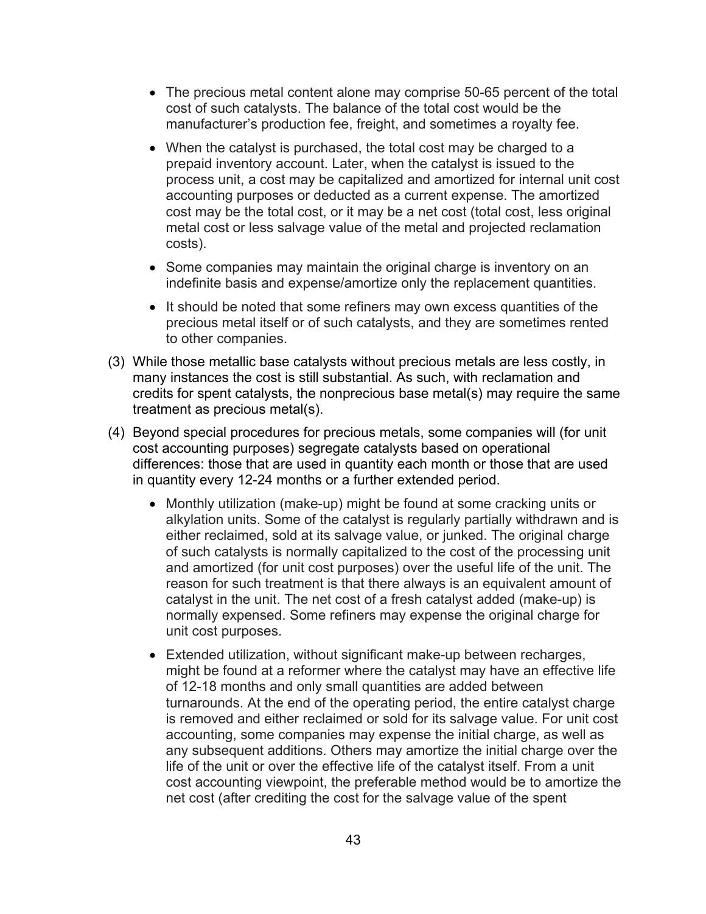- The precious metal content alone may comprise 50-65 percent of the total cost of such catalysts. The balance of the total cost would be the manufacturer's production fee, freight, and sometimes a royalty fee.

- When the catalyst is purchased, the total cost may be charged to a prepaid inventory account. Later, when the catalyst is issued to the process unit, a cost may be capitalized and amortized for internal unit cost accounting purposes or deducted as a current expense. The amortized cost may be the total cost, or it may be a net cost (total cost, less original metal cost or less salvage value of the metal and projected reclamation costs).

- Some companies may maintain the original charge is inventory on an indefinite basis and expense/amortize only the replacement quantities.

- It should be noted that some refiners may own excess quantities of the precious metal itself or of such catalysts, and they are sometimes rented to other companies.

(3) While those metallic base catalysts without precious metals are less costly, in many instances the cost is still substantial. As such, with reclamation and credits for spent catalysts, the nonprecious base metal(s) may require the same treatment as precious metal(s).

(4) Beyond special procedures for precious metals, some companies will (for unit cost accounting purposes) segregate catalysts based on operational differences: those that are used in quantity each month or those that are used in quantity every 12-24 months or a further extended period.

- Monthly utilization (make-up) might be found at some cracking units or alkylation units. Some of the catalyst is regularly partially withdrawn and is either reclaimed, sold at its salvage value, or junked. The original charge of such catalysts is normally capitalized to the cost of the processing unit and amortized (for unit cost purposes) over the useful life of the unit. The reason for such treatment is that there always is an equivalent amount of catalyst in the unit. The net cost of a fresh catalyst added (make-up) is normally expensed. Some refiners may expense the original charge for unit cost purposes.

- Extended utilization, without significant make-up between recharges, might be found at a reformer where the catalyst may have an effective life of 12-18 months and only small quantities are added between turnarounds. At the end of the operating period, the entire catalyst charge is removed and either reclaimed or sold for its salvage value. For unit cost accounting, some companies may expense the initial charge, as well as any subsequent additions. Others may amortize the initial charge over the life of the unit or over the effective life of the catalyst itself. From a unit cost accounting viewpoint, the preferable method would be to amortize the net cost (after crediting the cost for the salvage value of the spent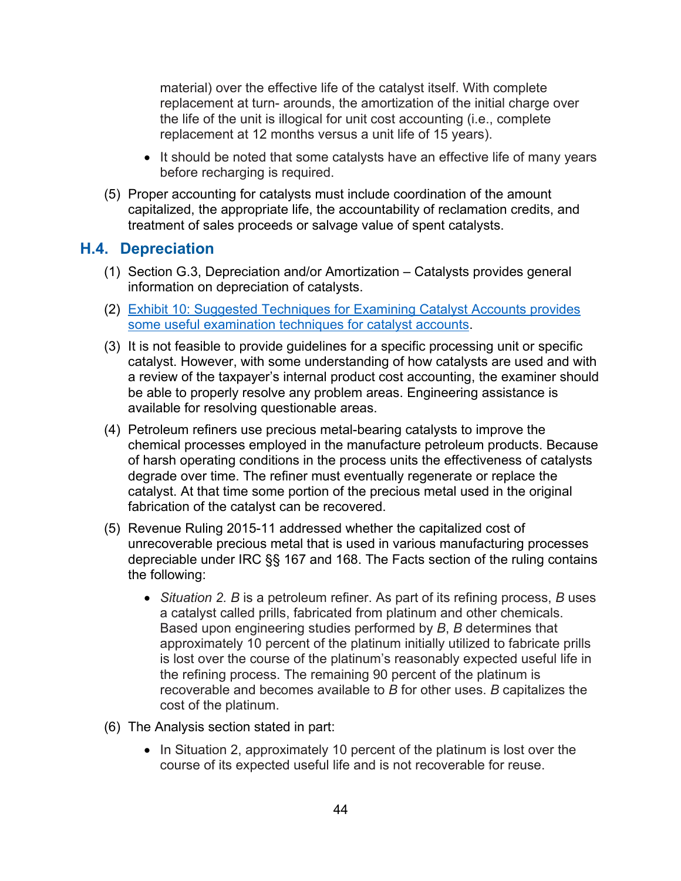material) over the effective life of the catalyst itself. With complete replacement at turn- arounds, the amortization of the initial charge over the life of the unit is illogical for unit cost accounting (i.e., complete replacement at 12 months versus a unit life of 15 years).

- It should be noted that some catalysts have an effective life of many years before recharging is required.

(5) Proper accounting for catalysts must include coordination of the amount capitalized, the appropriate life, the accountability of reclamation credits, and treatment of sales proceeds or salvage value of spent catalysts.

## H.4. Depreciation

(1) Section G.3, Depreciation and/or Amortization – Catalysts provides general information on depreciation of catalysts.

(2) Exhibit 10: Suggested Techniques for Examining Catalyst Accounts provides some useful examination techniques for catalyst accounts.

(3) It is not feasible to provide guidelines for a specific processing unit or specific catalyst. However, with some understanding of how catalysts are used and with a review of the taxpayer's internal product cost accounting, the examiner should be able to properly resolve any problem areas. Engineering assistance is available for resolving questionable areas.

(4) Petroleum refiners use precious metal-bearing catalysts to improve the chemical processes employed in the manufacture petroleum products. Because of harsh operating conditions in the process units the effectiveness of catalysts degrade over time. The refiner must eventually regenerate or replace the catalyst. At that time some portion of the precious metal used in the original fabrication of the catalyst can be recovered.

(5) Revenue Ruling 2015-11 addressed whether the capitalized cost of unrecoverable precious metal that is used in various manufacturing processes depreciable under IRC §§ 167 and 168. The Facts section of the ruling contains the following:

- *Situation 2. B* is a petroleum refiner. As part of its refining process, *B* uses a catalyst called prills, fabricated from platinum and other chemicals. Based upon engineering studies performed by *B*, *B* determines that approximately 10 percent of the platinum initially utilized to fabricate prills is lost over the course of the platinum's reasonably expected useful life in the refining process. The remaining 90 percent of the platinum is recoverable and becomes available to *B* for other uses. *B* capitalizes the cost of the platinum.

(6) The Analysis section stated in part:

- In Situation 2, approximately 10 percent of the platinum is lost over the course of its expected useful life and is not recoverable for reuse.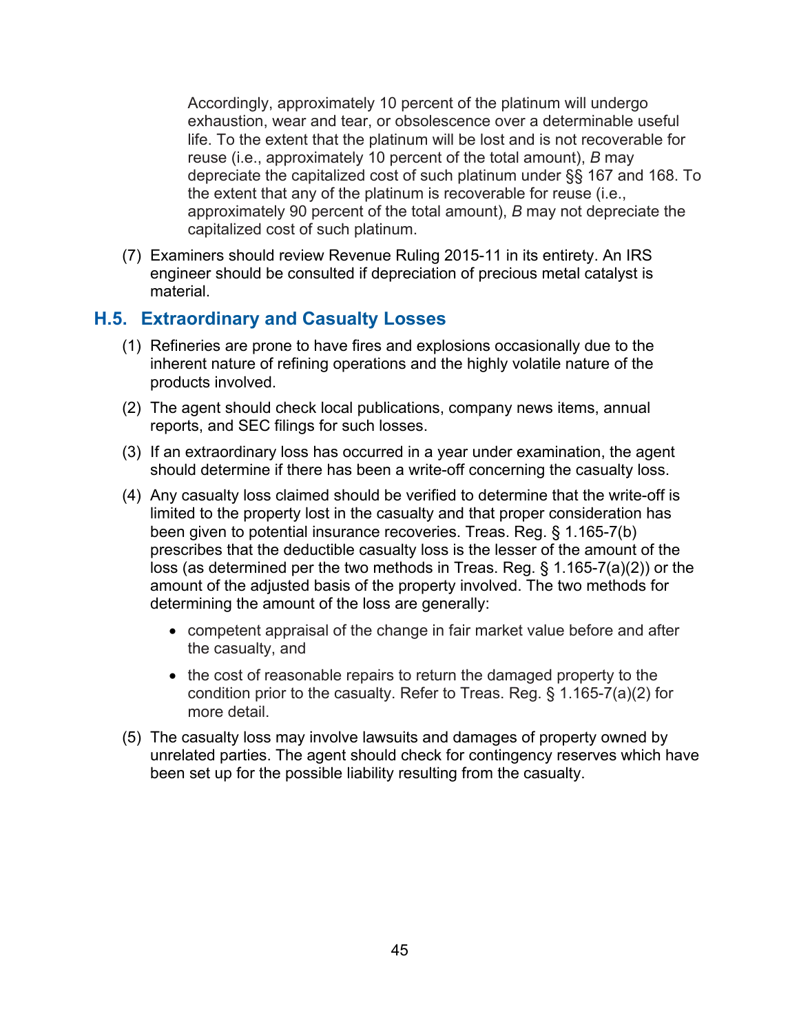Accordingly, approximately 10 percent of the platinum will undergo exhaustion, wear and tear, or obsolescence over a determinable useful life. To the extent that the platinum will be lost and is not recoverable for reuse (i.e., approximately 10 percent of the total amount), *B* may depreciate the capitalized cost of such platinum under §§ 167 and 168. To the extent that any of the platinum is recoverable for reuse (i.e., approximately 90 percent of the total amount), *B* may not depreciate the capitalized cost of such platinum.

(7) Examiners should review Revenue Ruling 2015-11 in its entirety. An IRS engineer should be consulted if depreciation of precious metal catalyst is material.

## H.5. Extraordinary and Casualty Losses

(1) Refineries are prone to have fires and explosions occasionally due to the inherent nature of refining operations and the highly volatile nature of the products involved.

(2) The agent should check local publications, company news items, annual reports, and SEC filings for such losses.

(3) If an extraordinary loss has occurred in a year under examination, the agent should determine if there has been a write-off concerning the casualty loss.

(4) Any casualty loss claimed should be verified to determine that the write-off is limited to the property lost in the casualty and that proper consideration has been given to potential insurance recoveries. Treas. Reg. § 1.165-7(b) prescribes that the deductible casualty loss is the lesser of the amount of the loss (as determined per the two methods in Treas. Reg. § 1.165-7(a)(2)) or the amount of the adjusted basis of the property involved. The two methods for determining the amount of the loss are generally:

- competent appraisal of the change in fair market value before and after the casualty, and
- the cost of reasonable repairs to return the damaged property to the condition prior to the casualty. Refer to Treas. Reg. § 1.165-7(a)(2) for more detail.

(5) The casualty loss may involve lawsuits and damages of property owned by unrelated parties. The agent should check for contingency reserves which have been set up for the possible liability resulting from the casualty.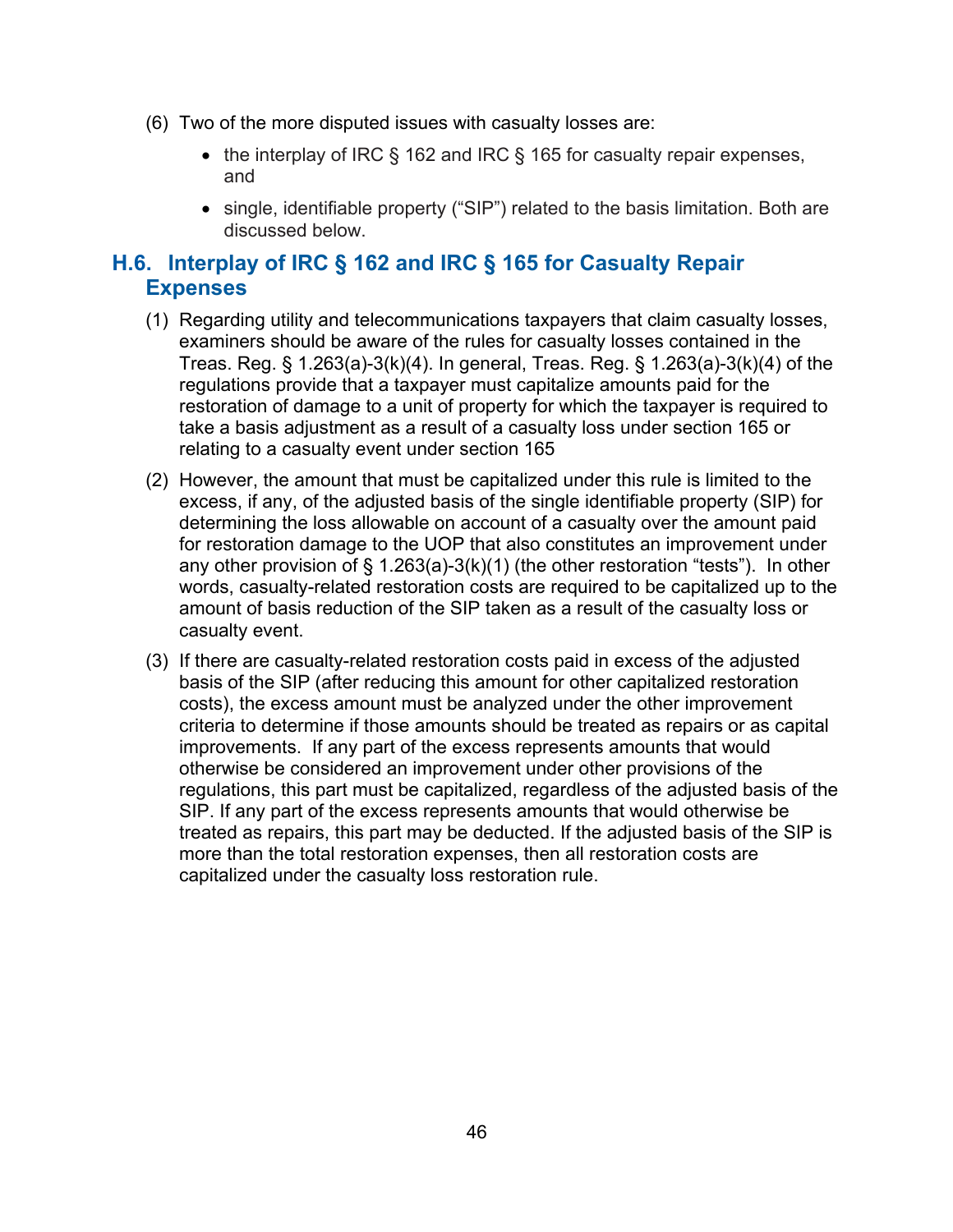(6) Two of the more disputed issues with casualty losses are:

- the interplay of IRC § 162 and IRC § 165 for casualty repair expenses, and
- single, identifiable property ("SIP") related to the basis limitation. Both are discussed below.

## H.6. Interplay of IRC § 162 and IRC § 165 for Casualty Repair Expenses

(1) Regarding utility and telecommunications taxpayers that claim casualty losses, examiners should be aware of the rules for casualty losses contained in the Treas. Reg. § 1.263(a)-3(k)(4). In general, Treas. Reg. § 1.263(a)-3(k)(4) of the regulations provide that a taxpayer must capitalize amounts paid for the restoration of damage to a unit of property for which the taxpayer is required to take a basis adjustment as a result of a casualty loss under section 165 or relating to a casualty event under section 165

(2) However, the amount that must be capitalized under this rule is limited to the excess, if any, of the adjusted basis of the single identifiable property (SIP) for determining the loss allowable on account of a casualty over the amount paid for restoration damage to the UOP that also constitutes an improvement under any other provision of § 1.263(a)-3(k)(1) (the other restoration "tests"). In other words, casualty-related restoration costs are required to be capitalized up to the amount of basis reduction of the SIP taken as a result of the casualty loss or casualty event.

(3) If there are casualty-related restoration costs paid in excess of the adjusted basis of the SIP (after reducing this amount for other capitalized restoration costs), the excess amount must be analyzed under the other improvement criteria to determine if those amounts should be treated as repairs or as capital improvements. If any part of the excess represents amounts that would otherwise be considered an improvement under other provisions of the regulations, this part must be capitalized, regardless of the adjusted basis of the SIP. If any part of the excess represents amounts that would otherwise be treated as repairs, this part may be deducted. If the adjusted basis of the SIP is more than the total restoration expenses, then all restoration costs are capitalized under the casualty loss restoration rule.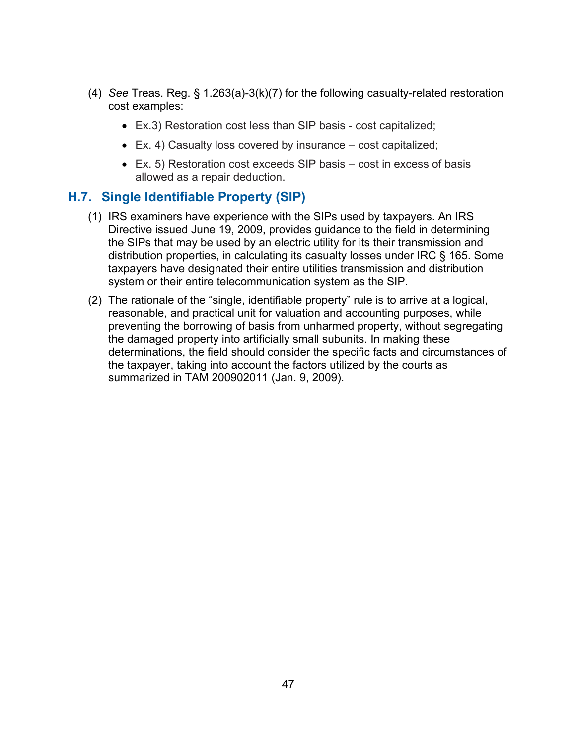(4) *See* Treas. Reg. § 1.263(a)-3(k)(7) for the following casualty-related restoration cost examples:

- Ex.3) Restoration cost less than SIP basis - cost capitalized;
- Ex. 4) Casualty loss covered by insurance – cost capitalized;
- Ex. 5) Restoration cost exceeds SIP basis – cost in excess of basis allowed as a repair deduction.

## H.7. Single Identifiable Property (SIP)

(1) IRS examiners have experience with the SIPs used by taxpayers. An IRS Directive issued June 19, 2009, provides guidance to the field in determining the SIPs that may be used by an electric utility for its their transmission and distribution properties, in calculating its casualty losses under IRC § 165. Some taxpayers have designated their entire utilities transmission and distribution system or their entire telecommunication system as the SIP.

(2) The rationale of the "single, identifiable property" rule is to arrive at a logical, reasonable, and practical unit for valuation and accounting purposes, while preventing the borrowing of basis from unharmed property, without segregating the damaged property into artificially small subunits. In making these determinations, the field should consider the specific facts and circumstances of the taxpayer, taking into account the factors utilized by the courts as summarized in TAM 200902011 (Jan. 9, 2009).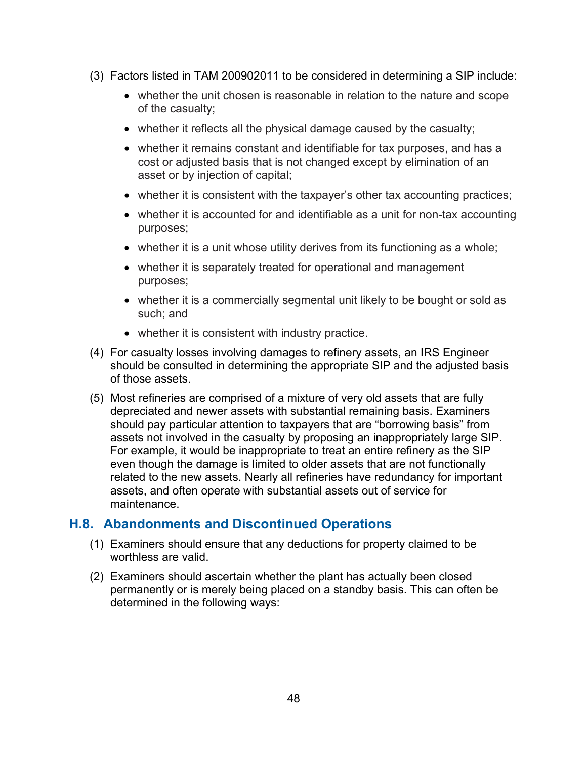(3) Factors listed in TAM 200902011 to be considered in determining a SIP include:

- whether the unit chosen is reasonable in relation to the nature and scope of the casualty;
- whether it reflects all the physical damage caused by the casualty;
- whether it remains constant and identifiable for tax purposes, and has a cost or adjusted basis that is not changed except by elimination of an asset or by injection of capital;
- whether it is consistent with the taxpayer's other tax accounting practices;
- whether it is accounted for and identifiable as a unit for non-tax accounting purposes;
- whether it is a unit whose utility derives from its functioning as a whole;
- whether it is separately treated for operational and management purposes;
- whether it is a commercially segmental unit likely to be bought or sold as such; and
- whether it is consistent with industry practice.

(4) For casualty losses involving damages to refinery assets, an IRS Engineer should be consulted in determining the appropriate SIP and the adjusted basis of those assets.

(5) Most refineries are comprised of a mixture of very old assets that are fully depreciated and newer assets with substantial remaining basis. Examiners should pay particular attention to taxpayers that are "borrowing basis" from assets not involved in the casualty by proposing an inappropriately large SIP. For example, it would be inappropriate to treat an entire refinery as the SIP even though the damage is limited to older assets that are not functionally related to the new assets. Nearly all refineries have redundancy for important assets, and often operate with substantial assets out of service for maintenance.

## H.8. Abandonments and Discontinued Operations

(1) Examiners should ensure that any deductions for property claimed to be worthless are valid.

(2) Examiners should ascertain whether the plant has actually been closed permanently or is merely being placed on a standby basis. This can often be determined in the following ways: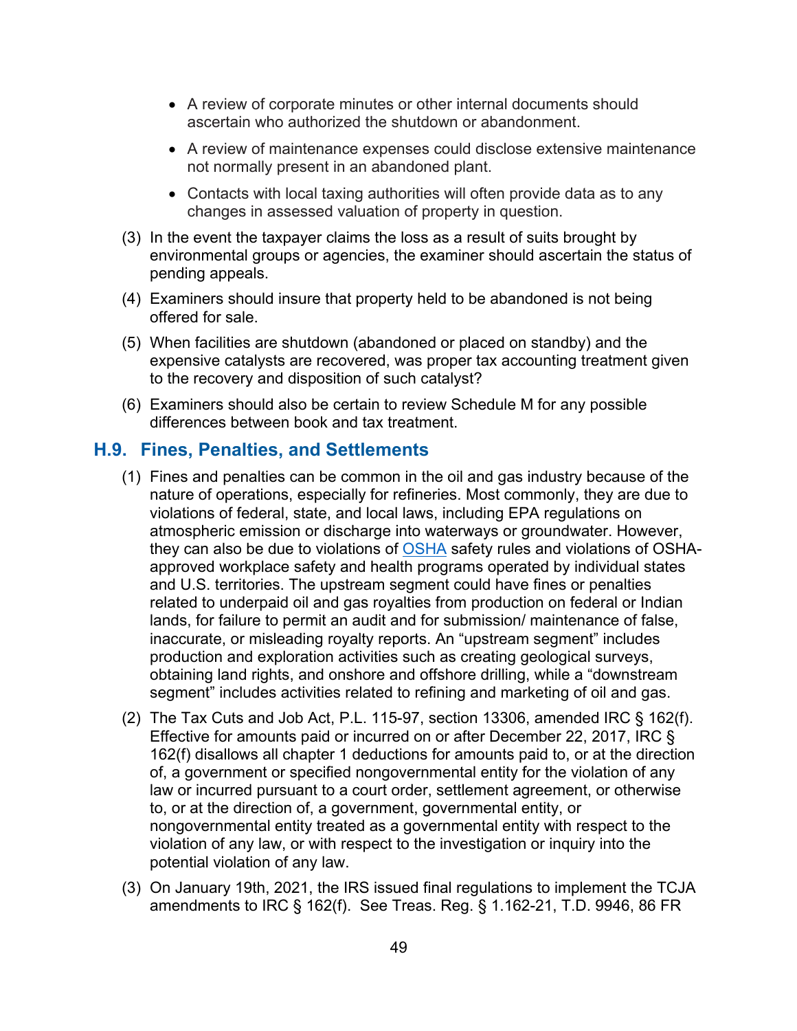- A review of corporate minutes or other internal documents should ascertain who authorized the shutdown or abandonment.
- A review of maintenance expenses could disclose extensive maintenance not normally present in an abandoned plant.
- Contacts with local taxing authorities will often provide data as to any changes in assessed valuation of property in question.

(3) In the event the taxpayer claims the loss as a result of suits brought by environmental groups or agencies, the examiner should ascertain the status of pending appeals.

(4) Examiners should insure that property held to be abandoned is not being offered for sale.

(5) When facilities are shutdown (abandoned or placed on standby) and the expensive catalysts are recovered, was proper tax accounting treatment given to the recovery and disposition of such catalyst?

(6) Examiners should also be certain to review Schedule M for any possible differences between book and tax treatment.

## H.9. Fines, Penalties, and Settlements

(1) Fines and penalties can be common in the oil and gas industry because of the nature of operations, especially for refineries. Most commonly, they are due to violations of federal, state, and local laws, including EPA regulations on atmospheric emission or discharge into waterways or groundwater. However, they can also be due to violations of OSHA safety rules and violations of OSHA-approved workplace safety and health programs operated by individual states and U.S. territories. The upstream segment could have fines or penalties related to underpaid oil and gas royalties from production on federal or Indian lands, for failure to permit an audit and for submission/ maintenance of false, inaccurate, or misleading royalty reports. An "upstream segment" includes production and exploration activities such as creating geological surveys, obtaining land rights, and onshore and offshore drilling, while a "downstream segment" includes activities related to refining and marketing of oil and gas.

(2) The Tax Cuts and Job Act, P.L. 115-97, section 13306, amended IRC § 162(f). Effective for amounts paid or incurred on or after December 22, 2017, IRC § 162(f) disallows all chapter 1 deductions for amounts paid to, or at the direction of, a government or specified nongovernmental entity for the violation of any law or incurred pursuant to a court order, settlement agreement, or otherwise to, or at the direction of, a government, governmental entity, or nongovernmental entity treated as a governmental entity with respect to the violation of any law, or with respect to the investigation or inquiry into the potential violation of any law.

(3) On January 19th, 2021, the IRS issued final regulations to implement the TCJA amendments to IRC § 162(f). See Treas. Reg. § 1.162-21, T.D. 9946, 86 FR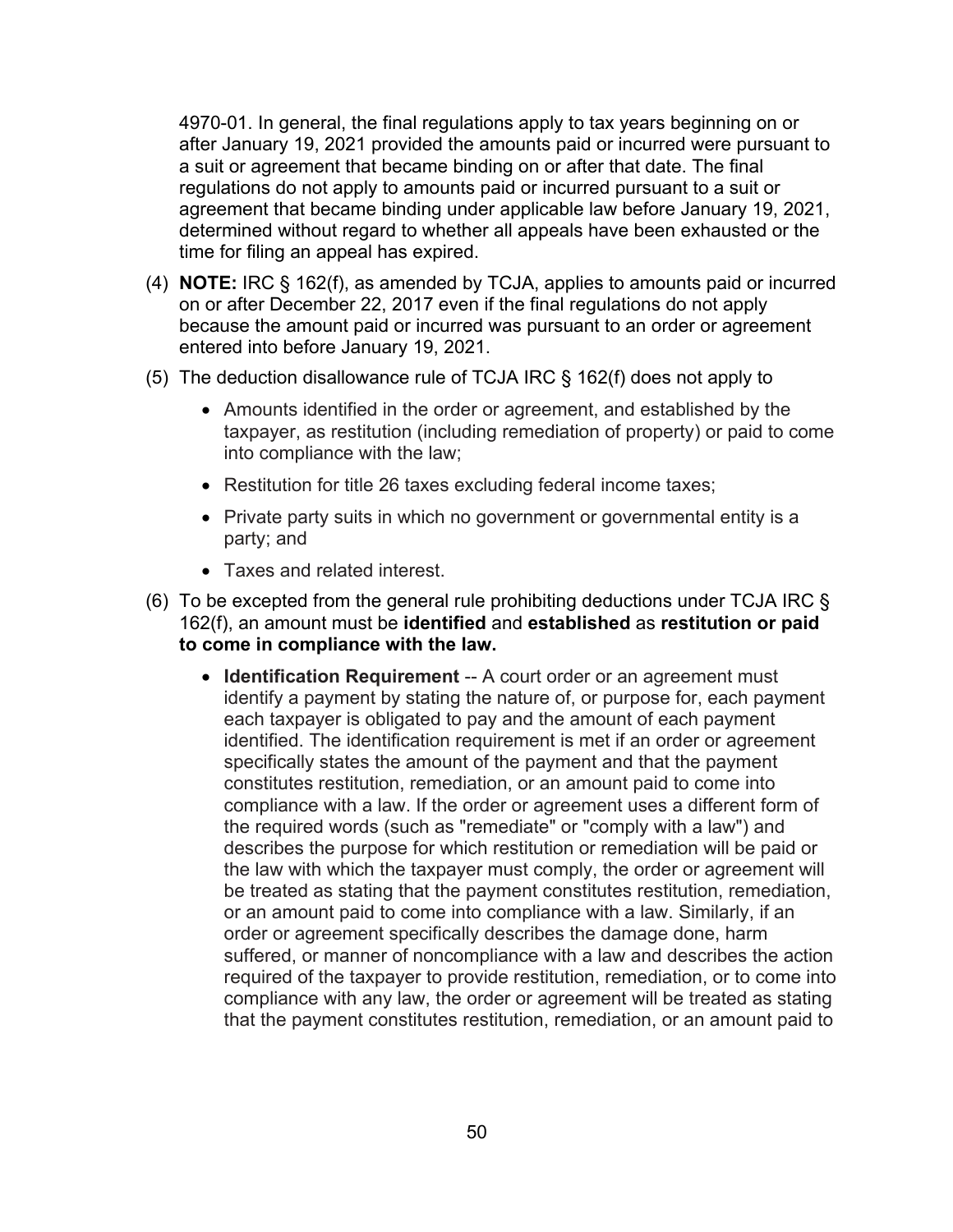4970-01. In general, the final regulations apply to tax years beginning on or after January 19, 2021 provided the amounts paid or incurred were pursuant to a suit or agreement that became binding on or after that date. The final regulations do not apply to amounts paid or incurred pursuant to a suit or agreement that became binding under applicable law before January 19, 2021, determined without regard to whether all appeals have been exhausted or the time for filing an appeal has expired.

(4) **NOTE:** IRC § 162(f), as amended by TCJA, applies to amounts paid or incurred on or after December 22, 2017 even if the final regulations do not apply because the amount paid or incurred was pursuant to an order or agreement entered into before January 19, 2021.

(5) The deduction disallowance rule of TCJA IRC § 162(f) does not apply to

- Amounts identified in the order or agreement, and established by the taxpayer, as restitution (including remediation of property) or paid to come into compliance with the law;
- Restitution for title 26 taxes excluding federal income taxes;
- Private party suits in which no government or governmental entity is a party; and
- Taxes and related interest.

(6) To be excepted from the general rule prohibiting deductions under TCJA IRC § 162(f), an amount must be **identified** and **established** as **restitution or paid to come in compliance with the law.**

- **Identification Requirement** -- A court order or an agreement must identify a payment by stating the nature of, or purpose for, each payment each taxpayer is obligated to pay and the amount of each payment identified. The identification requirement is met if an order or agreement specifically states the amount of the payment and that the payment constitutes restitution, remediation, or an amount paid to come into compliance with a law. If the order or agreement uses a different form of the required words (such as "remediate" or "comply with a law") and describes the purpose for which restitution or remediation will be paid or the law with which the taxpayer must comply, the order or agreement will be treated as stating that the payment constitutes restitution, remediation, or an amount paid to come into compliance with a law. Similarly, if an order or agreement specifically describes the damage done, harm suffered, or manner of noncompliance with a law and describes the action required of the taxpayer to provide restitution, remediation, or to come into compliance with any law, the order or agreement will be treated as stating that the payment constitutes restitution, remediation, or an amount paid to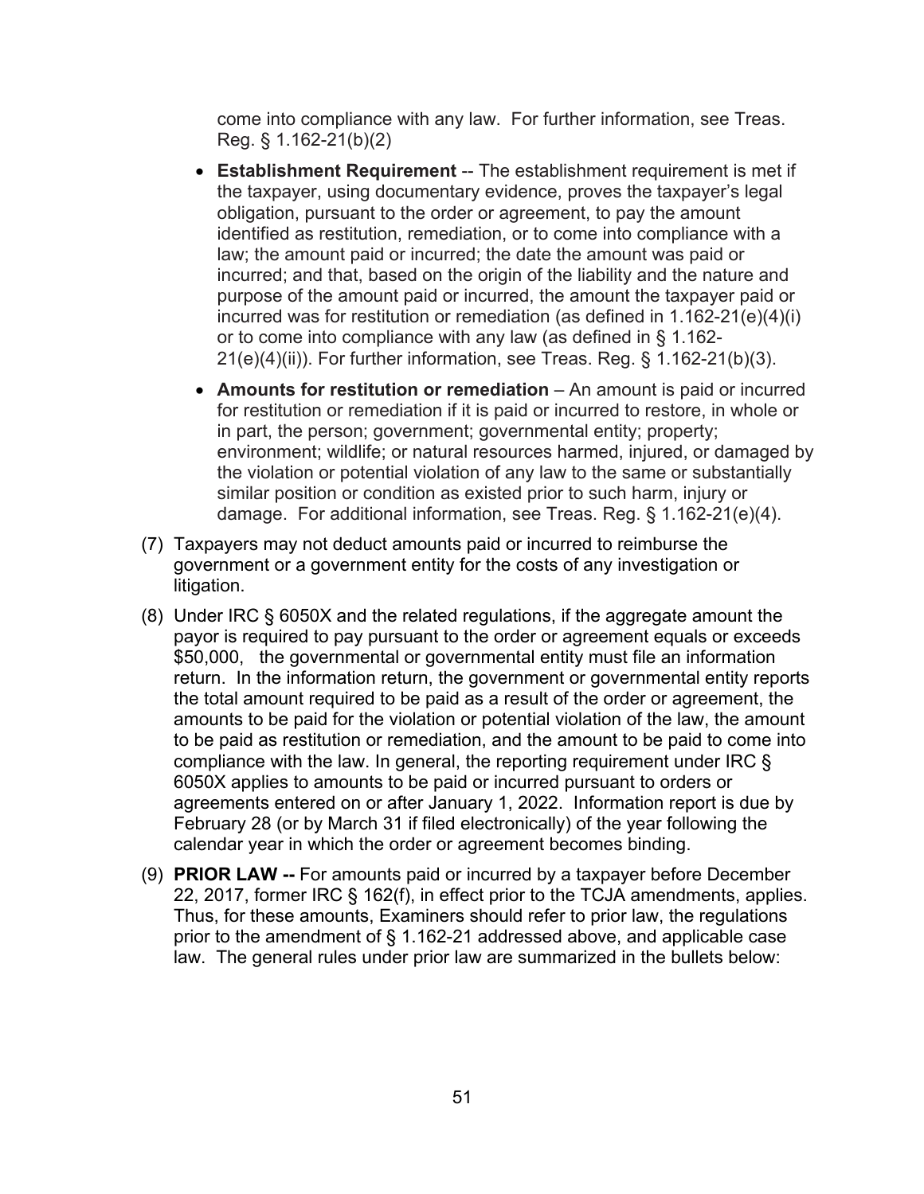come into compliance with any law. For further information, see Treas. Reg. § 1.162-21(b)(2)

- **Establishment Requirement** -- The establishment requirement is met if the taxpayer, using documentary evidence, proves the taxpayer's legal obligation, pursuant to the order or agreement, to pay the amount identified as restitution, remediation, or to come into compliance with a law; the amount paid or incurred; the date the amount was paid or incurred; and that, based on the origin of the liability and the nature and purpose of the amount paid or incurred, the amount the taxpayer paid or incurred was for restitution or remediation (as defined in 1.162-21(e)(4)(i) or to come into compliance with any law (as defined in § 1.162-21(e)(4)(ii)). For further information, see Treas. Reg. § 1.162-21(b)(3).
- **Amounts for restitution or remediation** – An amount is paid or incurred for restitution or remediation if it is paid or incurred to restore, in whole or in part, the person; government; governmental entity; property; environment; wildlife; or natural resources harmed, injured, or damaged by the violation or potential violation of any law to the same or substantially similar position or condition as existed prior to such harm, injury or damage. For additional information, see Treas. Reg. § 1.162-21(e)(4).

(7) Taxpayers may not deduct amounts paid or incurred to reimburse the government or a government entity for the costs of any investigation or litigation.

(8) Under IRC § 6050X and the related regulations, if the aggregate amount the payor is required to pay pursuant to the order or agreement equals or exceeds $50,000, the governmental or governmental entity must file an information return. In the information return, the government or governmental entity reports the total amount required to be paid as a result of the order or agreement, the amounts to be paid for the violation or potential violation of the law, the amount to be paid as restitution or remediation, and the amount to be paid to come into compliance with the law. In general, the reporting requirement under IRC § 6050X applies to amounts to be paid or incurred pursuant to orders or agreements entered on or after January 1, 2022. Information report is due by February 28 (or by March 31 if filed electronically) of the year following the calendar year in which the order or agreement becomes binding.

(9) **PRIOR LAW --** For amounts paid or incurred by a taxpayer before December 22, 2017, former IRC § 162(f), in effect prior to the TCJA amendments, applies. Thus, for these amounts, Examiners should refer to prior law, the regulations prior to the amendment of § 1.162-21 addressed above, and applicable case law. The general rules under prior law are summarized in the bullets below: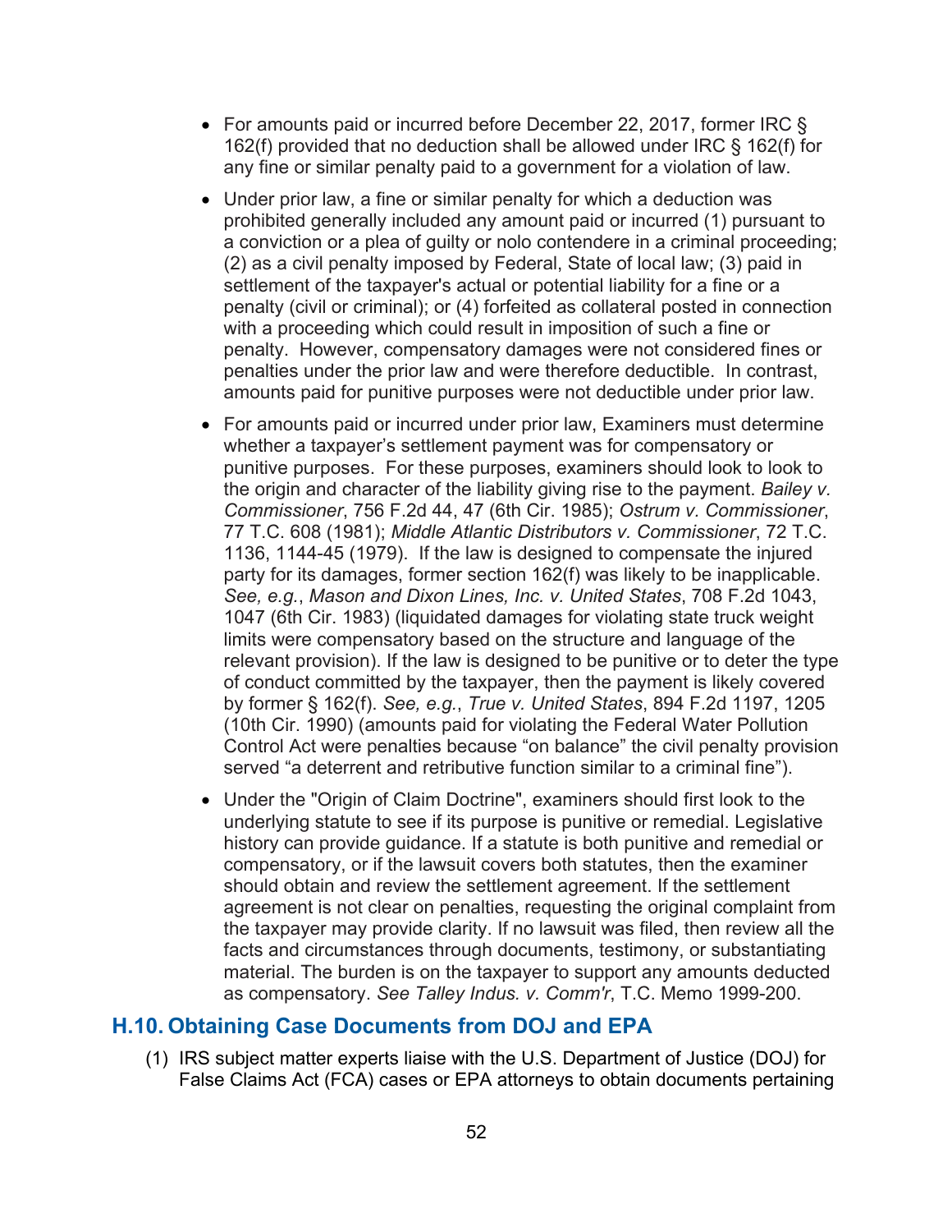- For amounts paid or incurred before December 22, 2017, former IRC § 162(f) provided that no deduction shall be allowed under IRC § 162(f) for any fine or similar penalty paid to a government for a violation of law.
- Under prior law, a fine or similar penalty for which a deduction was prohibited generally included any amount paid or incurred (1) pursuant to a conviction or a plea of guilty or nolo contendere in a criminal proceeding; (2) as a civil penalty imposed by Federal, State of local law; (3) paid in settlement of the taxpayer's actual or potential liability for a fine or a penalty (civil or criminal); or (4) forfeited as collateral posted in connection with a proceeding which could result in imposition of such a fine or penalty. However, compensatory damages were not considered fines or penalties under the prior law and were therefore deductible. In contrast, amounts paid for punitive purposes were not deductible under prior law.
- For amounts paid or incurred under prior law, Examiners must determine whether a taxpayer's settlement payment was for compensatory or punitive purposes. For these purposes, examiners should look to look to the origin and character of the liability giving rise to the payment. *Bailey v. Commissioner*, 756 F.2d 44, 47 (6th Cir. 1985); *Ostrum v. Commissioner*, 77 T.C. 608 (1981); *Middle Atlantic Distributors v. Commissioner*, 72 T.C. 1136, 1144-45 (1979). If the law is designed to compensate the injured party for its damages, former section 162(f) was likely to be inapplicable. *See, e.g.*, *Mason and Dixon Lines, Inc. v. United States*, 708 F.2d 1043, 1047 (6th Cir. 1983) (liquidated damages for violating state truck weight limits were compensatory based on the structure and language of the relevant provision). If the law is designed to be punitive or to deter the type of conduct committed by the taxpayer, then the payment is likely covered by former § 162(f). *See, e.g.*, *True v. United States*, 894 F.2d 1197, 1205 (10th Cir. 1990) (amounts paid for violating the Federal Water Pollution Control Act were penalties because "on balance" the civil penalty provision served "a deterrent and retributive function similar to a criminal fine").
- Under the "Origin of Claim Doctrine", examiners should first look to the underlying statute to see if its purpose is punitive or remedial. Legislative history can provide guidance. If a statute is both punitive and remedial or compensatory, or if the lawsuit covers both statutes, then the examiner should obtain and review the settlement agreement. If the settlement agreement is not clear on penalties, requesting the original complaint from the taxpayer may provide clarity. If no lawsuit was filed, then review all the facts and circumstances through documents, testimony, or substantiating material. The burden is on the taxpayer to support any amounts deducted as compensatory. *See Talley Indus. v. Comm'r*, T.C. Memo 1999-200.

## H.10. Obtaining Case Documents from DOJ and EPA

(1) IRS subject matter experts liaise with the U.S. Department of Justice (DOJ) for False Claims Act (FCA) cases or EPA attorneys to obtain documents pertaining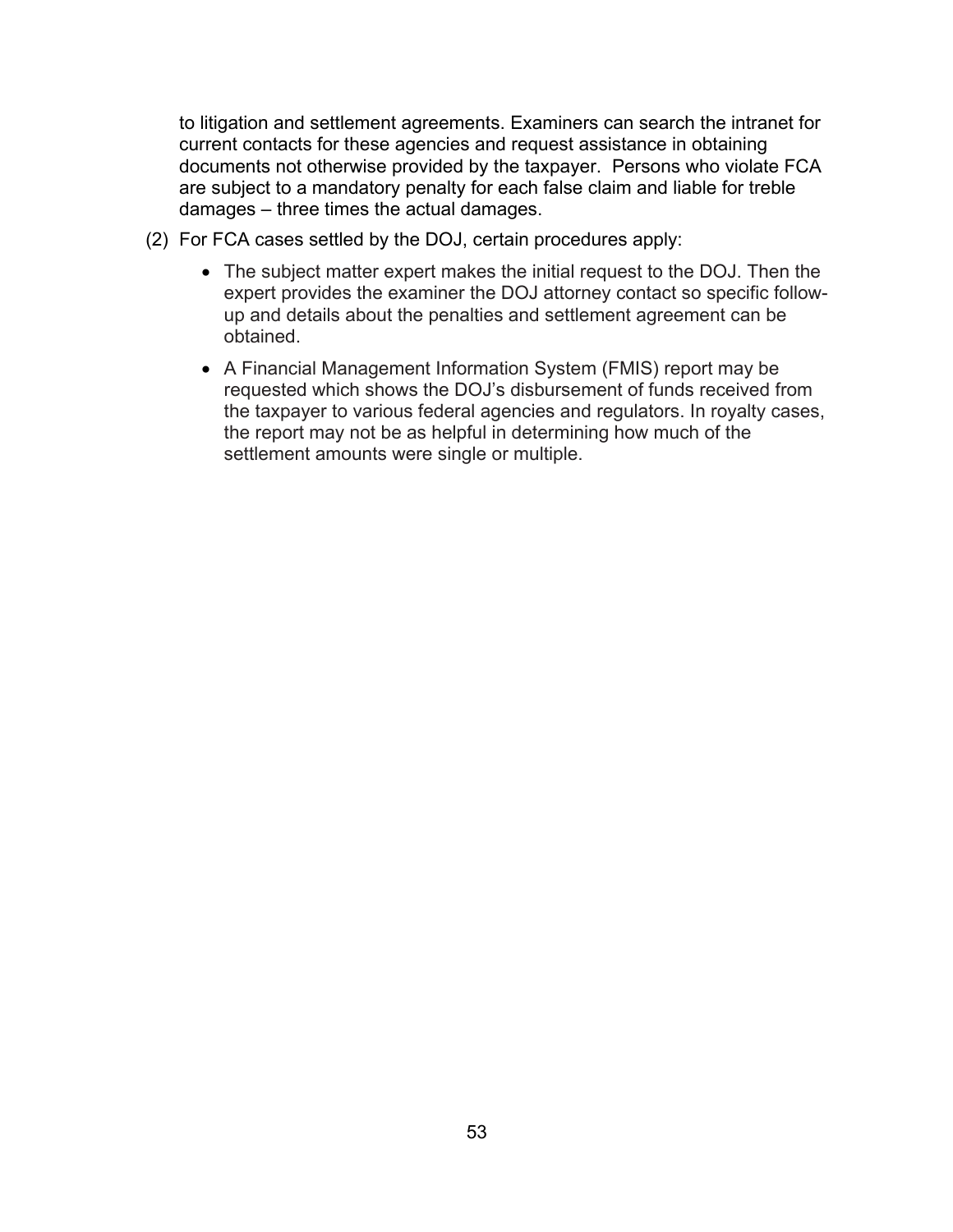to litigation and settlement agreements. Examiners can search the intranet for current contacts for these agencies and request assistance in obtaining documents not otherwise provided by the taxpayer. Persons who violate FCA are subject to a mandatory penalty for each false claim and liable for treble damages – three times the actual damages.

(2) For FCA cases settled by the DOJ, certain procedures apply:

- The subject matter expert makes the initial request to the DOJ. Then the expert provides the examiner the DOJ attorney contact so specific follow-up and details about the penalties and settlement agreement can be obtained.
- A Financial Management Information System (FMIS) report may be requested which shows the DOJ's disbursement of funds received from the taxpayer to various federal agencies and regulators. In royalty cases, the report may not be as helpful in determining how much of the settlement amounts were single or multiple.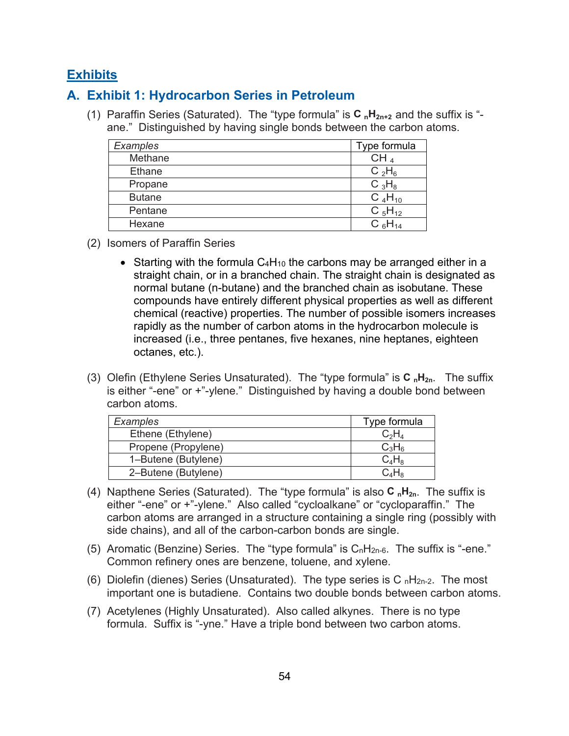## Exhibits

### A. Exhibit 1: Hydrocarbon Series in Petroleum

(1) Paraffin Series (Saturated). The "type formula" is $\mathbf{C_nH_{2n+2}}$ and the suffix is "-ane." Distinguished by having single bonds between the carbon atoms.

| *Examples* | Type formula |
|---|---|
| Methane | $CH_4$ |
| Ethane | $C_2H_6$ |
| Propane | $C_3H_8$ |
| Butane | $C_4H_{10}$ |
| Pentane | $C_5H_{12}$ |
| Hexane | $C_6H_{14}$ |

(2) Isomers of Paraffin Series

- Starting with the formula $C_4H_{10}$ the carbons may be arranged either in a straight chain, or in a branched chain. The straight chain is designated as normal butane (n-butane) and the branched chain as isobutane. These compounds have entirely different physical properties as well as different chemical (reactive) properties. The number of possible isomers increases rapidly as the number of carbon atoms in the hydrocarbon molecule is increased (i.e., three pentanes, five hexanes, nine heptanes, eighteen octanes, etc.).

(3) Olefin (Ethylene Series Unsaturated). The "type formula" is $\mathbf{C_nH_{2n}}$. The suffix is either "-ene" or +"-ylene." Distinguished by having a double bond between carbon atoms.

| *Examples* | Type formula |
|---|---|
| Ethene (Ethylene) | $C_2H_4$ |
| Propene (Propylene) | $C_3H_6$ |
| 1–Butene (Butylene) | $C_4H_8$ |
| 2–Butene (Butylene) | $C_4H_8$ |

(4) Napthene Series (Saturated). The "type formula" is also $\mathbf{C_nH_{2n}}$. The suffix is either "-ene" or +"-ylene." Also called "cycloalkane" or "cycloparaffin." The carbon atoms are arranged in a structure containing a single ring (possibly with side chains), and all of the carbon-carbon bonds are single.

(5) Aromatic (Benzine) Series. The "type formula" is $C_nH_{2n-6}$. The suffix is "-ene." Common refinery ones are benzene, toluene, and xylene.

(6) Diolefin (dienes) Series (Unsaturated). The type series is $C_nH_{2n-2}$. The most important one is butadiene. Contains two double bonds between carbon atoms.

(7) Acetylenes (Highly Unsaturated). Also called alkynes. There is no type formula. Suffix is "-yne." Have a triple bond between two carbon atoms.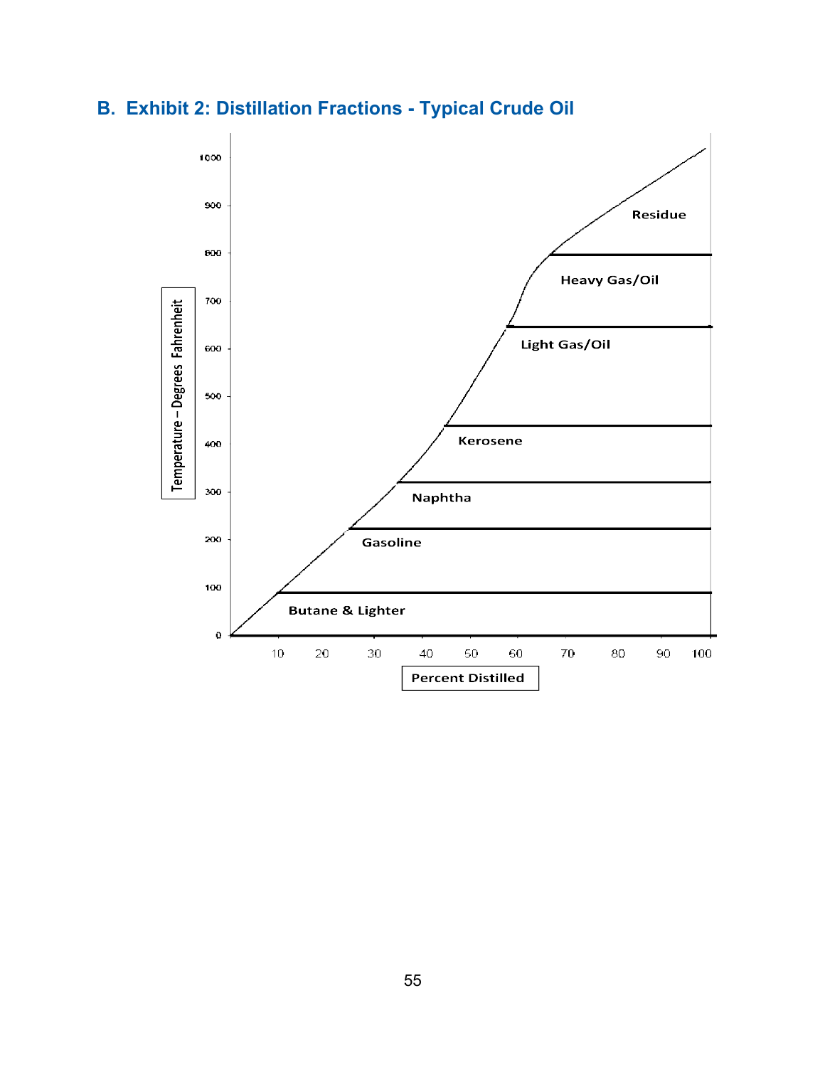## B. Exhibit 2: Distillation Fractions - Typical Crude Oil

Temperature – Degrees Fahrenheit

1000
900
800
700
600
500
400
300
200
100
0

Residue

Heavy Gas/Oil

Light Gas/Oil

Kerosene

Naphtha

Gasoline

Butane & Lighter

10 20 30 40 50 60 70 80 90 100

Percent Distilled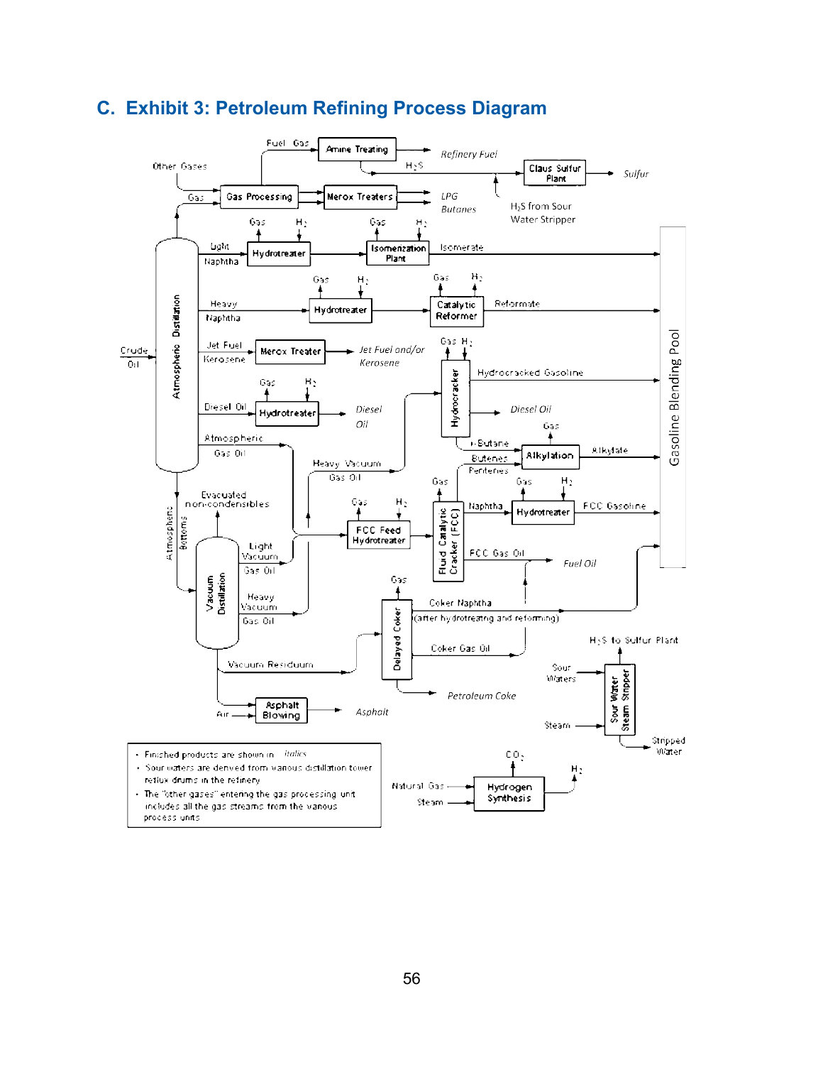## C. Exhibit 3: Petroleum Refining Process Diagram

- Finished products are shown in *italics*
- Sour waters are derived from various distillation tower reflux drums in the refinery
- The "other gases" entering the gas processing unit includes all the gas streams from the various process units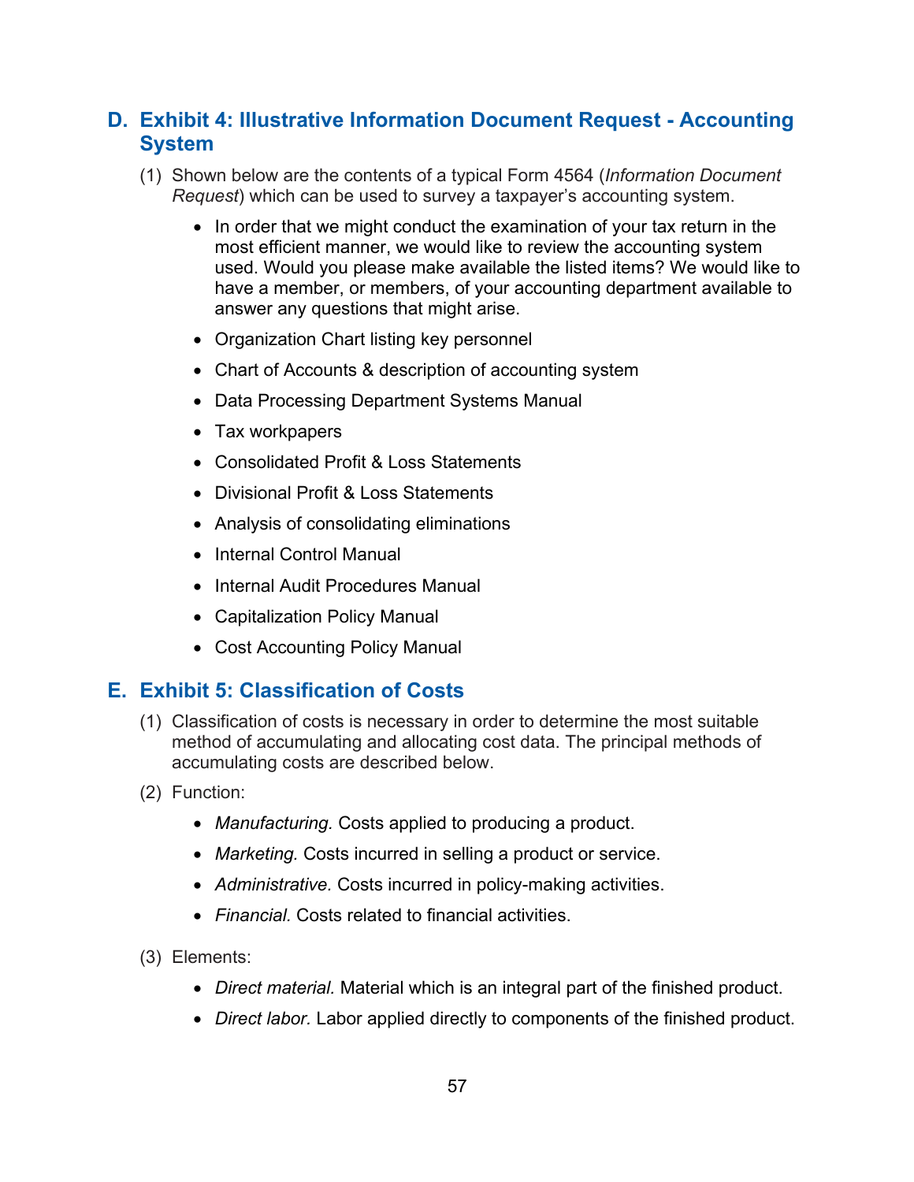## D. Exhibit 4: Illustrative Information Document Request - Accounting System

(1) Shown below are the contents of a typical Form 4564 (*Information Document Request*) which can be used to survey a taxpayer's accounting system.

- In order that we might conduct the examination of your tax return in the most efficient manner, we would like to review the accounting system used. Would you please make available the listed items? We would like to have a member, or members, of your accounting department available to answer any questions that might arise.
- Organization Chart listing key personnel
- Chart of Accounts & description of accounting system
- Data Processing Department Systems Manual
- Tax workpapers
- Consolidated Profit & Loss Statements
- Divisional Profit & Loss Statements
- Analysis of consolidating eliminations
- Internal Control Manual
- Internal Audit Procedures Manual
- Capitalization Policy Manual
- Cost Accounting Policy Manual

## E. Exhibit 5: Classification of Costs

(1) Classification of costs is necessary in order to determine the most suitable method of accumulating and allocating cost data. The principal methods of accumulating costs are described below.

(2) Function:

- *Manufacturing.* Costs applied to producing a product.
- *Marketing.* Costs incurred in selling a product or service.
- *Administrative.* Costs incurred in policy-making activities.
- *Financial.* Costs related to financial activities.

(3) Elements:

- *Direct material.* Material which is an integral part of the finished product.
- *Direct labor.* Labor applied directly to components of the finished product.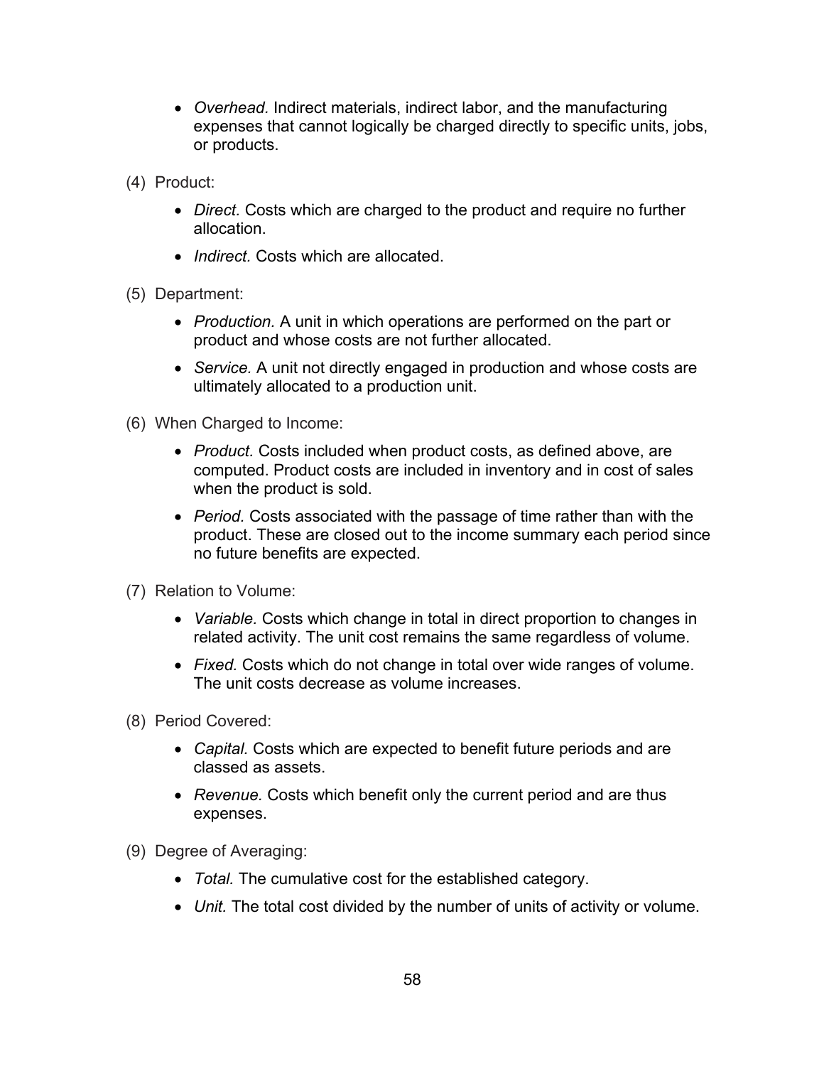- *Overhead.* Indirect materials, indirect labor, and the manufacturing expenses that cannot logically be charged directly to specific units, jobs, or products.

(4) Product:

- *Direct.* Costs which are charged to the product and require no further allocation.
- *Indirect.* Costs which are allocated.

(5) Department:

- *Production.* A unit in which operations are performed on the part or product and whose costs are not further allocated.
- *Service.* A unit not directly engaged in production and whose costs are ultimately allocated to a production unit.

(6) When Charged to Income:

- *Product.* Costs included when product costs, as defined above, are computed. Product costs are included in inventory and in cost of sales when the product is sold.
- *Period.* Costs associated with the passage of time rather than with the product. These are closed out to the income summary each period since no future benefits are expected.

(7) Relation to Volume:

- *Variable.* Costs which change in total in direct proportion to changes in related activity. The unit cost remains the same regardless of volume.
- *Fixed.* Costs which do not change in total over wide ranges of volume. The unit costs decrease as volume increases.

(8) Period Covered:

- *Capital.* Costs which are expected to benefit future periods and are classed as assets.
- *Revenue.* Costs which benefit only the current period and are thus expenses.

(9) Degree of Averaging:

- *Total.* The cumulative cost for the established category.
- *Unit.* The total cost divided by the number of units of activity or volume.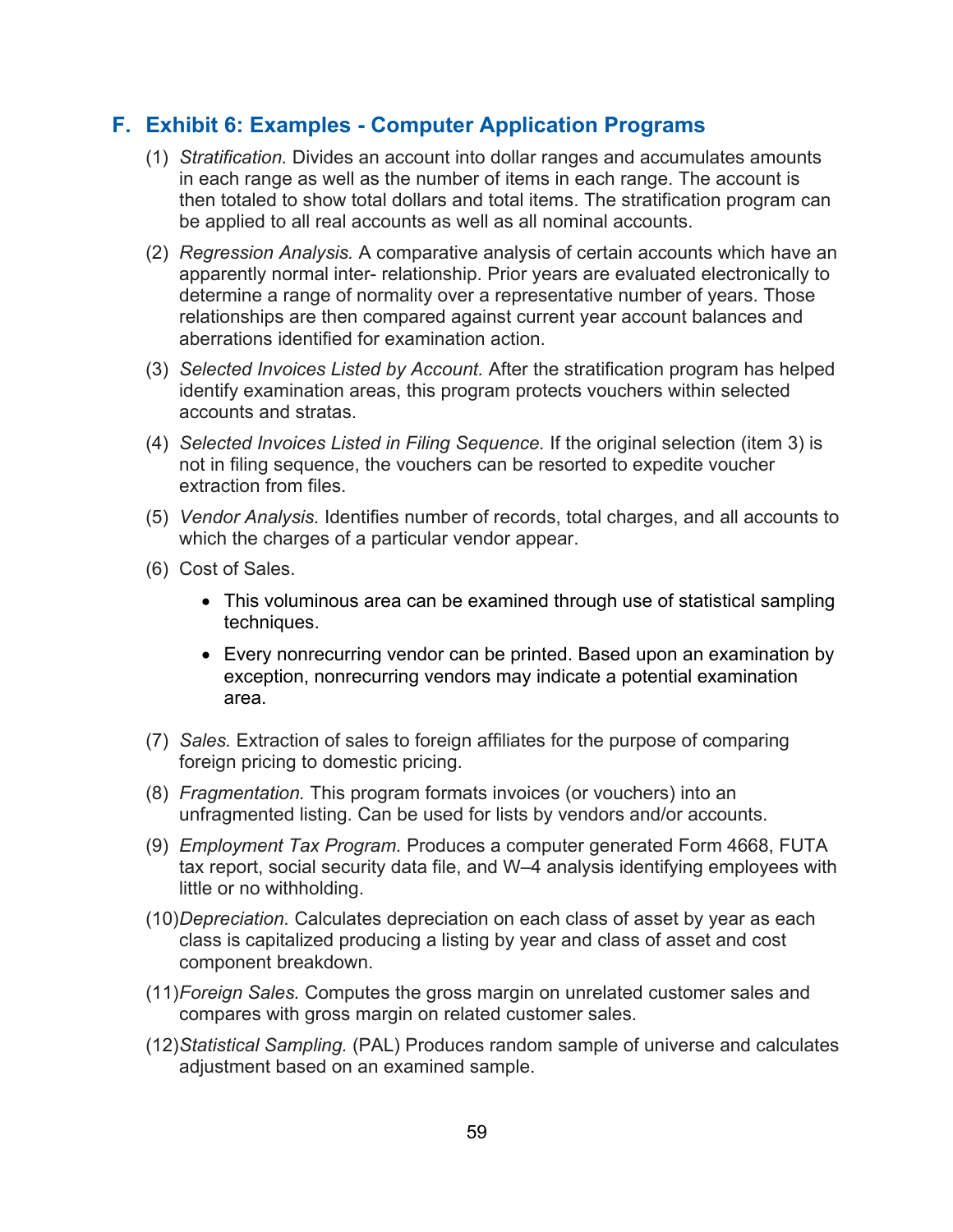## F. Exhibit 6: Examples - Computer Application Programs

(1) *Stratification.* Divides an account into dollar ranges and accumulates amounts in each range as well as the number of items in each range. The account is then totaled to show total dollars and total items. The stratification program can be applied to all real accounts as well as all nominal accounts.

(2) *Regression Analysis.* A comparative analysis of certain accounts which have an apparently normal inter- relationship. Prior years are evaluated electronically to determine a range of normality over a representative number of years. Those relationships are then compared against current year account balances and aberrations identified for examination action.

(3) *Selected Invoices Listed by Account.* After the stratification program has helped identify examination areas, this program protects vouchers within selected accounts and stratas.

(4) *Selected Invoices Listed in Filing Sequence.* If the original selection (item 3) is not in filing sequence, the vouchers can be resorted to expedite voucher extraction from files.

(5) *Vendor Analysis.* Identifies number of records, total charges, and all accounts to which the charges of a particular vendor appear.

(6) Cost of Sales.

- This voluminous area can be examined through use of statistical sampling techniques.
- Every nonrecurring vendor can be printed. Based upon an examination by exception, nonrecurring vendors may indicate a potential examination area.

(7) *Sales.* Extraction of sales to foreign affiliates for the purpose of comparing foreign pricing to domestic pricing.

(8) *Fragmentation.* This program formats invoices (or vouchers) into an unfragmented listing. Can be used for lists by vendors and/or accounts.

(9) *Employment Tax Program.* Produces a computer generated Form 4668, FUTA tax report, social security data file, and W–4 analysis identifying employees with little or no withholding.

(10) *Depreciation.* Calculates depreciation on each class of asset by year as each class is capitalized producing a listing by year and class of asset and cost component breakdown.

(11) *Foreign Sales.* Computes the gross margin on unrelated customer sales and compares with gross margin on related customer sales.

(12) *Statistical Sampling.* (PAL) Produces random sample of universe and calculates adjustment based on an examined sample.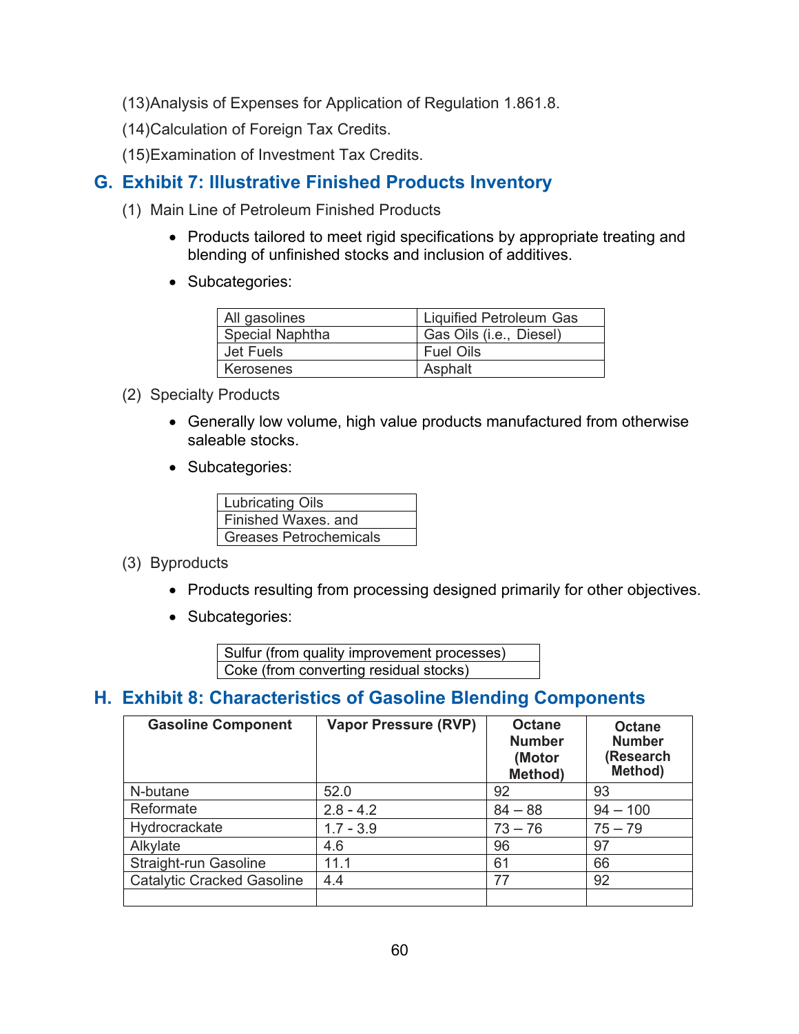(13)Analysis of Expenses for Application of Regulation 1.861.8.

(14)Calculation of Foreign Tax Credits.

(15)Examination of Investment Tax Credits.

## G. Exhibit 7: Illustrative Finished Products Inventory

(1) Main Line of Petroleum Finished Products

- Products tailored to meet rigid specifications by appropriate treating and blending of unfinished stocks and inclusion of additives.
- Subcategories:

| | |
|---|---|
| All gasolines | Liquified Petroleum Gas |
| Special Naphtha | Gas Oils (i.e., Diesel) |
| Jet Fuels | Fuel Oils |
| Kerosenes | Asphalt |

(2) Specialty Products

- Generally low volume, high value products manufactured from otherwise saleable stocks.
- Subcategories:

| |
|---|
| Lubricating Oils |
| Finished Waxes. and |
| Greases Petrochemicals |

(3) Byproducts

- Products resulting from processing designed primarily for other objectives.
- Subcategories:

| |
|---|
| Sulfur (from quality improvement processes) |
| Coke (from converting residual stocks) |

## H. Exhibit 8: Characteristics of Gasoline Blending Components

| Gasoline Component | Vapor Pressure (RVP) | Octane Number (Motor Method) | Octane Number (Research Method) |
|---|---|---|---|
| N-butane | 52.0 | 92 | 93 |
| Reformate | 2.8 - 4.2 | 84 – 88 | 94 – 100 |
| Hydrocrackate | 1.7 - 3.9 | 73 – 76 | 75 – 79 |
| Alkylate | 4.6 | 96 | 97 |
| Straight-run Gasoline | 11.1 | 61 | 66 |
| Catalytic Cracked Gasoline | 4.4 | 77 | 92 |
| | | | |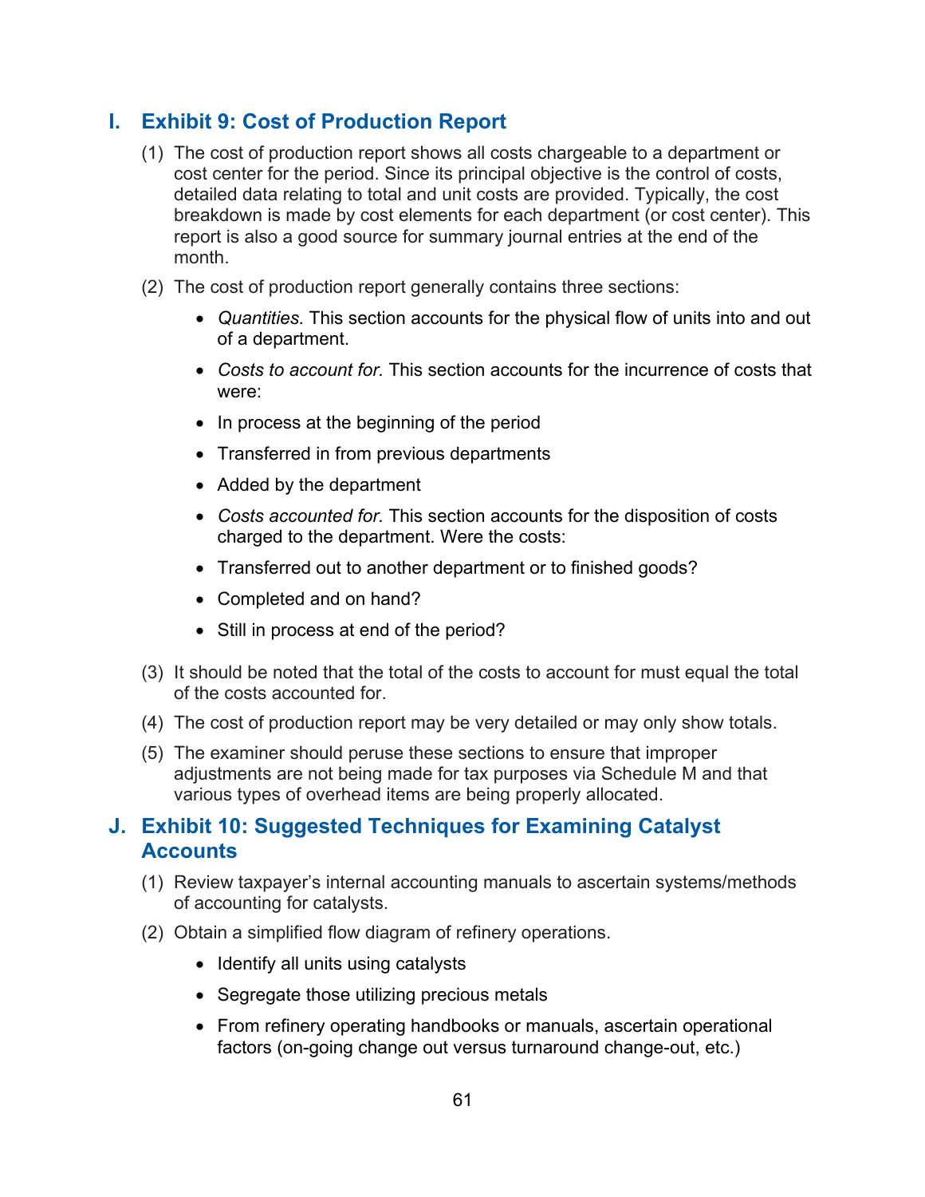## I. Exhibit 9: Cost of Production Report

(1) The cost of production report shows all costs chargeable to a department or cost center for the period. Since its principal objective is the control of costs, detailed data relating to total and unit costs are provided. Typically, the cost breakdown is made by cost elements for each department (or cost center). This report is also a good source for summary journal entries at the end of the month.

(2) The cost of production report generally contains three sections:

- *Quantities.* This section accounts for the physical flow of units into and out of a department.
- *Costs to account for.* This section accounts for the incurrence of costs that were:
- In process at the beginning of the period
- Transferred in from previous departments
- Added by the department
- *Costs accounted for.* This section accounts for the disposition of costs charged to the department. Were the costs:
- Transferred out to another department or to finished goods?
- Completed and on hand?
- Still in process at end of the period?

(3) It should be noted that the total of the costs to account for must equal the total of the costs accounted for.

(4) The cost of production report may be very detailed or may only show totals.

(5) The examiner should peruse these sections to ensure that improper adjustments are not being made for tax purposes via Schedule M and that various types of overhead items are being properly allocated.

## J. Exhibit 10: Suggested Techniques for Examining Catalyst Accounts

(1) Review taxpayer's internal accounting manuals to ascertain systems/methods of accounting for catalysts.

(2) Obtain a simplified flow diagram of refinery operations.

- Identify all units using catalysts
- Segregate those utilizing precious metals
- From refinery operating handbooks or manuals, ascertain operational factors (on-going change out versus turnaround change-out, etc.)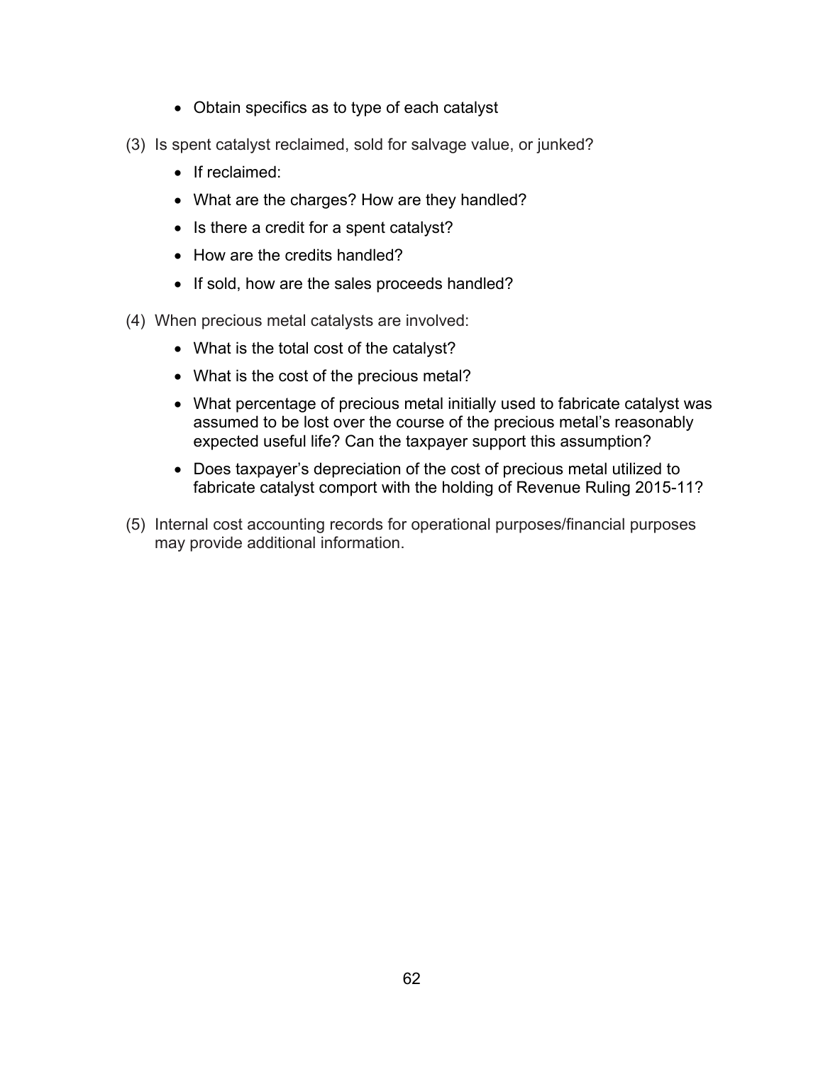- Obtain specifics as to type of each catalyst

(3) Is spent catalyst reclaimed, sold for salvage value, or junked?

- If reclaimed:
- What are the charges? How are they handled?
- Is there a credit for a spent catalyst?
- How are the credits handled?
- If sold, how are the sales proceeds handled?

(4) When precious metal catalysts are involved:

- What is the total cost of the catalyst?
- What is the cost of the precious metal?
- What percentage of precious metal initially used to fabricate catalyst was assumed to be lost over the course of the precious metal's reasonably expected useful life? Can the taxpayer support this assumption?
- Does taxpayer's depreciation of the cost of precious metal utilized to fabricate catalyst comport with the holding of Revenue Ruling 2015-11?

(5) Internal cost accounting records for operational purposes/financial purposes may provide additional information.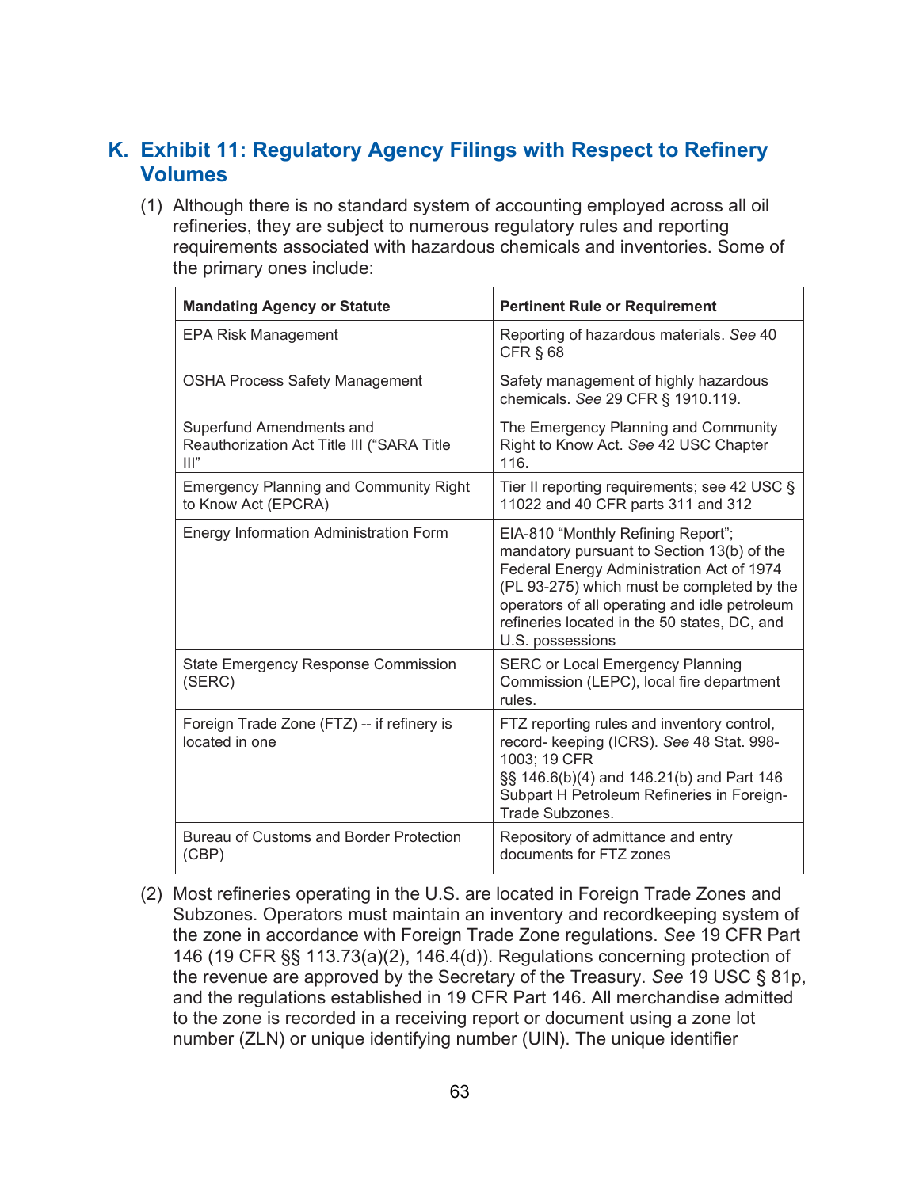## K. Exhibit 11: Regulatory Agency Filings with Respect to Refinery Volumes

(1) Although there is no standard system of accounting employed across all oil refineries, they are subject to numerous regulatory rules and reporting requirements associated with hazardous chemicals and inventories. Some of the primary ones include:

| Mandating Agency or Statute | Pertinent Rule or Requirement |
|---|---|
| EPA Risk Management | Reporting of hazardous materials. *See* 40 CFR § 68 |
| OSHA Process Safety Management | Safety management of highly hazardous chemicals. *See* 29 CFR § 1910.119. |
| Superfund Amendments and Reauthorization Act Title III ("SARA Title III" | The Emergency Planning and Community Right to Know Act. *See* 42 USC Chapter 116. |
| Emergency Planning and Community Right to Know Act (EPCRA) | Tier II reporting requirements; see 42 USC § 11022 and 40 CFR parts 311 and 312 |
| Energy Information Administration Form | EIA-810 "Monthly Refining Report"; mandatory pursuant to Section 13(b) of the Federal Energy Administration Act of 1974 (PL 93-275) which must be completed by the operators of all operating and idle petroleum refineries located in the 50 states, DC, and U.S. possessions |
| State Emergency Response Commission (SERC) | SERC or Local Emergency Planning Commission (LEPC), local fire department rules. |
| Foreign Trade Zone (FTZ) -- if refinery is located in one | FTZ reporting rules and inventory control, record- keeping (ICRS). *See* 48 Stat. 998-1003; 19 CFR §§ 146.6(b)(4) and 146.21(b) and Part 146 Subpart H Petroleum Refineries in Foreign-Trade Subzones. |
| Bureau of Customs and Border Protection (CBP) | Repository of admittance and entry documents for FTZ zones |

(2) Most refineries operating in the U.S. are located in Foreign Trade Zones and Subzones. Operators must maintain an inventory and recordkeeping system of the zone in accordance with Foreign Trade Zone regulations. *See* 19 CFR Part 146 (19 CFR §§ 113.73(a)(2), 146.4(d)). Regulations concerning protection of the revenue are approved by the Secretary of the Treasury. *See* 19 USC § 81p, and the regulations established in 19 CFR Part 146. All merchandise admitted to the zone is recorded in a receiving report or document using a zone lot number (ZLN) or unique identifying number (UIN). The unique identifier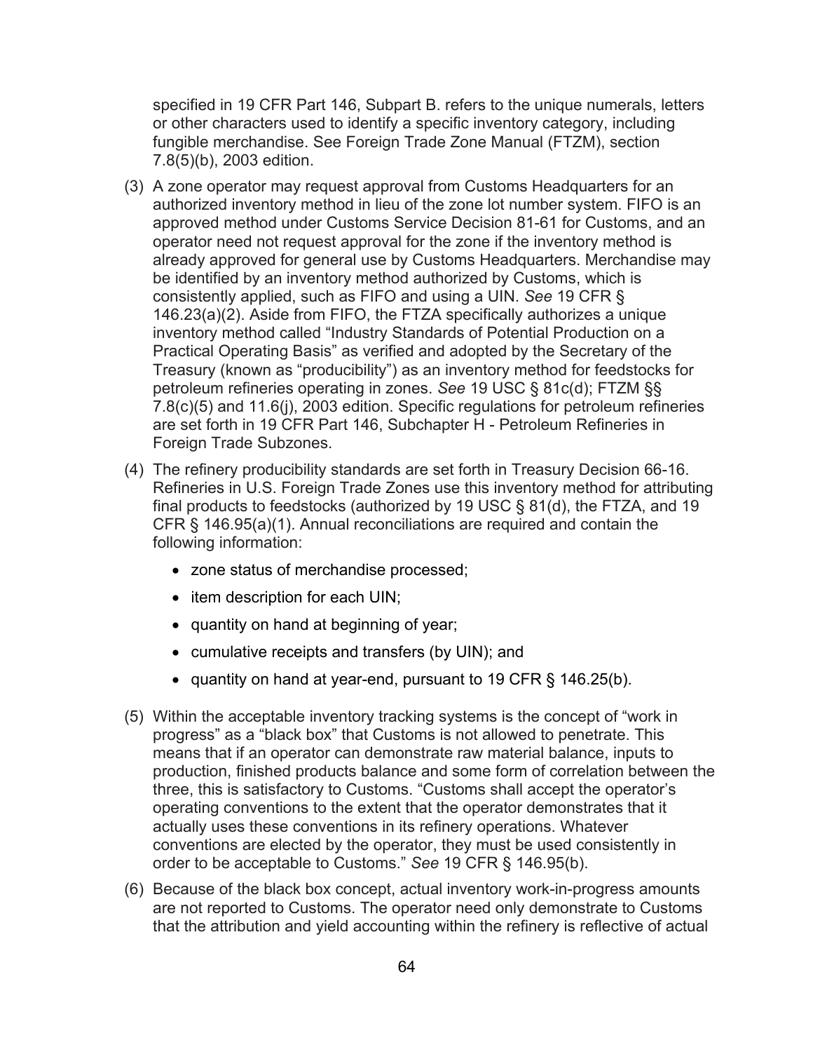specified in 19 CFR Part 146, Subpart B. refers to the unique numerals, letters or other characters used to identify a specific inventory category, including fungible merchandise. See Foreign Trade Zone Manual (FTZM), section 7.8(5)(b), 2003 edition.

(3) A zone operator may request approval from Customs Headquarters for an authorized inventory method in lieu of the zone lot number system. FIFO is an approved method under Customs Service Decision 81-61 for Customs, and an operator need not request approval for the zone if the inventory method is already approved for general use by Customs Headquarters. Merchandise may be identified by an inventory method authorized by Customs, which is consistently applied, such as FIFO and using a UIN. *See* 19 CFR § 146.23(a)(2). Aside from FIFO, the FTZA specifically authorizes a unique inventory method called "Industry Standards of Potential Production on a Practical Operating Basis" as verified and adopted by the Secretary of the Treasury (known as "producibility") as an inventory method for feedstocks for petroleum refineries operating in zones. *See* 19 USC § 81c(d); FTZM §§ 7.8(c)(5) and 11.6(j), 2003 edition. Specific regulations for petroleum refineries are set forth in 19 CFR Part 146, Subchapter H - Petroleum Refineries in Foreign Trade Subzones.

(4) The refinery producibility standards are set forth in Treasury Decision 66-16. Refineries in U.S. Foreign Trade Zones use this inventory method for attributing final products to feedstocks (authorized by 19 USC § 81(d), the FTZA, and 19 CFR § 146.95(a)(1). Annual reconciliations are required and contain the following information:

   - zone status of merchandise processed;
   - item description for each UIN;
   - quantity on hand at beginning of year;
   - cumulative receipts and transfers (by UIN); and
   - quantity on hand at year-end, pursuant to 19 CFR § 146.25(b).

(5) Within the acceptable inventory tracking systems is the concept of "work in progress" as a "black box" that Customs is not allowed to penetrate. This means that if an operator can demonstrate raw material balance, inputs to production, finished products balance and some form of correlation between the three, this is satisfactory to Customs. "Customs shall accept the operator's operating conventions to the extent that the operator demonstrates that it actually uses these conventions in its refinery operations. Whatever conventions are elected by the operator, they must be used consistently in order to be acceptable to Customs." *See* 19 CFR § 146.95(b).

(6) Because of the black box concept, actual inventory work-in-progress amounts are not reported to Customs. The operator need only demonstrate to Customs that the attribution and yield accounting within the refinery is reflective of actual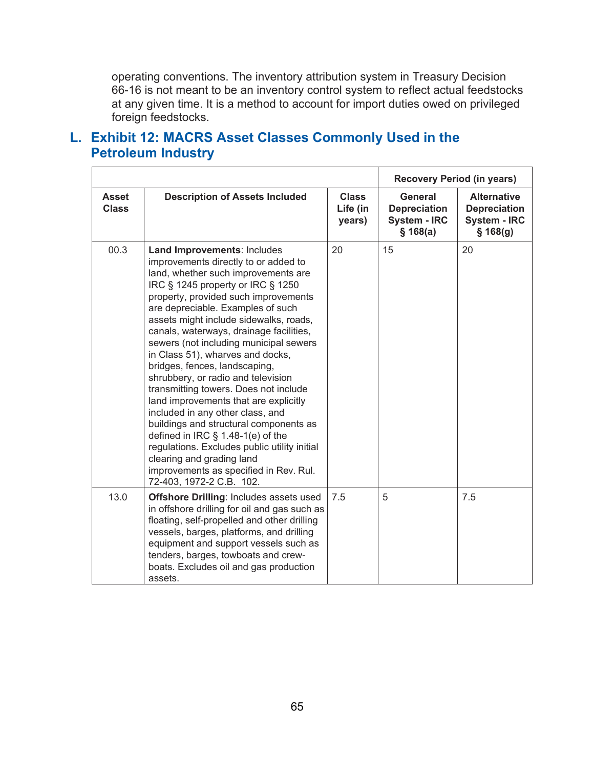operating conventions. The inventory attribution system in Treasury Decision 66-16 is not meant to be an inventory control system to reflect actual feedstocks at any given time. It is a method to account for import duties owed on privileged foreign feedstocks.

## L. Exhibit 12: MACRS Asset Classes Commonly Used in the Petroleum Industry

| | | | Recovery Period (in years) | |
|---|---|---|---|---|
| **Asset Class** | **Description of Assets Included** | **Class Life (in years)** | **General Depreciation System - IRC § 168(a)** | **Alternative Depreciation System - IRC § 168(g)** |
| 00.3 | **Land Improvements**: Includes improvements directly to or added to land, whether such improvements are IRC § 1245 property or IRC § 1250 property, provided such improvements are depreciable. Examples of such assets might include sidewalks, roads, canals, waterways, drainage facilities, sewers (not including municipal sewers in Class 51), wharves and docks, bridges, fences, landscaping, shrubbery, or radio and television transmitting towers. Does not include land improvements that are explicitly included in any other class, and buildings and structural components as defined in IRC § 1.48-1(e) of the regulations. Excludes public utility initial clearing and grading land improvements as specified in Rev. Rul. 72-403, 1972-2 C.B. 102. | 20 | 15 | 20 |
| 13.0 | **Offshore Drilling**: Includes assets used in offshore drilling for oil and gas such as floating, self-propelled and other drilling vessels, barges, platforms, and drilling equipment and support vessels such as tenders, barges, towboats and crew-boats. Excludes oil and gas production assets. | 7.5 | 5 | 7.5 |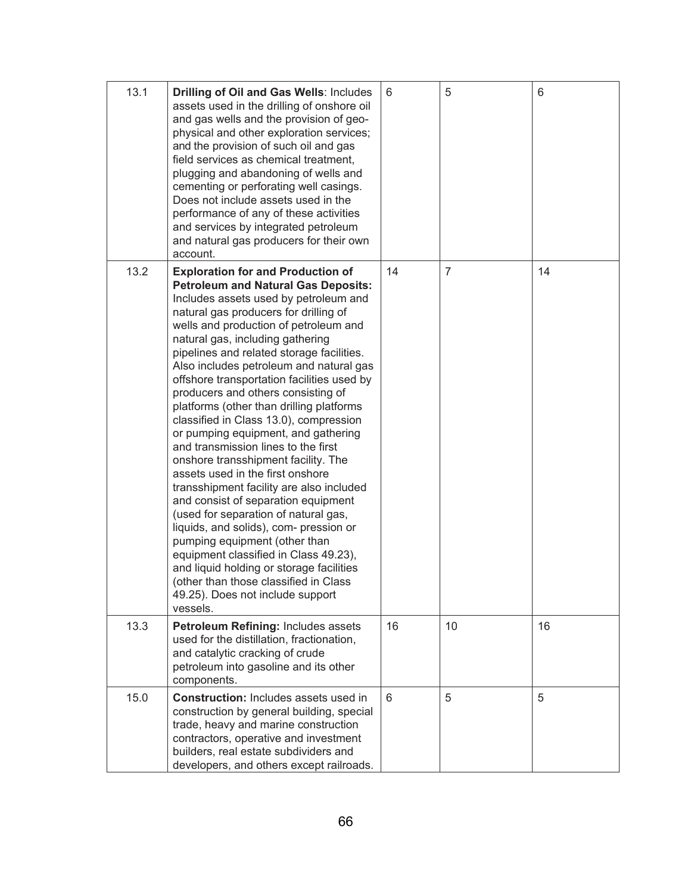| | | | | |
|---|---|---|---|---|
| 13.1 | **Drilling of Oil and Gas Wells**: Includes assets used in the drilling of onshore oil and gas wells and the provision of geo-physical and other exploration services; and the provision of such oil and gas field services as chemical treatment, plugging and abandoning of wells and cementing or perforating well casings. Does not include assets used in the performance of any of these activities and services by integrated petroleum and natural gas producers for their own account. | 6 | 5 | 6 |
| 13.2 | **Exploration for and Production of Petroleum and Natural Gas Deposits:** Includes assets used by petroleum and natural gas producers for drilling of wells and production of petroleum and natural gas, including gathering pipelines and related storage facilities. Also includes petroleum and natural gas offshore transportation facilities used by producers and others consisting of platforms (other than drilling platforms classified in Class 13.0), compression or pumping equipment, and gathering and transmission lines to the first onshore transshipment facility. The assets used in the first onshore transshipment facility are also included and consist of separation equipment (used for separation of natural gas, liquids, and solids), com- pression or pumping equipment (other than equipment classified in Class 49.23), and liquid holding or storage facilities (other than those classified in Class 49.25). Does not include support vessels. | 14 | 7 | 14 |
| 13.3 | **Petroleum Refining:** Includes assets used for the distillation, fractionation, and catalytic cracking of crude petroleum into gasoline and its other components. | 16 | 10 | 16 |
| 15.0 | **Construction:** Includes assets used in construction by general building, special trade, heavy and marine construction contractors, operative and investment builders, real estate subdividers and developers, and others except railroads. | 6 | 5 | 5 |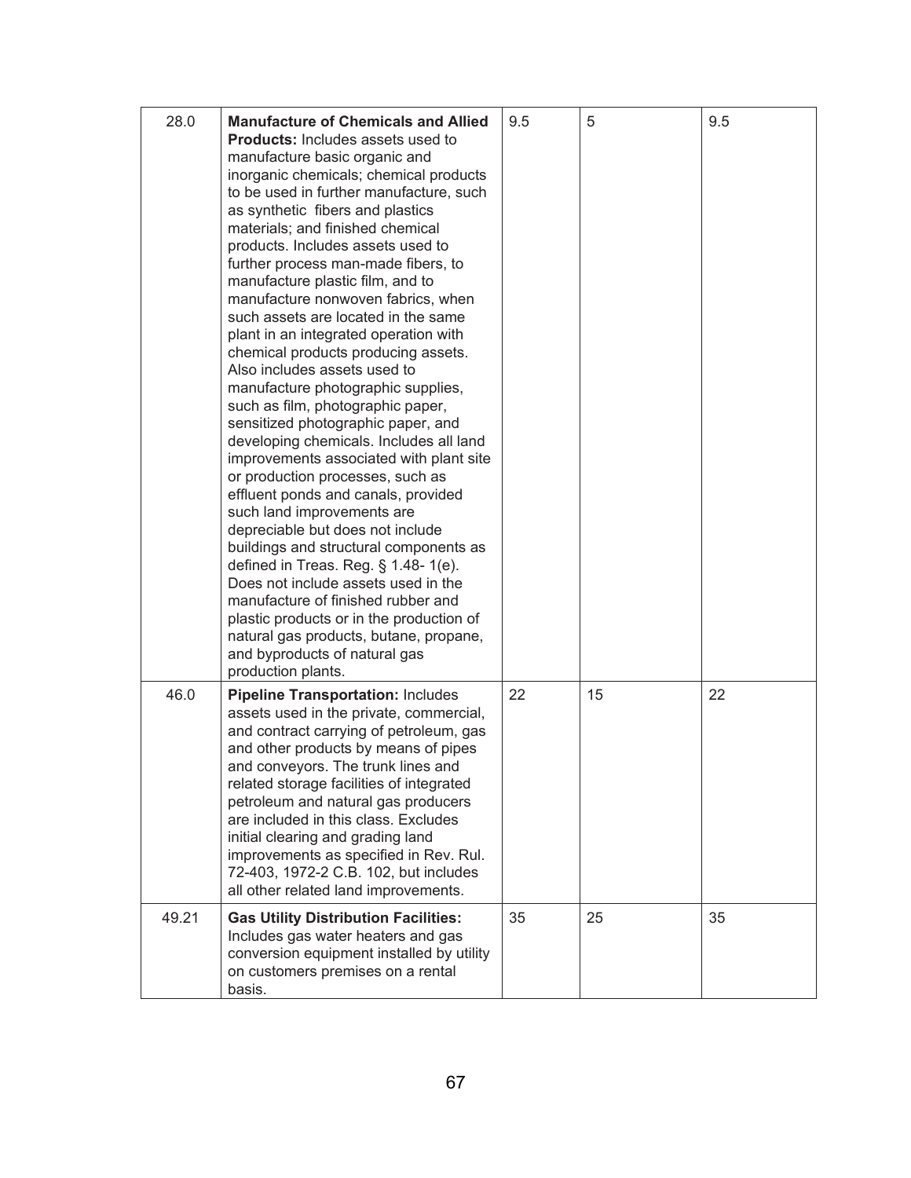| | | | | |
|---|---|---|---|---|
| 28.0 | **Manufacture of Chemicals and Allied Products:** Includes assets used to manufacture basic organic and inorganic chemicals; chemical products to be used in further manufacture, such as synthetic fibers and plastics materials; and finished chemical products. Includes assets used to further process man-made fibers, to manufacture plastic film, and to manufacture nonwoven fabrics, when such assets are located in the same plant in an integrated operation with chemical products producing assets. Also includes assets used to manufacture photographic supplies, such as film, photographic paper, sensitized photographic paper, and developing chemicals. Includes all land improvements associated with plant site or production processes, such as effluent ponds and canals, provided such land improvements are depreciable but does not include buildings and structural components as defined in Treas. Reg. § 1.48- 1(e). Does not include assets used in the manufacture of finished rubber and plastic products or in the production of natural gas products, butane, propane, and byproducts of natural gas production plants. | 9.5 | 5 | 9.5 |
| 46.0 | **Pipeline Transportation:** Includes assets used in the private, commercial, and contract carrying of petroleum, gas and other products by means of pipes and conveyors. The trunk lines and related storage facilities of integrated petroleum and natural gas producers are included in this class. Excludes initial clearing and grading land improvements as specified in Rev. Rul. 72-403, 1972-2 C.B. 102, but includes all other related land improvements. | 22 | 15 | 22 |
| 49.21 | **Gas Utility Distribution Facilities:** Includes gas water heaters and gas conversion equipment installed by utility on customers premises on a rental basis. | 35 | 25 | 35 |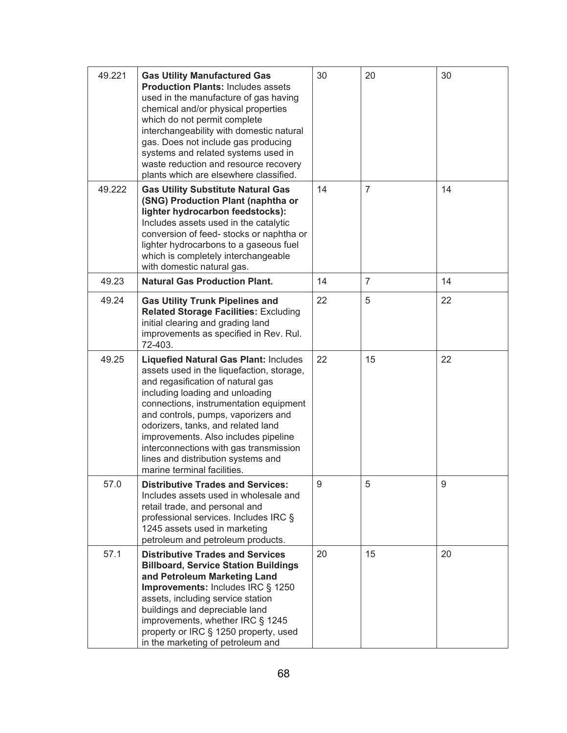| | | | | |
|---|---|---|---|---|
| 49.221 | **Gas Utility Manufactured Gas Production Plants:** Includes assets used in the manufacture of gas having chemical and/or physical properties which do not permit complete interchangeability with domestic natural gas. Does not include gas producing systems and related systems used in waste reduction and resource recovery plants which are elsewhere classified. | 30 | 20 | 30 |
| 49.222 | **Gas Utility Substitute Natural Gas (SNG) Production Plant (naphtha or lighter hydrocarbon feedstocks):** Includes assets used in the catalytic conversion of feed- stocks or naphtha or lighter hydrocarbons to a gaseous fuel which is completely interchangeable with domestic natural gas. | 14 | 7 | 14 |
| 49.23 | **Natural Gas Production Plant.** | 14 | 7 | 14 |
| 49.24 | **Gas Utility Trunk Pipelines and Related Storage Facilities:** Excluding initial clearing and grading land improvements as specified in Rev. Rul. 72-403. | 22 | 5 | 22 |
| 49.25 | **Liquefied Natural Gas Plant:** Includes assets used in the liquefaction, storage, and regasification of natural gas including loading and unloading connections, instrumentation equipment and controls, pumps, vaporizers and odorizers, tanks, and related land improvements. Also includes pipeline interconnections with gas transmission lines and distribution systems and marine terminal facilities. | 22 | 15 | 22 |
| 57.0 | **Distributive Trades and Services:** Includes assets used in wholesale and retail trade, and personal and professional services. Includes IRC § 1245 assets used in marketing petroleum and petroleum products. | 9 | 5 | 9 |
| 57.1 | **Distributive Trades and Services Billboard, Service Station Buildings and Petroleum Marketing Land Improvements:** Includes IRC § 1250 assets, including service station buildings and depreciable land improvements, whether IRC § 1245 property or IRC § 1250 property, used in the marketing of petroleum and | 20 | 15 | 20 |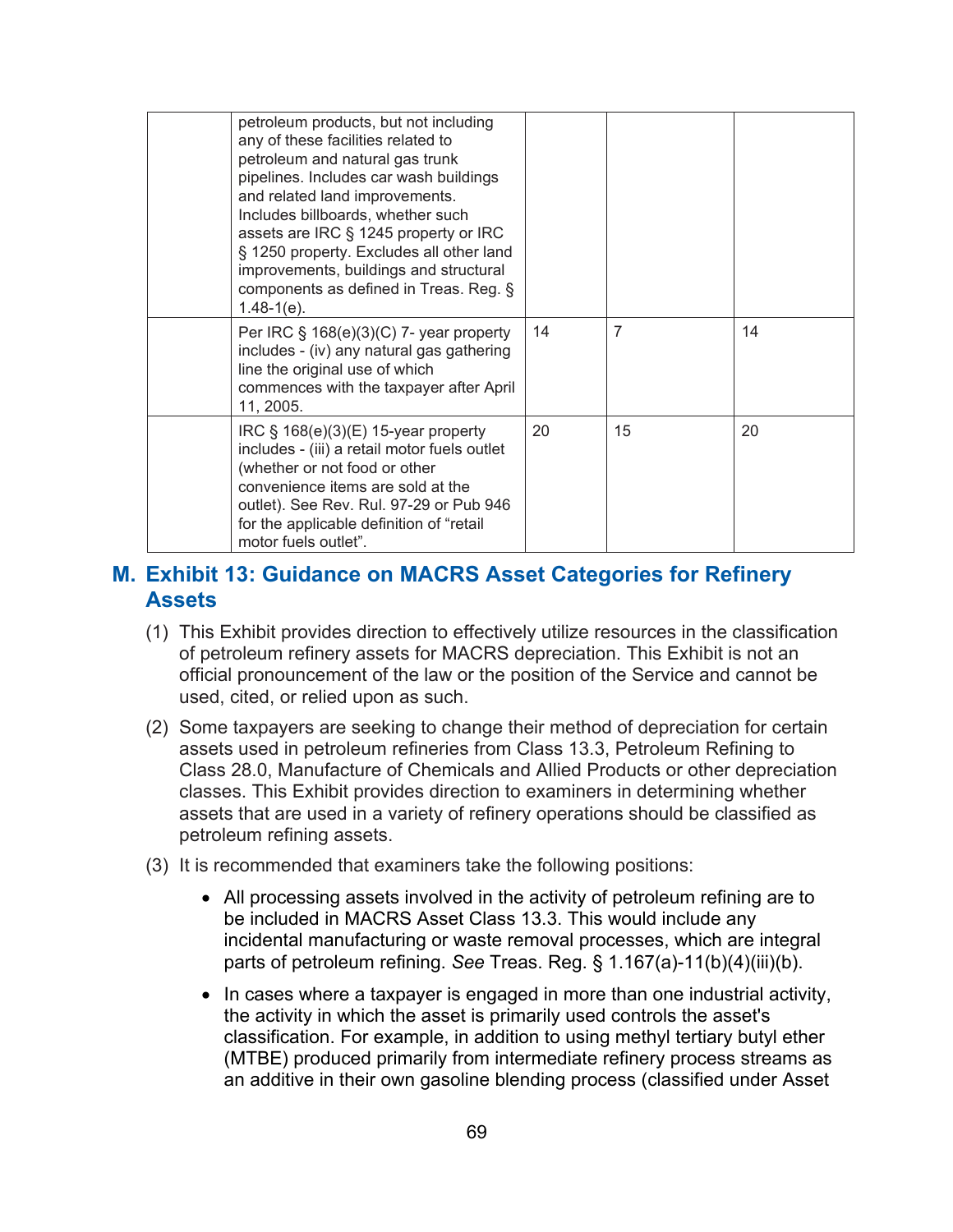|  |  |  |  |  |
|---|---|---|---|---|
|  | petroleum products, but not including any of these facilities related to petroleum and natural gas trunk pipelines. Includes car wash buildings and related land improvements. Includes billboards, whether such assets are IRC § 1245 property or IRC § 1250 property. Excludes all other land improvements, buildings and structural components as defined in Treas. Reg. § 1.48-1(e). |  |  |  |
|  | Per IRC § 168(e)(3)(C) 7- year property includes - (iv) any natural gas gathering line the original use of which commences with the taxpayer after April 11, 2005. | 14 | 7 | 14 |
|  | IRC § 168(e)(3)(E) 15-year property includes - (iii) a retail motor fuels outlet (whether or not food or other convenience items are sold at the outlet). See Rev. Rul. 97-29 or Pub 946 for the applicable definition of "retail motor fuels outlet". | 20 | 15 | 20 |

## M. Exhibit 13: Guidance on MACRS Asset Categories for Refinery Assets

(1) This Exhibit provides direction to effectively utilize resources in the classification of petroleum refinery assets for MACRS depreciation. This Exhibit is not an official pronouncement of the law or the position of the Service and cannot be used, cited, or relied upon as such.

(2) Some taxpayers are seeking to change their method of depreciation for certain assets used in petroleum refineries from Class 13.3, Petroleum Refining to Class 28.0, Manufacture of Chemicals and Allied Products or other depreciation classes. This Exhibit provides direction to examiners in determining whether assets that are used in a variety of refinery operations should be classified as petroleum refining assets.

(3) It is recommended that examiners take the following positions:

- All processing assets involved in the activity of petroleum refining are to be included in MACRS Asset Class 13.3. This would include any incidental manufacturing or waste removal processes, which are integral parts of petroleum refining. *See* Treas. Reg. § 1.167(a)-11(b)(4)(iii)(b).

- In cases where a taxpayer is engaged in more than one industrial activity, the activity in which the asset is primarily used controls the asset's classification. For example, in addition to using methyl tertiary butyl ether (MTBE) produced primarily from intermediate refinery process streams as an additive in their own gasoline blending process (classified under Asset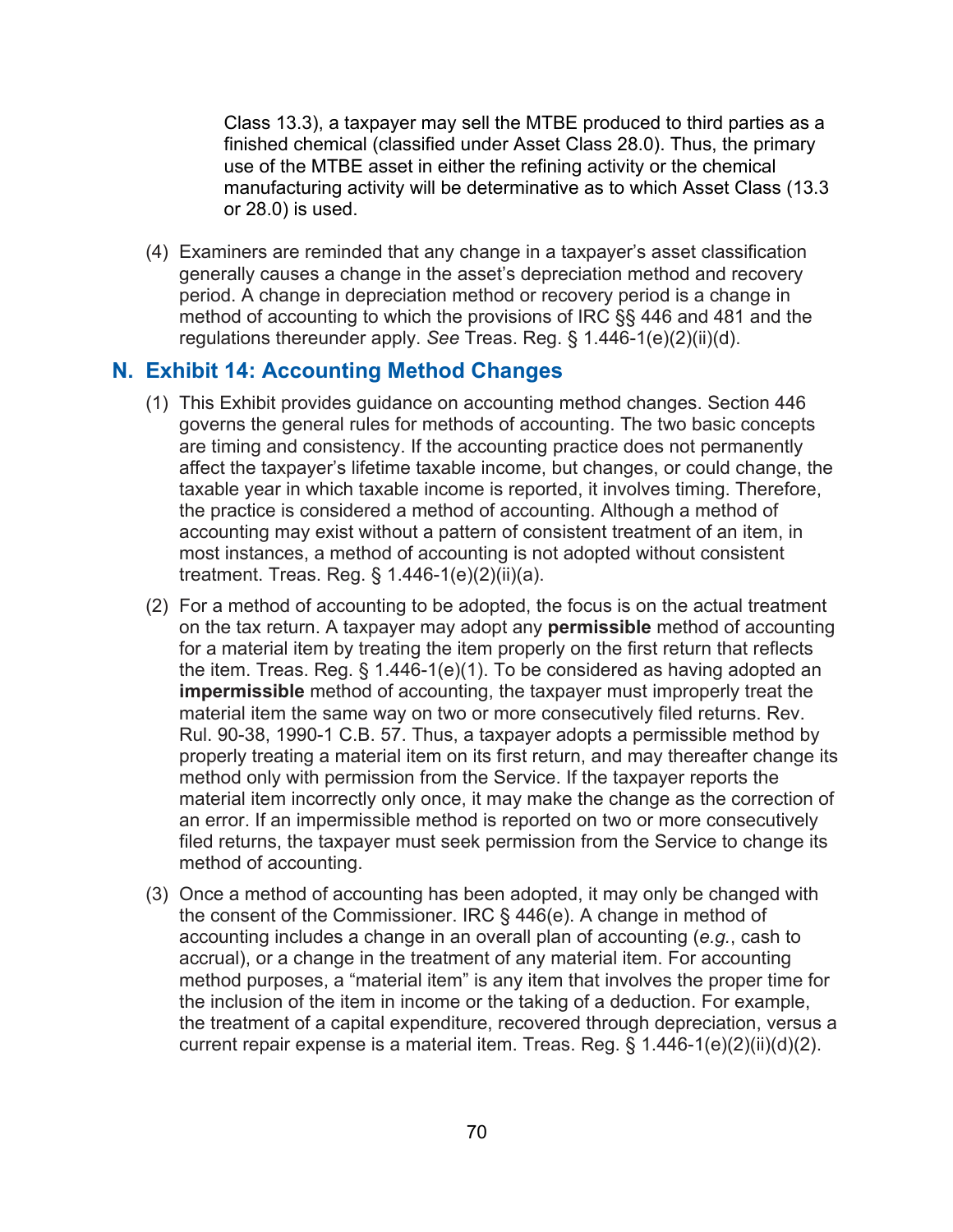Class 13.3), a taxpayer may sell the MTBE produced to third parties as a finished chemical (classified under Asset Class 28.0). Thus, the primary use of the MTBE asset in either the refining activity or the chemical manufacturing activity will be determinative as to which Asset Class (13.3 or 28.0) is used.

(4) Examiners are reminded that any change in a taxpayer's asset classification generally causes a change in the asset's depreciation method and recovery period. A change in depreciation method or recovery period is a change in method of accounting to which the provisions of IRC §§ 446 and 481 and the regulations thereunder apply. *See* Treas. Reg. § 1.446-1(e)(2)(ii)(d).

## N. Exhibit 14: Accounting Method Changes

(1) This Exhibit provides guidance on accounting method changes. Section 446 governs the general rules for methods of accounting. The two basic concepts are timing and consistency. If the accounting practice does not permanently affect the taxpayer's lifetime taxable income, but changes, or could change, the taxable year in which taxable income is reported, it involves timing. Therefore, the practice is considered a method of accounting. Although a method of accounting may exist without a pattern of consistent treatment of an item, in most instances, a method of accounting is not adopted without consistent treatment. Treas. Reg. § 1.446-1(e)(2)(ii)(a).

(2) For a method of accounting to be adopted, the focus is on the actual treatment on the tax return. A taxpayer may adopt any **permissible** method of accounting for a material item by treating the item properly on the first return that reflects the item. Treas. Reg. § 1.446-1(e)(1). To be considered as having adopted an **impermissible** method of accounting, the taxpayer must improperly treat the material item the same way on two or more consecutively filed returns. Rev. Rul. 90-38, 1990-1 C.B. 57. Thus, a taxpayer adopts a permissible method by properly treating a material item on its first return, and may thereafter change its method only with permission from the Service. If the taxpayer reports the material item incorrectly only once, it may make the change as the correction of an error. If an impermissible method is reported on two or more consecutively filed returns, the taxpayer must seek permission from the Service to change its method of accounting.

(3) Once a method of accounting has been adopted, it may only be changed with the consent of the Commissioner. IRC § 446(e). A change in method of accounting includes a change in an overall plan of accounting (*e.g.*, cash to accrual), or a change in the treatment of any material item. For accounting method purposes, a "material item" is any item that involves the proper time for the inclusion of the item in income or the taking of a deduction. For example, the treatment of a capital expenditure, recovered through depreciation, versus a current repair expense is a material item. Treas. Reg. § 1.446-1(e)(2)(ii)(d)(2).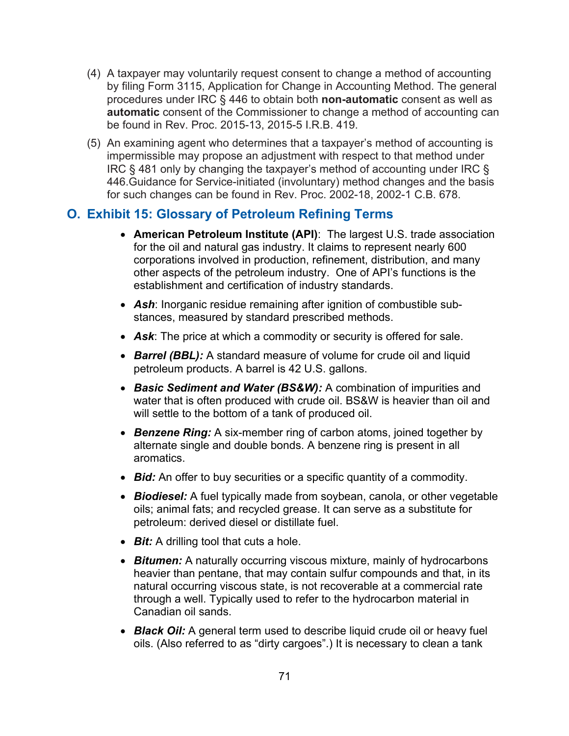(4) A taxpayer may voluntarily request consent to change a method of accounting by filing Form 3115, Application for Change in Accounting Method. The general procedures under IRC § 446 to obtain both **non-automatic** consent as well as **automatic** consent of the Commissioner to change a method of accounting can be found in Rev. Proc. 2015-13, 2015-5 I.R.B. 419.

(5) An examining agent who determines that a taxpayer's method of accounting is impermissible may propose an adjustment with respect to that method under IRC § 481 only by changing the taxpayer's method of accounting under IRC § 446.Guidance for Service-initiated (involuntary) method changes and the basis for such changes can be found in Rev. Proc. 2002-18, 2002-1 C.B. 678.

## O. Exhibit 15: Glossary of Petroleum Refining Terms

- **American Petroleum Institute (API)**: The largest U.S. trade association for the oil and natural gas industry. It claims to represent nearly 600 corporations involved in production, refinement, distribution, and many other aspects of the petroleum industry. One of API's functions is the establishment and certification of industry standards.
- ***Ash***: Inorganic residue remaining after ignition of combustible substances, measured by standard prescribed methods.
- ***Ask***: The price at which a commodity or security is offered for sale.
- ***Barrel (BBL):*** A standard measure of volume for crude oil and liquid petroleum products. A barrel is 42 U.S. gallons.
- ***Basic Sediment and Water (BS&W):*** A combination of impurities and water that is often produced with crude oil. BS&W is heavier than oil and will settle to the bottom of a tank of produced oil.
- ***Benzene Ring:*** A six-member ring of carbon atoms, joined together by alternate single and double bonds. A benzene ring is present in all aromatics.
- ***Bid:*** An offer to buy securities or a specific quantity of a commodity.
- ***Biodiesel:*** A fuel typically made from soybean, canola, or other vegetable oils; animal fats; and recycled grease. It can serve as a substitute for petroleum: derived diesel or distillate fuel.
- ***Bit:*** A drilling tool that cuts a hole.
- ***Bitumen:*** A naturally occurring viscous mixture, mainly of hydrocarbons heavier than pentane, that may contain sulfur compounds and that, in its natural occurring viscous state, is not recoverable at a commercial rate through a well. Typically used to refer to the hydrocarbon material in Canadian oil sands.
- ***Black Oil:*** A general term used to describe liquid crude oil or heavy fuel oils. (Also referred to as "dirty cargoes".) It is necessary to clean a tank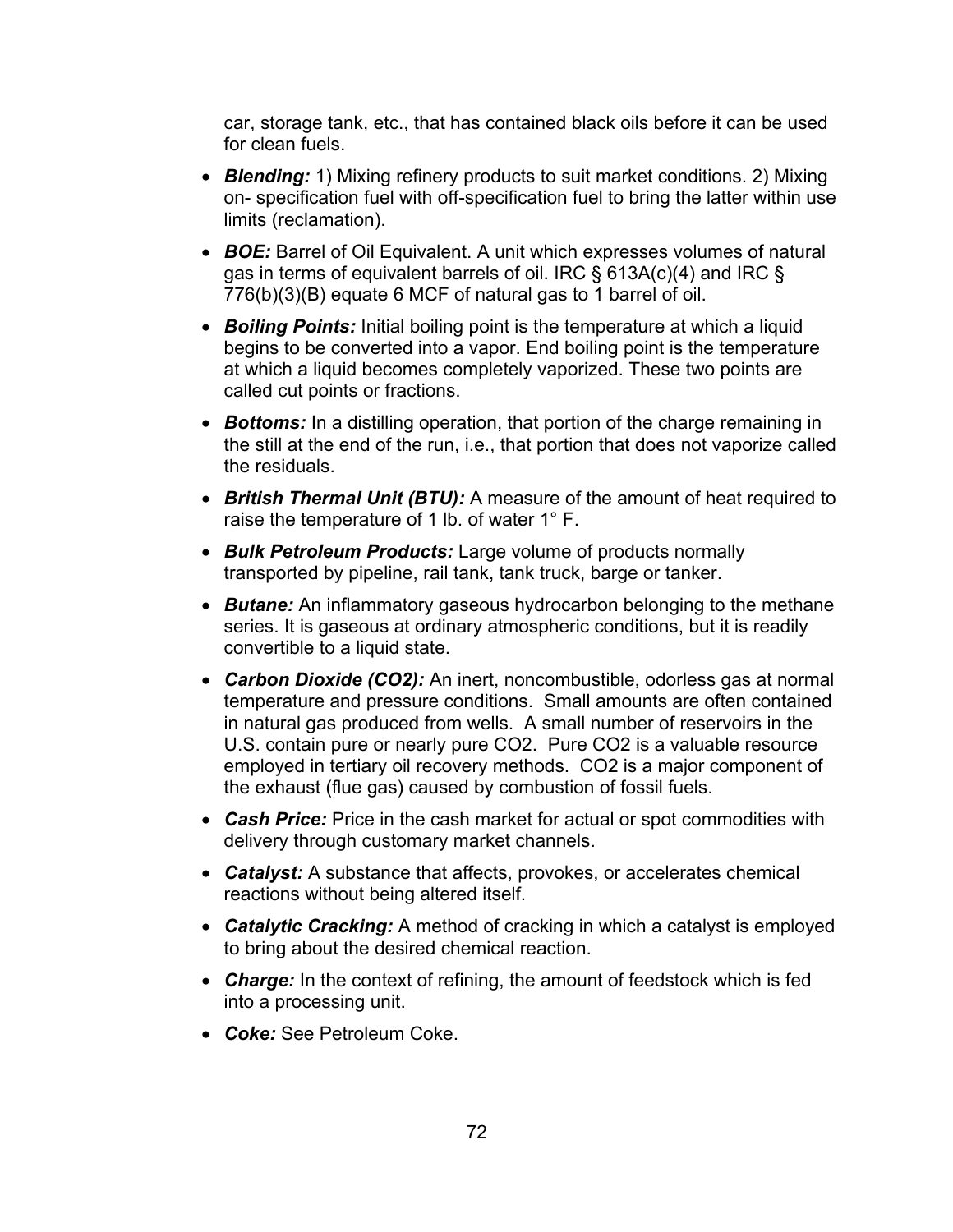car, storage tank, etc., that has contained black oils before it can be used for clean fuels.

- ***Blending:*** 1) Mixing refinery products to suit market conditions. 2) Mixing on- specification fuel with off-specification fuel to bring the latter within use limits (reclamation).
- ***BOE:*** Barrel of Oil Equivalent. A unit which expresses volumes of natural gas in terms of equivalent barrels of oil. IRC § 613A(c)(4) and IRC § 776(b)(3)(B) equate 6 MCF of natural gas to 1 barrel of oil.
- ***Boiling Points:*** Initial boiling point is the temperature at which a liquid begins to be converted into a vapor. End boiling point is the temperature at which a liquid becomes completely vaporized. These two points are called cut points or fractions.
- ***Bottoms:*** In a distilling operation, that portion of the charge remaining in the still at the end of the run, i.e., that portion that does not vaporize called the residuals.
- ***British Thermal Unit (BTU):*** A measure of the amount of heat required to raise the temperature of 1 lb. of water 1° F.
- ***Bulk Petroleum Products:*** Large volume of products normally transported by pipeline, rail tank, tank truck, barge or tanker.
- ***Butane:*** An inflammatory gaseous hydrocarbon belonging to the methane series. It is gaseous at ordinary atmospheric conditions, but it is readily convertible to a liquid state.
- ***Carbon Dioxide ($CO_2$):*** An inert, noncombustible, odorless gas at normal temperature and pressure conditions. Small amounts are often contained in natural gas produced from wells. A small number of reservoirs in the U.S. contain pure or nearly pure $CO_2$. Pure $CO_2$ is a valuable resource employed in tertiary oil recovery methods. $CO_2$ is a major component of the exhaust (flue gas) caused by combustion of fossil fuels.
- ***Cash Price:*** Price in the cash market for actual or spot commodities with delivery through customary market channels.
- ***Catalyst:*** A substance that affects, provokes, or accelerates chemical reactions without being altered itself.
- ***Catalytic Cracking:*** A method of cracking in which a catalyst is employed to bring about the desired chemical reaction.
- ***Charge:*** In the context of refining, the amount of feedstock which is fed into a processing unit.
- ***Coke:*** See Petroleum Coke.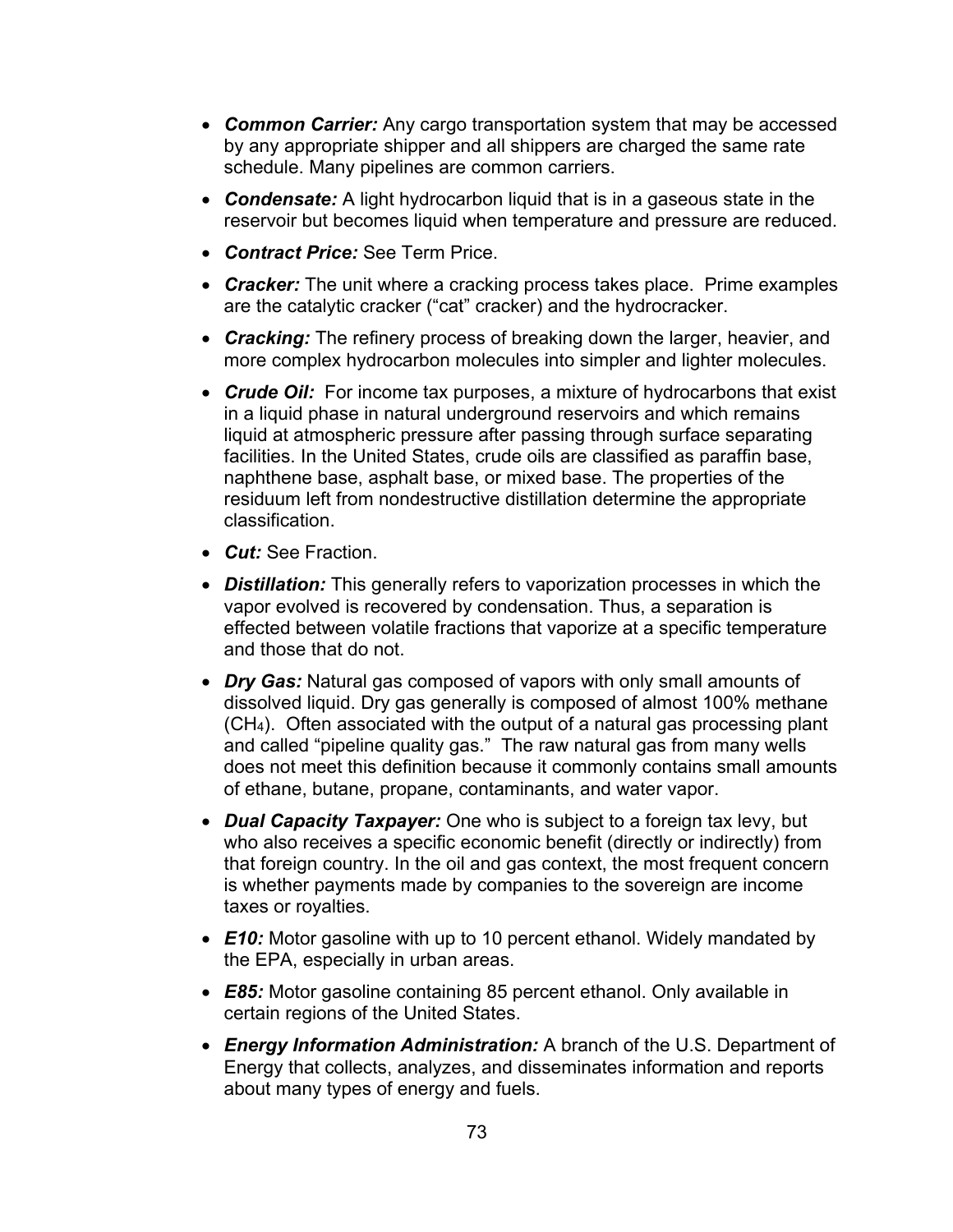- ***Common Carrier:*** Any cargo transportation system that may be accessed by any appropriate shipper and all shippers are charged the same rate schedule. Many pipelines are common carriers.
- ***Condensate:*** A light hydrocarbon liquid that is in a gaseous state in the reservoir but becomes liquid when temperature and pressure are reduced.
- ***Contract Price:*** See Term Price.
- ***Cracker:*** The unit where a cracking process takes place. Prime examples are the catalytic cracker (“cat” cracker) and the hydrocracker.
- ***Cracking:*** The refinery process of breaking down the larger, heavier, and more complex hydrocarbon molecules into simpler and lighter molecules.
- ***Crude Oil:*** For income tax purposes, a mixture of hydrocarbons that exist in a liquid phase in natural underground reservoirs and which remains liquid at atmospheric pressure after passing through surface separating facilities. In the United States, crude oils are classified as paraffin base, naphthene base, asphalt base, or mixed base. The properties of the residuum left from nondestructive distillation determine the appropriate classification.
- ***Cut:*** See Fraction.
- ***Distillation:*** This generally refers to vaporization processes in which the vapor evolved is recovered by condensation. Thus, a separation is effected between volatile fractions that vaporize at a specific temperature and those that do not.
- ***Dry Gas:*** Natural gas composed of vapors with only small amounts of dissolved liquid. Dry gas generally is composed of almost 100% methane ($CH_4$). Often associated with the output of a natural gas processing plant and called “pipeline quality gas.” The raw natural gas from many wells does not meet this definition because it commonly contains small amounts of ethane, butane, propane, contaminants, and water vapor.
- ***Dual Capacity Taxpayer:*** One who is subject to a foreign tax levy, but who also receives a specific economic benefit (directly or indirectly) from that foreign country. In the oil and gas context, the most frequent concern is whether payments made by companies to the sovereign are income taxes or royalties.
- ***E10:*** Motor gasoline with up to 10 percent ethanol. Widely mandated by the EPA, especially in urban areas.
- ***E85:*** Motor gasoline containing 85 percent ethanol. Only available in certain regions of the United States.
- ***Energy Information Administration:*** A branch of the U.S. Department of Energy that collects, analyzes, and disseminates information and reports about many types of energy and fuels.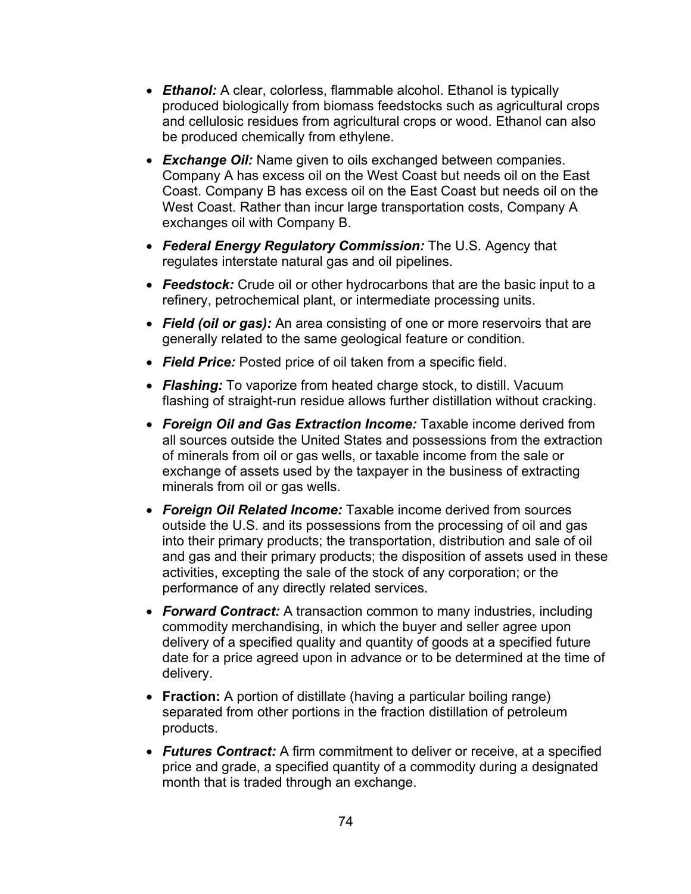- ***Ethanol:*** A clear, colorless, flammable alcohol. Ethanol is typically produced biologically from biomass feedstocks such as agricultural crops and cellulosic residues from agricultural crops or wood. Ethanol can also be produced chemically from ethylene.
- ***Exchange Oil:*** Name given to oils exchanged between companies. Company A has excess oil on the West Coast but needs oil on the East Coast. Company B has excess oil on the East Coast but needs oil on the West Coast. Rather than incur large transportation costs, Company A exchanges oil with Company B.
- ***Federal Energy Regulatory Commission:*** The U.S. Agency that regulates interstate natural gas and oil pipelines.
- ***Feedstock:*** Crude oil or other hydrocarbons that are the basic input to a refinery, petrochemical plant, or intermediate processing units.
- ***Field (oil or gas):*** An area consisting of one or more reservoirs that are generally related to the same geological feature or condition.
- ***Field Price:*** Posted price of oil taken from a specific field.
- ***Flashing:*** To vaporize from heated charge stock, to distill. Vacuum flashing of straight-run residue allows further distillation without cracking.
- ***Foreign Oil and Gas Extraction Income:*** Taxable income derived from all sources outside the United States and possessions from the extraction of minerals from oil or gas wells, or taxable income from the sale or exchange of assets used by the taxpayer in the business of extracting minerals from oil or gas wells.
- ***Foreign Oil Related Income:*** Taxable income derived from sources outside the U.S. and its possessions from the processing of oil and gas into their primary products; the transportation, distribution and sale of oil and gas and their primary products; the disposition of assets used in these activities, excepting the sale of the stock of any corporation; or the performance of any directly related services.
- ***Forward Contract:*** A transaction common to many industries, including commodity merchandising, in which the buyer and seller agree upon delivery of a specified quality and quantity of goods at a specified future date for a price agreed upon in advance or to be determined at the time of delivery.
- **Fraction:** A portion of distillate (having a particular boiling range) separated from other portions in the fraction distillation of petroleum products.
- ***Futures Contract:*** A firm commitment to deliver or receive, at a specified price and grade, a specified quantity of a commodity during a designated month that is traded through an exchange.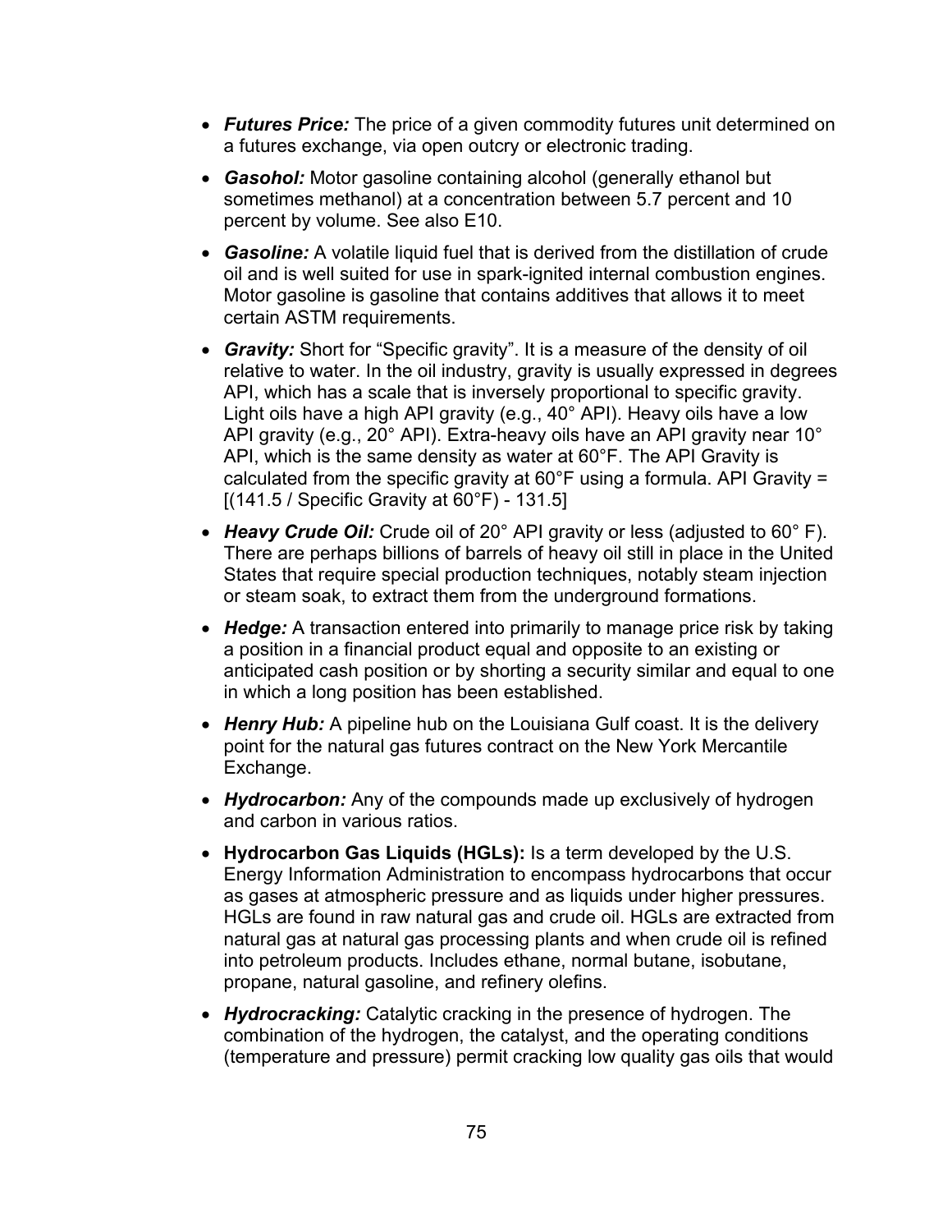- ***Futures Price:*** The price of a given commodity futures unit determined on a futures exchange, via open outcry or electronic trading.

- ***Gasohol:*** Motor gasoline containing alcohol (generally ethanol but sometimes methanol) at a concentration between 5.7 percent and 10 percent by volume. See also E10.

- ***Gasoline:*** A volatile liquid fuel that is derived from the distillation of crude oil and is well suited for use in spark-ignited internal combustion engines. Motor gasoline is gasoline that contains additives that allows it to meet certain ASTM requirements.

- ***Gravity:*** Short for "Specific gravity". It is a measure of the density of oil relative to water. In the oil industry, gravity is usually expressed in degrees API, which has a scale that is inversely proportional to specific gravity. Light oils have a high API gravity (e.g., 40° API). Heavy oils have a low API gravity (e.g., 20° API). Extra-heavy oils have an API gravity near 10° API, which is the same density as water at 60°F. The API Gravity is calculated from the specific gravity at 60°F using a formula. API Gravity = [(141.5 / Specific Gravity at 60°F) - 131.5]

- ***Heavy Crude Oil:*** Crude oil of 20° API gravity or less (adjusted to 60° F). There are perhaps billions of barrels of heavy oil still in place in the United States that require special production techniques, notably steam injection or steam soak, to extract them from the underground formations.

- ***Hedge:*** A transaction entered into primarily to manage price risk by taking a position in a financial product equal and opposite to an existing or anticipated cash position or by shorting a security similar and equal to one in which a long position has been established.

- ***Henry Hub:*** A pipeline hub on the Louisiana Gulf coast. It is the delivery point for the natural gas futures contract on the New York Mercantile Exchange.

- ***Hydrocarbon:*** Any of the compounds made up exclusively of hydrogen and carbon in various ratios.

- **Hydrocarbon Gas Liquids (HGLs):** Is a term developed by the U.S. Energy Information Administration to encompass hydrocarbons that occur as gases at atmospheric pressure and as liquids under higher pressures. HGLs are found in raw natural gas and crude oil. HGLs are extracted from natural gas at natural gas processing plants and when crude oil is refined into petroleum products. Includes ethane, normal butane, isobutane, propane, natural gasoline, and refinery olefins.

- ***Hydrocracking:*** Catalytic cracking in the presence of hydrogen. The combination of the hydrogen, the catalyst, and the operating conditions (temperature and pressure) permit cracking low quality gas oils that would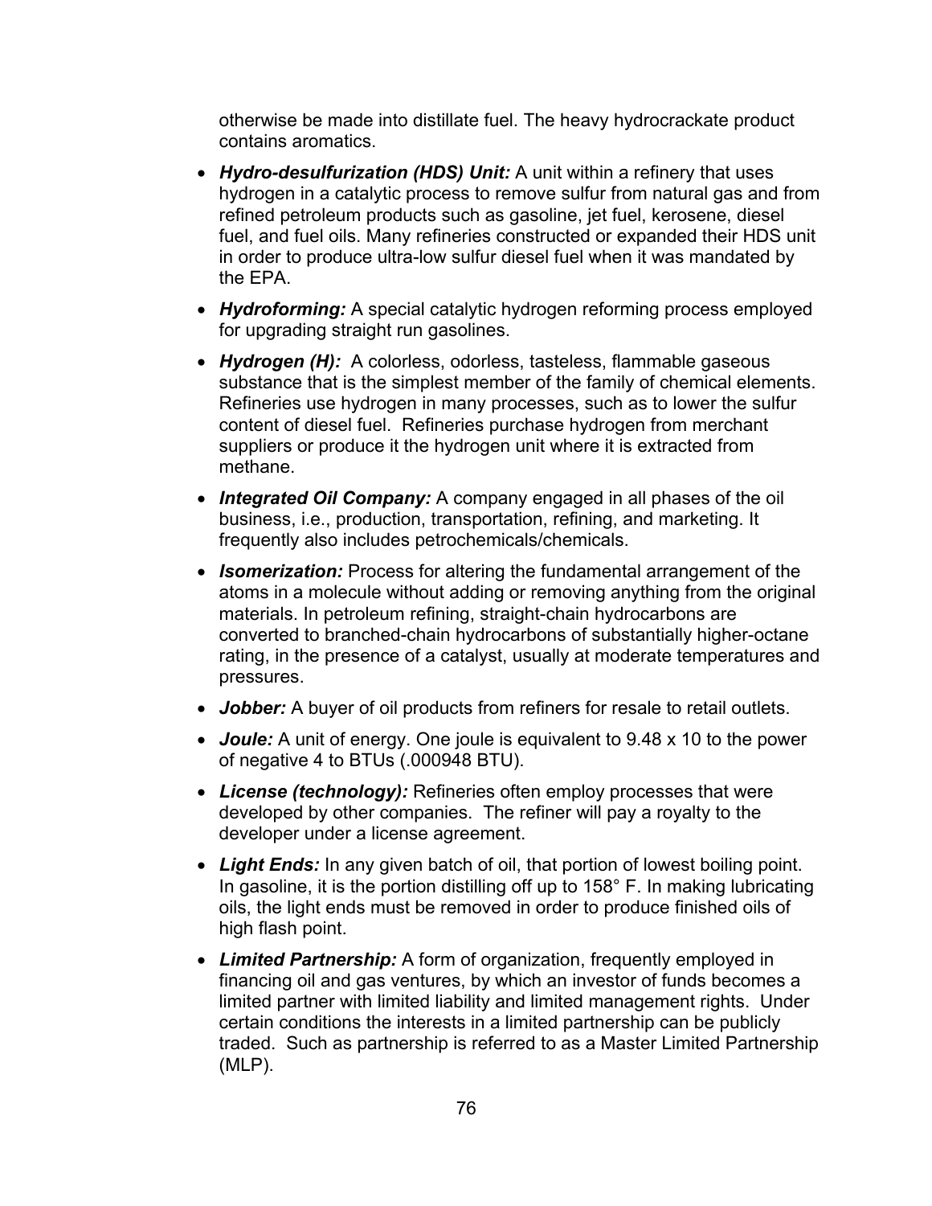otherwise be made into distillate fuel. The heavy hydrocrackate product contains aromatics.

- ***Hydro-desulfurization (HDS) Unit:*** A unit within a refinery that uses hydrogen in a catalytic process to remove sulfur from natural gas and from refined petroleum products such as gasoline, jet fuel, kerosene, diesel fuel, and fuel oils. Many refineries constructed or expanded their HDS unit in order to produce ultra-low sulfur diesel fuel when it was mandated by the EPA.
- ***Hydroforming:*** A special catalytic hydrogen reforming process employed for upgrading straight run gasolines.
- ***Hydrogen (H):*** A colorless, odorless, tasteless, flammable gaseous substance that is the simplest member of the family of chemical elements. Refineries use hydrogen in many processes, such as to lower the sulfur content of diesel fuel. Refineries purchase hydrogen from merchant suppliers or produce it the hydrogen unit where it is extracted from methane.
- ***Integrated Oil Company:*** A company engaged in all phases of the oil business, i.e., production, transportation, refining, and marketing. It frequently also includes petrochemicals/chemicals.
- ***Isomerization:*** Process for altering the fundamental arrangement of the atoms in a molecule without adding or removing anything from the original materials. In petroleum refining, straight-chain hydrocarbons are converted to branched-chain hydrocarbons of substantially higher-octane rating, in the presence of a catalyst, usually at moderate temperatures and pressures.
- ***Jobber:*** A buyer of oil products from refiners for resale to retail outlets.
- ***Joule:*** A unit of energy. One joule is equivalent to 9.48 x 10 to the power of negative 4 to BTUs (.000948 BTU).
- ***License (technology):*** Refineries often employ processes that were developed by other companies. The refiner will pay a royalty to the developer under a license agreement.
- ***Light Ends:*** In any given batch of oil, that portion of lowest boiling point. In gasoline, it is the portion distilling off up to 158° F. In making lubricating oils, the light ends must be removed in order to produce finished oils of high flash point.
- ***Limited Partnership:*** A form of organization, frequently employed in financing oil and gas ventures, by which an investor of funds becomes a limited partner with limited liability and limited management rights. Under certain conditions the interests in a limited partnership can be publicly traded. Such as partnership is referred to as a Master Limited Partnership (MLP).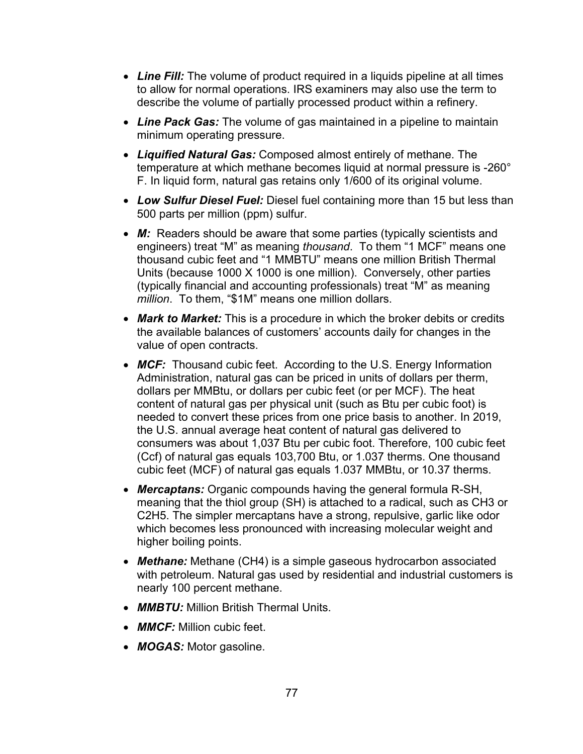- ***Line Fill:*** The volume of product required in a liquids pipeline at all times to allow for normal operations. IRS examiners may also use the term to describe the volume of partially processed product within a refinery.
- ***Line Pack Gas:*** The volume of gas maintained in a pipeline to maintain minimum operating pressure.
- ***Liquified Natural Gas:*** Composed almost entirely of methane. The temperature at which methane becomes liquid at normal pressure is -260° F. In liquid form, natural gas retains only 1/600 of its original volume.
- ***Low Sulfur Diesel Fuel:*** Diesel fuel containing more than 15 but less than 500 parts per million (ppm) sulfur.
- ***M:*** Readers should be aware that some parties (typically scientists and engineers) treat "M" as meaning *thousand*. To them "1 MCF" means one thousand cubic feet and "1 MMBTU" means one million British Thermal Units (because 1000 X 1000 is one million). Conversely, other parties (typically financial and accounting professionals) treat "M" as meaning *million*. To them, "$1M" means one million dollars.
- ***Mark to Market:*** This is a procedure in which the broker debits or credits the available balances of customers' accounts daily for changes in the value of open contracts.
- ***MCF:*** Thousand cubic feet. According to the U.S. Energy Information Administration, natural gas can be priced in units of dollars per therm, dollars per MMBtu, or dollars per cubic feet (or per MCF). The heat content of natural gas per physical unit (such as Btu per cubic foot) is needed to convert these prices from one price basis to another. In 2019, the U.S. annual average heat content of natural gas delivered to consumers was about 1,037 Btu per cubic foot. Therefore, 100 cubic feet (Ccf) of natural gas equals 103,700 Btu, or 1.037 therms. One thousand cubic feet (MCF) of natural gas equals 1.037 MMBtu, or 10.37 therms.
- ***Mercaptans:*** Organic compounds having the general formula R-SH, meaning that the thiol group (SH) is attached to a radical, such as $CH_3$ or $C_2H_5$. The simpler mercaptans have a strong, repulsive, garlic like odor which becomes less pronounced with increasing molecular weight and higher boiling points.
- ***Methane:*** Methane ($CH_4$) is a simple gaseous hydrocarbon associated with petroleum. Natural gas used by residential and industrial customers is nearly 100 percent methane.
- ***MMBTU:*** Million British Thermal Units.
- ***MMCF:*** Million cubic feet.
- ***MOGAS:*** Motor gasoline.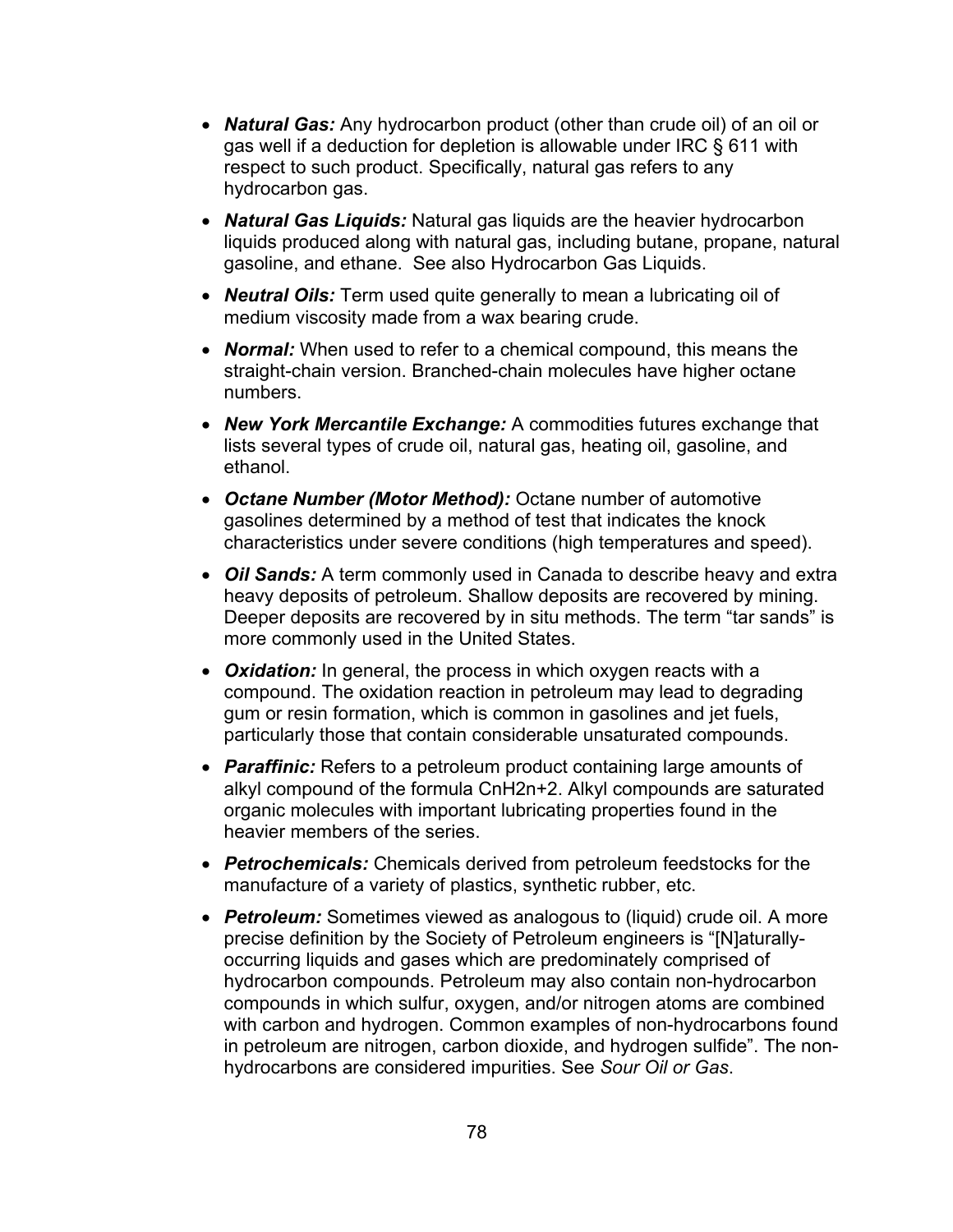- ***Natural Gas:*** Any hydrocarbon product (other than crude oil) of an oil or gas well if a deduction for depletion is allowable under IRC § 611 with respect to such product. Specifically, natural gas refers to any hydrocarbon gas.
- ***Natural Gas Liquids:*** Natural gas liquids are the heavier hydrocarbon liquids produced along with natural gas, including butane, propane, natural gasoline, and ethane. See also Hydrocarbon Gas Liquids.
- ***Neutral Oils:*** Term used quite generally to mean a lubricating oil of medium viscosity made from a wax bearing crude.
- ***Normal:*** When used to refer to a chemical compound, this means the straight-chain version. Branched-chain molecules have higher octane numbers.
- ***New York Mercantile Exchange:*** A commodities futures exchange that lists several types of crude oil, natural gas, heating oil, gasoline, and ethanol.
- ***Octane Number (Motor Method):*** Octane number of automotive gasolines determined by a method of test that indicates the knock characteristics under severe conditions (high temperatures and speed).
- ***Oil Sands:*** A term commonly used in Canada to describe heavy and extra heavy deposits of petroleum. Shallow deposits are recovered by mining. Deeper deposits are recovered by in situ methods. The term "tar sands" is more commonly used in the United States.
- ***Oxidation:*** In general, the process in which oxygen reacts with a compound. The oxidation reaction in petroleum may lead to degrading gum or resin formation, which is common in gasolines and jet fuels, particularly those that contain considerable unsaturated compounds.
- ***Paraffinic:*** Refers to a petroleum product containing large amounts of alkyl compound of the formula $C_nH_{2n+2}$. Alkyl compounds are saturated organic molecules with important lubricating properties found in the heavier members of the series.
- ***Petrochemicals:*** Chemicals derived from petroleum feedstocks for the manufacture of a variety of plastics, synthetic rubber, etc.
- ***Petroleum:*** Sometimes viewed as analogous to (liquid) crude oil. A more precise definition by the Society of Petroleum engineers is "[N]aturally-occurring liquids and gases which are predominately comprised of hydrocarbon compounds. Petroleum may also contain non-hydrocarbon compounds in which sulfur, oxygen, and/or nitrogen atoms are combined with carbon and hydrogen. Common examples of non-hydrocarbons found in petroleum are nitrogen, carbon dioxide, and hydrogen sulfide". The non-hydrocarbons are considered impurities. See *Sour Oil or Gas*.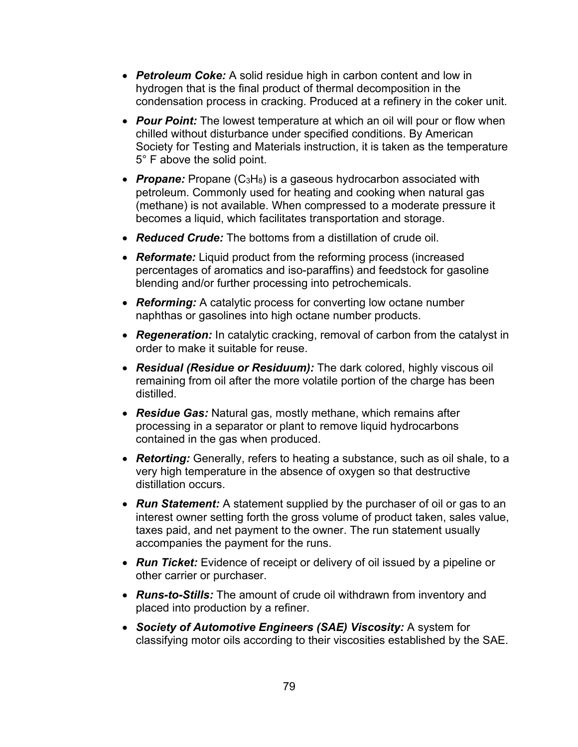- ***Petroleum Coke:*** A solid residue high in carbon content and low in hydrogen that is the final product of thermal decomposition in the condensation process in cracking. Produced at a refinery in the coker unit.
- ***Pour Point:*** The lowest temperature at which an oil will pour or flow when chilled without disturbance under specified conditions. By American Society for Testing and Materials instruction, it is taken as the temperature 5° F above the solid point.
- ***Propane:*** Propane ($C_3H_8$) is a gaseous hydrocarbon associated with petroleum. Commonly used for heating and cooking when natural gas (methane) is not available. When compressed to a moderate pressure it becomes a liquid, which facilitates transportation and storage.
- ***Reduced Crude:*** The bottoms from a distillation of crude oil.
- ***Reformate:*** Liquid product from the reforming process (increased percentages of aromatics and iso-paraffins) and feedstock for gasoline blending and/or further processing into petrochemicals.
- ***Reforming:*** A catalytic process for converting low octane number naphthas or gasolines into high octane number products.
- ***Regeneration:*** In catalytic cracking, removal of carbon from the catalyst in order to make it suitable for reuse.
- ***Residual (Residue or Residuum):*** The dark colored, highly viscous oil remaining from oil after the more volatile portion of the charge has been distilled.
- ***Residue Gas:*** Natural gas, mostly methane, which remains after processing in a separator or plant to remove liquid hydrocarbons contained in the gas when produced.
- ***Retorting:*** Generally, refers to heating a substance, such as oil shale, to a very high temperature in the absence of oxygen so that destructive distillation occurs.
- ***Run Statement:*** A statement supplied by the purchaser of oil or gas to an interest owner setting forth the gross volume of product taken, sales value, taxes paid, and net payment to the owner. The run statement usually accompanies the payment for the runs.
- ***Run Ticket:*** Evidence of receipt or delivery of oil issued by a pipeline or other carrier or purchaser.
- ***Runs-to-Stills:*** The amount of crude oil withdrawn from inventory and placed into production by a refiner.
- ***Society of Automotive Engineers (SAE) Viscosity:*** A system for classifying motor oils according to their viscosities established by the SAE.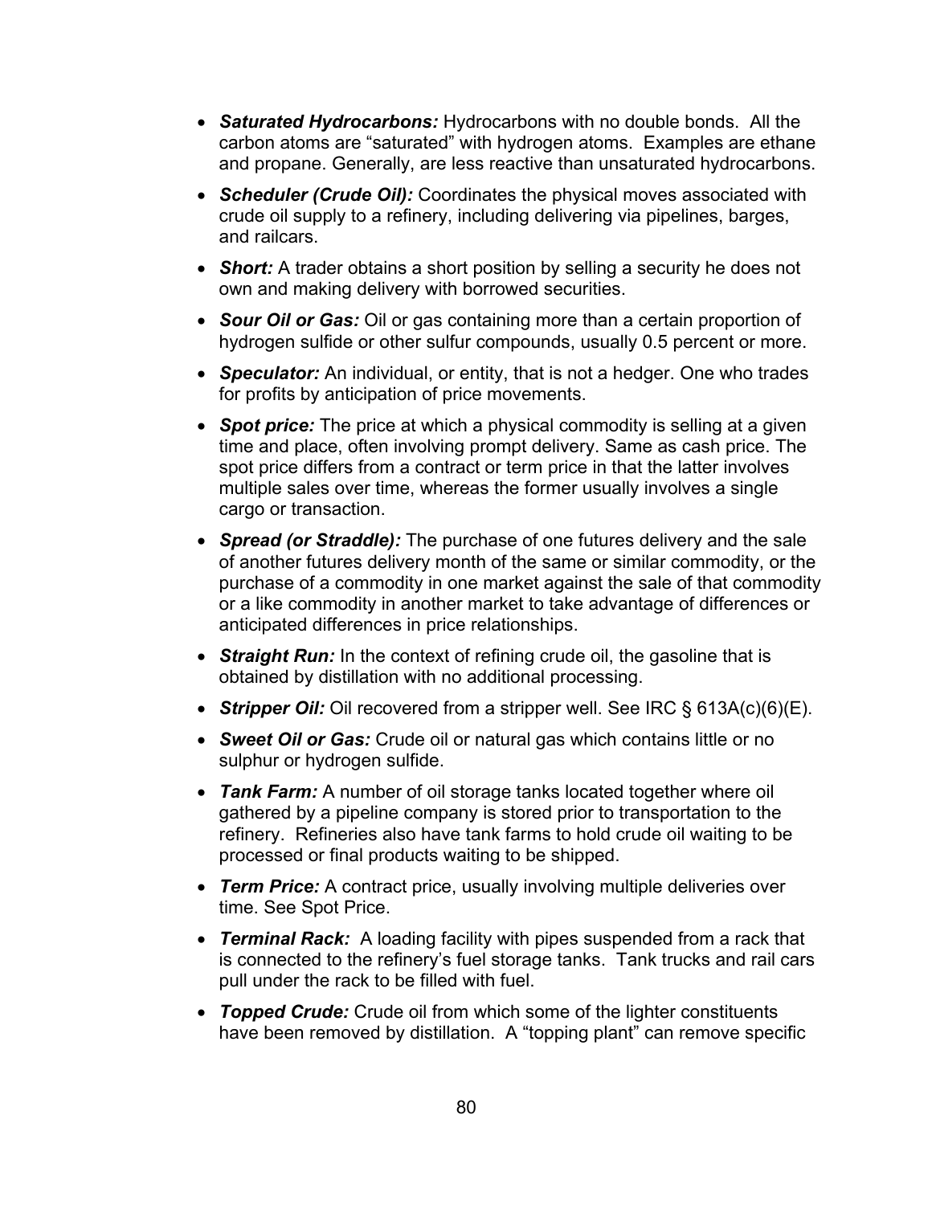- ***Saturated Hydrocarbons:*** Hydrocarbons with no double bonds. All the carbon atoms are "saturated" with hydrogen atoms. Examples are ethane and propane. Generally, are less reactive than unsaturated hydrocarbons.

- ***Scheduler (Crude Oil):*** Coordinates the physical moves associated with crude oil supply to a refinery, including delivering via pipelines, barges, and railcars.

- ***Short:*** A trader obtains a short position by selling a security he does not own and making delivery with borrowed securities.

- ***Sour Oil or Gas:*** Oil or gas containing more than a certain proportion of hydrogen sulfide or other sulfur compounds, usually 0.5 percent or more.

- ***Speculator:*** An individual, or entity, that is not a hedger. One who trades for profits by anticipation of price movements.

- ***Spot price:*** The price at which a physical commodity is selling at a given time and place, often involving prompt delivery. Same as cash price. The spot price differs from a contract or term price in that the latter involves multiple sales over time, whereas the former usually involves a single cargo or transaction.

- ***Spread (or Straddle):*** The purchase of one futures delivery and the sale of another futures delivery month of the same or similar commodity, or the purchase of a commodity in one market against the sale of that commodity or a like commodity in another market to take advantage of differences or anticipated differences in price relationships.

- ***Straight Run:*** In the context of refining crude oil, the gasoline that is obtained by distillation with no additional processing.

- ***Stripper Oil:*** Oil recovered from a stripper well. See IRC § 613A(c)(6)(E).

- ***Sweet Oil or Gas:*** Crude oil or natural gas which contains little or no sulphur or hydrogen sulfide.

- ***Tank Farm:*** A number of oil storage tanks located together where oil gathered by a pipeline company is stored prior to transportation to the refinery. Refineries also have tank farms to hold crude oil waiting to be processed or final products waiting to be shipped.

- ***Term Price:*** A contract price, usually involving multiple deliveries over time. See Spot Price.

- ***Terminal Rack:*** A loading facility with pipes suspended from a rack that is connected to the refinery's fuel storage tanks. Tank trucks and rail cars pull under the rack to be filled with fuel.

- ***Topped Crude:*** Crude oil from which some of the lighter constituents have been removed by distillation. A "topping plant" can remove specific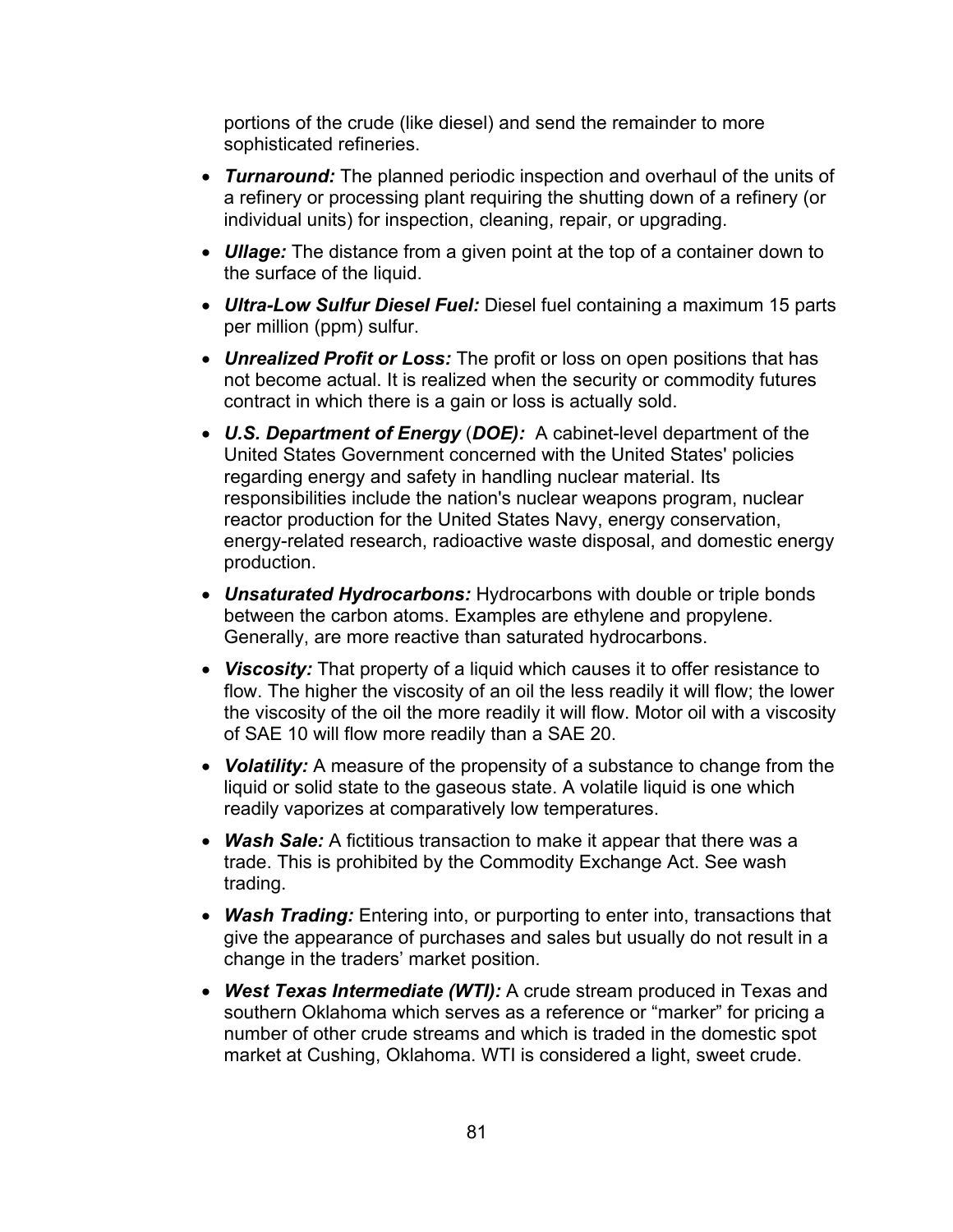portions of the crude (like diesel) and send the remainder to more sophisticated refineries.

- ***Turnaround:*** The planned periodic inspection and overhaul of the units of a refinery or processing plant requiring the shutting down of a refinery (or individual units) for inspection, cleaning, repair, or upgrading.
- ***Ullage:*** The distance from a given point at the top of a container down to the surface of the liquid.
- ***Ultra-Low Sulfur Diesel Fuel:*** Diesel fuel containing a maximum 15 parts per million (ppm) sulfur.
- ***Unrealized Profit or Loss:*** The profit or loss on open positions that has not become actual. It is realized when the security or commodity futures contract in which there is a gain or loss is actually sold.
- ***U.S. Department of Energy*** (***DOE):*** A cabinet-level department of the United States Government concerned with the United States' policies regarding energy and safety in handling nuclear material. Its responsibilities include the nation's nuclear weapons program, nuclear reactor production for the United States Navy, energy conservation, energy-related research, radioactive waste disposal, and domestic energy production.
- ***Unsaturated Hydrocarbons:*** Hydrocarbons with double or triple bonds between the carbon atoms. Examples are ethylene and propylene. Generally, are more reactive than saturated hydrocarbons.
- ***Viscosity:*** That property of a liquid which causes it to offer resistance to flow. The higher the viscosity of an oil the less readily it will flow; the lower the viscosity of the oil the more readily it will flow. Motor oil with a viscosity of SAE 10 will flow more readily than a SAE 20.
- ***Volatility:*** A measure of the propensity of a substance to change from the liquid or solid state to the gaseous state. A volatile liquid is one which readily vaporizes at comparatively low temperatures.
- ***Wash Sale:*** A fictitious transaction to make it appear that there was a trade. This is prohibited by the Commodity Exchange Act. See wash trading.
- ***Wash Trading:*** Entering into, or purporting to enter into, transactions that give the appearance of purchases and sales but usually do not result in a change in the traders' market position.
- ***West Texas Intermediate (WTI):*** A crude stream produced in Texas and southern Oklahoma which serves as a reference or "marker" for pricing a number of other crude streams and which is traded in the domestic spot market at Cushing, Oklahoma. WTI is considered a light, sweet crude.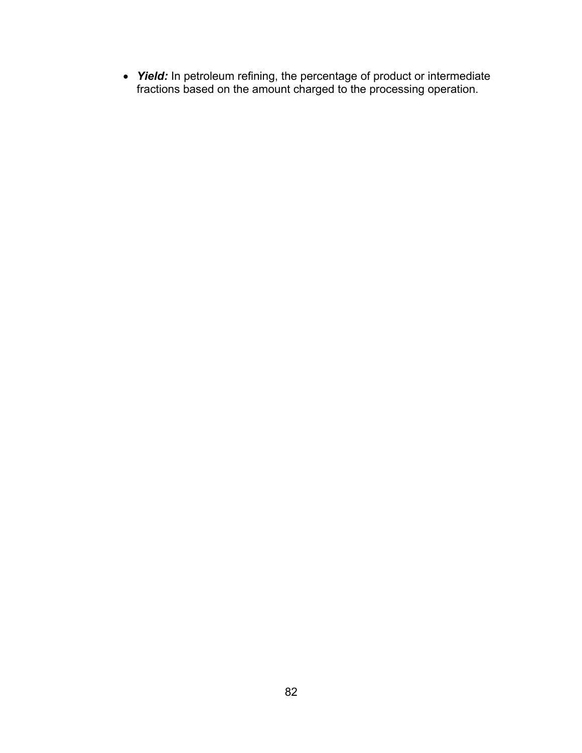- ***Yield:*** In petroleum refining, the percentage of product or intermediate fractions based on the amount charged to the processing operation.